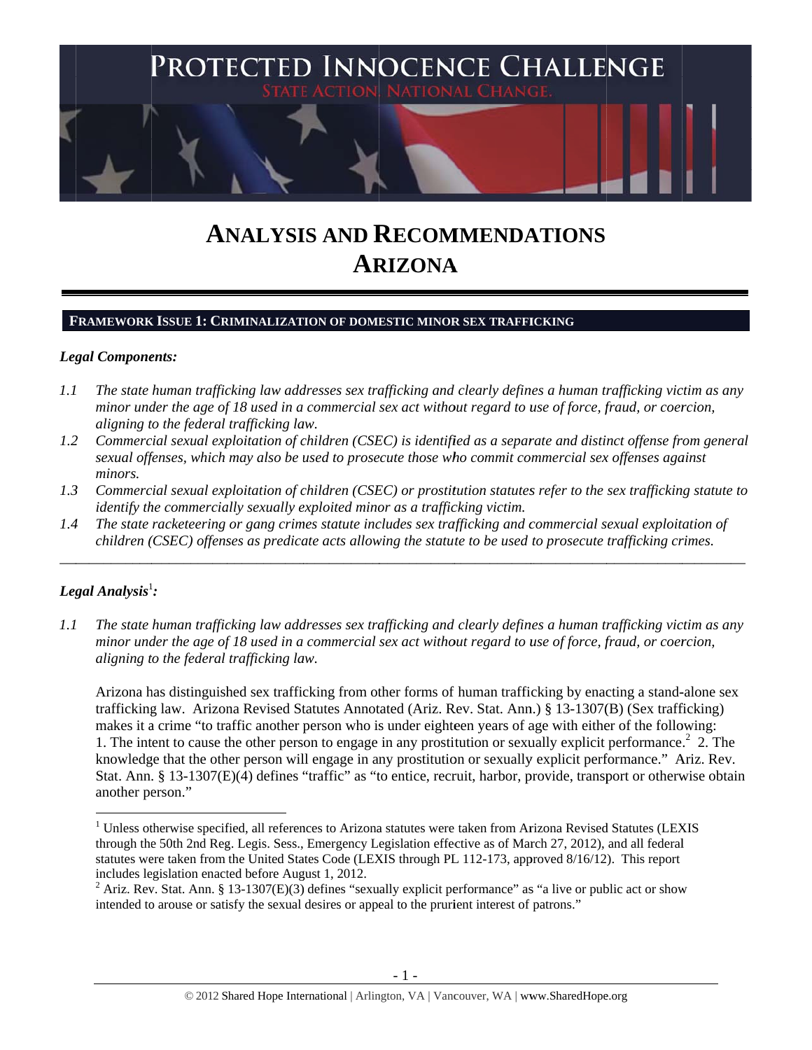# PROTECTED INNOCENCE CHALLENGE

STATE ACTION. NATIONAL CHANGE.

# ANALYSIS AND RECOMMENDATIONS
# ARIZONA

## FRAMEWORK ISSUE 1: CRIMINALIZATION OF DOMESTIC MINOR SEX TRAFFICKING

### *Legal Components:*

*1.1 The state human trafficking law addresses sex trafficking and clearly defines a human trafficking victim as any minor under the age of 18 used in a commercial sex act without regard to use of force, fraud, or coercion, aligning to the federal trafficking law.*

*1.2 Commercial sexual exploitation of children (CSEC) is identified as a separate and distinct offense from general sexual offenses, which may also be used to prosecute those who commit commercial sex offenses against minors.*

*1.3 Commercial sexual exploitation of children (CSEC) or prostitution statutes refer to the sex trafficking statute to identify the commercially sexually exploited minor as a trafficking victim.*

*1.4 The state racketeering or gang crimes statute includes sex trafficking and commercial sexual exploitation of children (CSEC) offenses as predicate acts allowing the statute to be used to prosecute trafficking crimes.*

---

### *Legal Analysis*[1]*:*

*1.1 The state human trafficking law addresses sex trafficking and clearly defines a human trafficking victim as any minor under the age of 18 used in a commercial sex act without regard to use of force, fraud, or coercion, aligning to the federal trafficking law.*

Arizona has distinguished sex trafficking from other forms of human trafficking by enacting a stand-alone sex trafficking law. Arizona Revised Statutes Annotated (Ariz. Rev. Stat. Ann.) § 13-1307(B) (Sex trafficking) makes it a crime "to traffic another person who is under eighteen years of age with either of the following: 1. The intent to cause the other person to engage in any prostitution or sexually explicit performance.[2] 2. The knowledge that the other person will engage in any prostitution or sexually explicit performance." Ariz. Rev. Stat. Ann. § 13-1307(E)(4) defines "traffic" as "to entice, recruit, harbor, provide, transport or otherwise obtain another person."

---

[1] Unless otherwise specified, all references to Arizona statutes were taken from Arizona Revised Statutes (LEXIS through the 50th 2nd Reg. Legis. Sess., Emergency Legislation effective as of March 27, 2012), and all federal statutes were taken from the United States Code (LEXIS through PL 112-173, approved 8/16/12). This report includes legislation enacted before August 1, 2012.

[2] Ariz. Rev. Stat. Ann. § 13-1307(E)(3) defines "sexually explicit performance" as "a live or public act or show intended to arouse or satisfy the sexual desires or appeal to the prurient interest of patrons."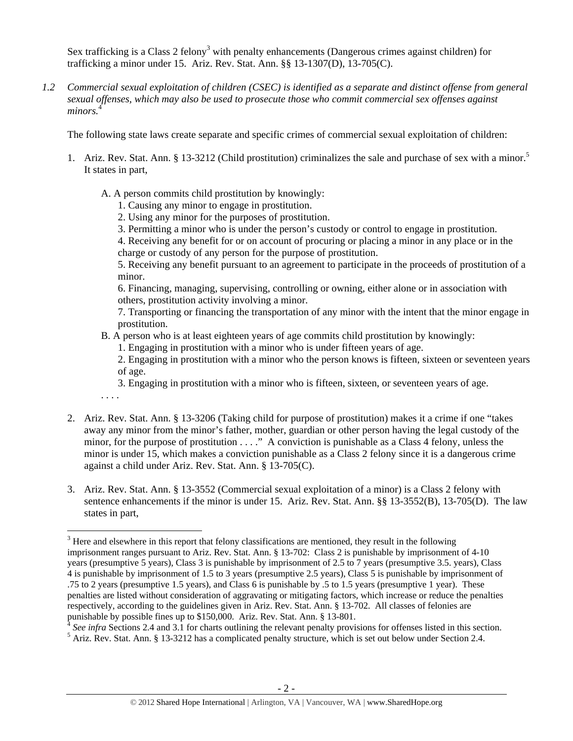Sex trafficking is a Class 2 felony[3] with penalty enhancements (Dangerous crimes against children) for trafficking a minor under 15. Ariz. Rev. Stat. Ann. §§ 13-1307(D), 13-705(C).

*1.2 Commercial sexual exploitation of children (CSEC) is identified as a separate and distinct offense from general sexual offenses, which may also be used to prosecute those who commit commercial sex offenses against minors.*[4]

The following state laws create separate and specific crimes of commercial sexual exploitation of children:

1. Ariz. Rev. Stat. Ann. § 13-3212 (Child prostitution) criminalizes the sale and purchase of sex with a minor.[5] It states in part,

   A. A person commits child prostitution by knowingly:
      1. Causing any minor to engage in prostitution.
      2. Using any minor for the purposes of prostitution.
      3. Permitting a minor who is under the person's custody or control to engage in prostitution.
      4. Receiving any benefit for or on account of procuring or placing a minor in any place or in the charge or custody of any person for the purpose of prostitution.
      5. Receiving any benefit pursuant to an agreement to participate in the proceeds of prostitution of a minor.
      6. Financing, managing, supervising, controlling or owning, either alone or in association with others, prostitution activity involving a minor.
      7. Transporting or financing the transportation of any minor with the intent that the minor engage in prostitution.

   B. A person who is at least eighteen years of age commits child prostitution by knowingly:
      1. Engaging in prostitution with a minor who is under fifteen years of age.
      2. Engaging in prostitution with a minor who the person knows is fifteen, sixteen or seventeen years of age.
      3. Engaging in prostitution with a minor who is fifteen, sixteen, or seventeen years of age.

   . . . .

2. Ariz. Rev. Stat. Ann. § 13-3206 (Taking child for purpose of prostitution) makes it a crime if one "takes away any minor from the minor's father, mother, guardian or other person having the legal custody of the minor, for the purpose of prostitution . . . ." A conviction is punishable as a Class 4 felony, unless the minor is under 15, which makes a conviction punishable as a Class 2 felony since it is a dangerous crime against a child under Ariz. Rev. Stat. Ann. § 13-705(C).

3. Ariz. Rev. Stat. Ann. § 13-3552 (Commercial sexual exploitation of a minor) is a Class 2 felony with sentence enhancements if the minor is under 15. Ariz. Rev. Stat. Ann. §§ 13-3552(B), 13-705(D). The law states in part,

---

[3] Here and elsewhere in this report that felony classifications are mentioned, they result in the following imprisonment ranges pursuant to Ariz. Rev. Stat. Ann. § 13-702: Class 2 is punishable by imprisonment of 4-10 years (presumptive 5 years), Class 3 is punishable by imprisonment of 2.5 to 7 years (presumptive 3.5. years), Class 4 is punishable by imprisonment of 1.5 to 3 years (presumptive 2.5 years), Class 5 is punishable by imprisonment of .75 to 2 years (presumptive 1.5 years), and Class 6 is punishable by .5 to 1.5 years (presumptive 1 year). These penalties are listed without consideration of aggravating or mitigating factors, which increase or reduce the penalties respectively, according to the guidelines given in Ariz. Rev. Stat. Ann. § 13-702. All classes of felonies are punishable by possible fines up to $150,000. Ariz. Rev. Stat. Ann. § 13-801.

[4] *See infra* Sections 2.4 and 3.1 for charts outlining the relevant penalty provisions for offenses listed in this section.

[5] Ariz. Rev. Stat. Ann. § 13-3212 has a complicated penalty structure, which is set out below under Section 2.4.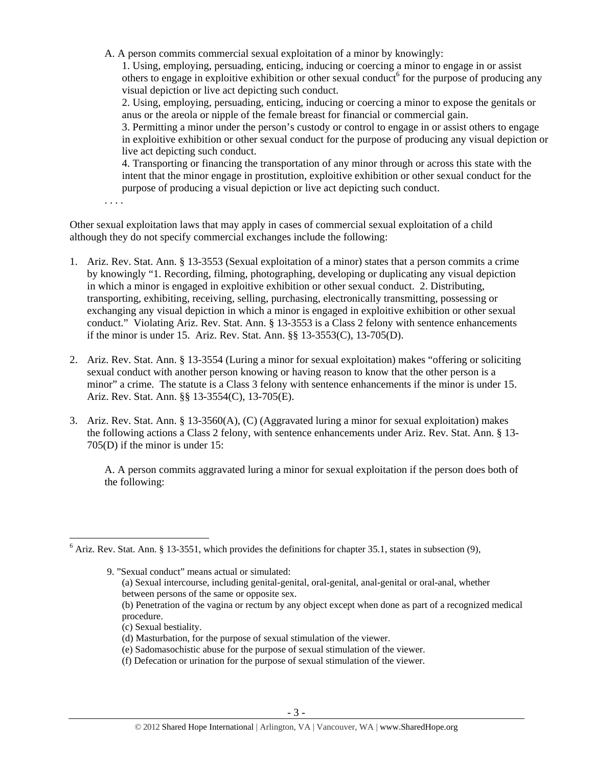A. A person commits commercial sexual exploitation of a minor by knowingly:

1. Using, employing, persuading, enticing, inducing or coercing a minor to engage in or assist others to engage in exploitive exhibition or other sexual conduct[6] for the purpose of producing any visual depiction or live act depicting such conduct.

2. Using, employing, persuading, enticing, inducing or coercing a minor to expose the genitals or anus or the areola or nipple of the female breast for financial or commercial gain.

3. Permitting a minor under the person's custody or control to engage in or assist others to engage in exploitive exhibition or other sexual conduct for the purpose of producing any visual depiction or live act depicting such conduct.

4. Transporting or financing the transportation of any minor through or across this state with the intent that the minor engage in prostitution, exploitive exhibition or other sexual conduct for the purpose of producing a visual depiction or live act depicting such conduct.

. . . .

Other sexual exploitation laws that may apply in cases of commercial sexual exploitation of a child although they do not specify commercial exchanges include the following:

1. Ariz. Rev. Stat. Ann. § 13-3553 (Sexual exploitation of a minor) states that a person commits a crime by knowingly "1. Recording, filming, photographing, developing or duplicating any visual depiction in which a minor is engaged in exploitive exhibition or other sexual conduct. 2. Distributing, transporting, exhibiting, receiving, selling, purchasing, electronically transmitting, possessing or exchanging any visual depiction in which a minor is engaged in exploitive exhibition or other sexual conduct." Violating Ariz. Rev. Stat. Ann. § 13-3553 is a Class 2 felony with sentence enhancements if the minor is under 15. Ariz. Rev. Stat. Ann. §§ 13-3553(C), 13-705(D).

2. Ariz. Rev. Stat. Ann. § 13-3554 (Luring a minor for sexual exploitation) makes "offering or soliciting sexual conduct with another person knowing or having reason to know that the other person is a minor" a crime. The statute is a Class 3 felony with sentence enhancements if the minor is under 15. Ariz. Rev. Stat. Ann. §§ 13-3554(C), 13-705(E).

3. Ariz. Rev. Stat. Ann. § 13-3560(A), (C) (Aggravated luring a minor for sexual exploitation) makes the following actions a Class 2 felony, with sentence enhancements under Ariz. Rev. Stat. Ann. § 13-705(D) if the minor is under 15:

   A. A person commits aggravated luring a minor for sexual exploitation if the person does both of the following:

---

[6] Ariz. Rev. Stat. Ann. § 13-3551, which provides the definitions for chapter 35.1, states in subsection (9),

> 9. "Sexual conduct" means actual or simulated:
> (a) Sexual intercourse, including genital-genital, oral-genital, anal-genital or oral-anal, whether between persons of the same or opposite sex.
> (b) Penetration of the vagina or rectum by any object except when done as part of a recognized medical procedure.
> (c) Sexual bestiality.
> (d) Masturbation, for the purpose of sexual stimulation of the viewer.
> (e) Sadomasochistic abuse for the purpose of sexual stimulation of the viewer.
> (f) Defecation or urination for the purpose of sexual stimulation of the viewer.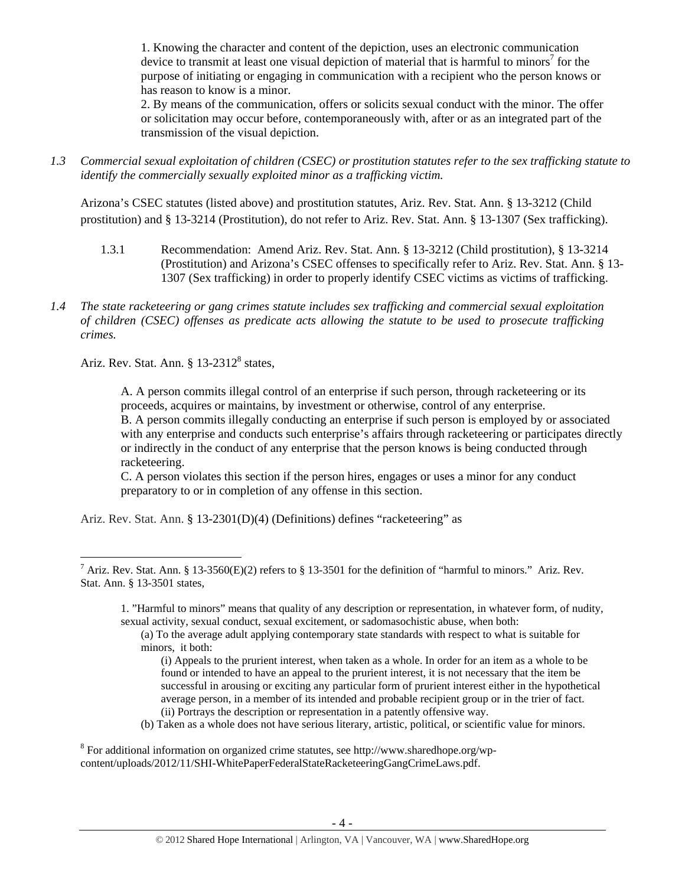1. Knowing the character and content of the depiction, uses an electronic communication device to transmit at least one visual depiction of material that is harmful to minors[7] for the purpose of initiating or engaging in communication with a recipient who the person knows or has reason to know is a minor.

2. By means of the communication, offers or solicits sexual conduct with the minor. The offer or solicitation may occur before, contemporaneously with, after or as an integrated part of the transmission of the visual depiction.

*1.3 Commercial sexual exploitation of children (CSEC) or prostitution statutes refer to the sex trafficking statute to identify the commercially sexually exploited minor as a trafficking victim.*

Arizona's CSEC statutes (listed above) and prostitution statutes, Ariz. Rev. Stat. Ann. § 13-3212 (Child prostitution) and § 13-3214 (Prostitution), do not refer to Ariz. Rev. Stat. Ann. § 13-1307 (Sex trafficking).

1.3.1 Recommendation: Amend Ariz. Rev. Stat. Ann. § 13-3212 (Child prostitution), § 13-3214 (Prostitution) and Arizona's CSEC offenses to specifically refer to Ariz. Rev. Stat. Ann. § 13-1307 (Sex trafficking) in order to properly identify CSEC victims as victims of trafficking.

*1.4 The state racketeering or gang crimes statute includes sex trafficking and commercial sexual exploitation of children (CSEC) offenses as predicate acts allowing the statute to be used to prosecute trafficking crimes.*

Ariz. Rev. Stat. Ann. § 13-2312[8] states,

> A. A person commits illegal control of an enterprise if such person, through racketeering or its proceeds, acquires or maintains, by investment or otherwise, control of any enterprise.
> B. A person commits illegally conducting an enterprise if such person is employed by or associated with any enterprise and conducts such enterprise's affairs through racketeering or participates directly or indirectly in the conduct of any enterprise that the person knows is being conducted through racketeering.
> C. A person violates this section if the person hires, engages or uses a minor for any conduct preparatory to or in completion of any offense in this section.

Ariz. Rev. Stat. Ann. § 13-2301(D)(4) (Definitions) defines "racketeering" as

---

[7] Ariz. Rev. Stat. Ann. § 13-3560(E)(2) refers to § 13-3501 for the definition of "harmful to minors." Ariz. Rev. Stat. Ann. § 13-3501 states,

> 1. "Harmful to minors" means that quality of any description or representation, in whatever form, of nudity, sexual activity, sexual conduct, sexual excitement, or sadomasochistic abuse, when both:
> (a) To the average adult applying contemporary state standards with respect to what is suitable for minors, it both:
> (i) Appeals to the prurient interest, when taken as a whole. In order for an item as a whole to be found or intended to have an appeal to the prurient interest, it is not necessary that the item be successful in arousing or exciting any particular form of prurient interest either in the hypothetical average person, in a member of its intended and probable recipient group or in the trier of fact.
> (ii) Portrays the description or representation in a patently offensive way.
> (b) Taken as a whole does not have serious literary, artistic, political, or scientific value for minors.

[8] For additional information on organized crime statutes, see http://www.sharedhope.org/wp-content/uploads/2012/11/SHI-WhitePaperFederalStateRacketeeringGangCrimeLaws.pdf.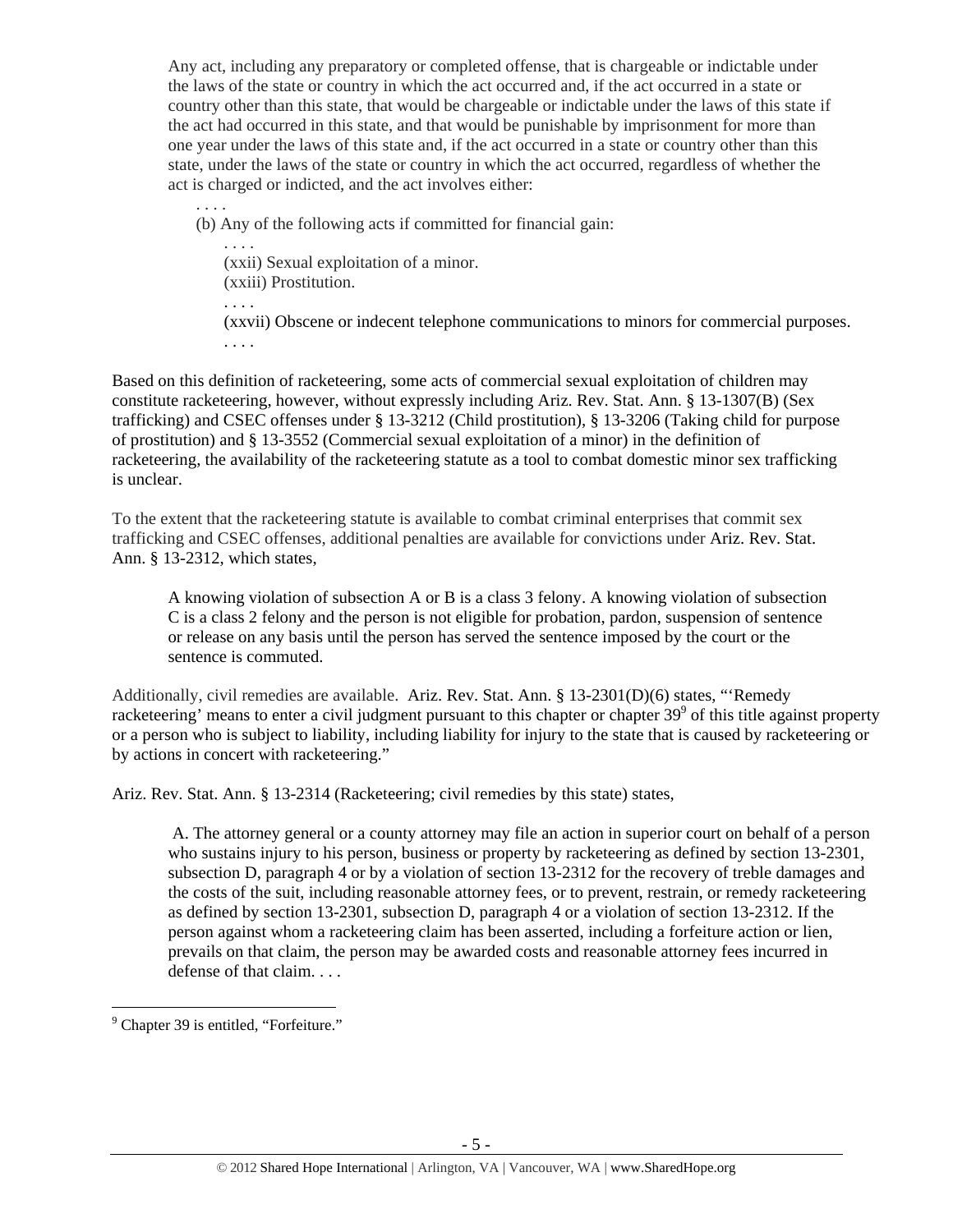> Any act, including any preparatory or completed offense, that is chargeable or indictable under the laws of the state or country in which the act occurred and, if the act occurred in a state or country other than this state, that would be chargeable or indictable under the laws of this state if the act had occurred in this state, and that would be punishable by imprisonment for more than one year under the laws of this state and, if the act occurred in a state or country other than this state, under the laws of the state or country in which the act occurred, regardless of whether the act is charged or indicted, and the act involves either:
>
> . . . .
>
> (b) Any of the following acts if committed for financial gain:
>
> . . . .
>
> (xxii) Sexual exploitation of a minor.
>
> (xxiii) Prostitution.
>
> . . . .
>
> (xxvii) Obscene or indecent telephone communications to minors for commercial purposes.
>
> . . . .

Based on this definition of racketeering, some acts of commercial sexual exploitation of children may constitute racketeering, however, without expressly including Ariz. Rev. Stat. Ann. § 13-1307(B) (Sex trafficking) and CSEC offenses under § 13-3212 (Child prostitution), § 13-3206 (Taking child for purpose of prostitution) and § 13-3552 (Commercial sexual exploitation of a minor) in the definition of racketeering, the availability of the racketeering statute as a tool to combat domestic minor sex trafficking is unclear.

To the extent that the racketeering statute is available to combat criminal enterprises that commit sex trafficking and CSEC offenses, additional penalties are available for convictions under Ariz. Rev. Stat. Ann. § 13-2312, which states,

> A knowing violation of subsection A or B is a class 3 felony. A knowing violation of subsection C is a class 2 felony and the person is not eligible for probation, pardon, suspension of sentence or release on any basis until the person has served the sentence imposed by the court or the sentence is commuted.

Additionally, civil remedies are available. Ariz. Rev. Stat. Ann. § 13-2301(D)(6) states, "'Remedy racketeering' means to enter a civil judgment pursuant to this chapter or chapter 39[9] of this title against property or a person who is subject to liability, including liability for injury to the state that is caused by racketeering or by actions in concert with racketeering."

Ariz. Rev. Stat. Ann. § 13-2314 (Racketeering; civil remedies by this state) states,

> A. The attorney general or a county attorney may file an action in superior court on behalf of a person who sustains injury to his person, business or property by racketeering as defined by section 13-2301, subsection D, paragraph 4 or by a violation of section 13-2312 for the recovery of treble damages and the costs of the suit, including reasonable attorney fees, or to prevent, restrain, or remedy racketeering as defined by section 13-2301, subsection D, paragraph 4 or a violation of section 13-2312. If the person against whom a racketeering claim has been asserted, including a forfeiture action or lien, prevails on that claim, the person may be awarded costs and reasonable attorney fees incurred in defense of that claim. . . .

---

[9] Chapter 39 is entitled, "Forfeiture."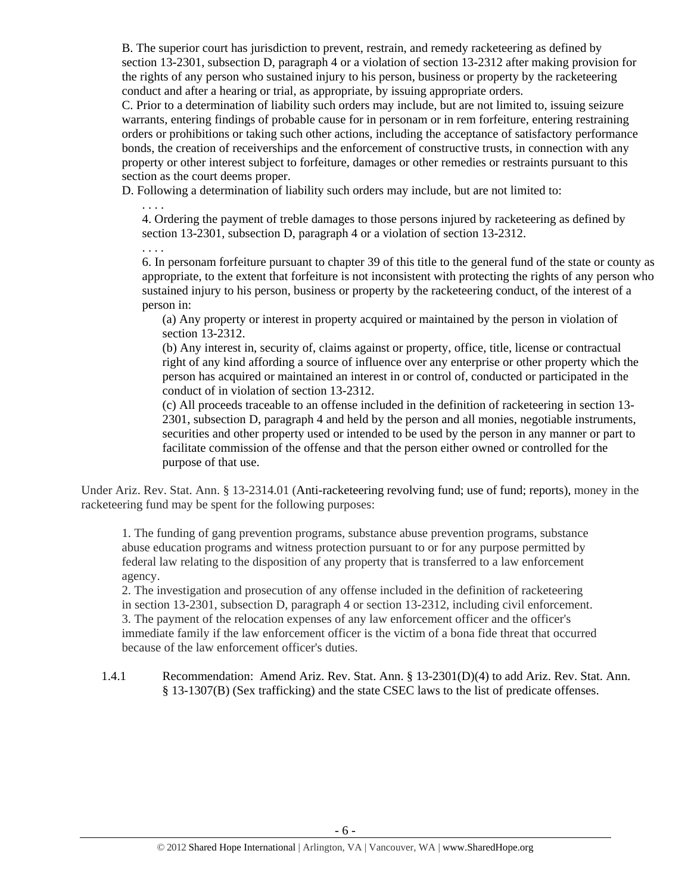B. The superior court has jurisdiction to prevent, restrain, and remedy racketeering as defined by section 13-2301, subsection D, paragraph 4 or a violation of section 13-2312 after making provision for the rights of any person who sustained injury to his person, business or property by the racketeering conduct and after a hearing or trial, as appropriate, by issuing appropriate orders.

C. Prior to a determination of liability such orders may include, but are not limited to, issuing seizure warrants, entering findings of probable cause for in personam or in rem forfeiture, entering restraining orders or prohibitions or taking such other actions, including the acceptance of satisfactory performance bonds, the creation of receiverships and the enforcement of constructive trusts, in connection with any property or other interest subject to forfeiture, damages or other remedies or restraints pursuant to this section as the court deems proper.

D. Following a determination of liability such orders may include, but are not limited to:

> . . . .
>
> 4. Ordering the payment of treble damages to those persons injured by racketeering as defined by section 13-2301, subsection D, paragraph 4 or a violation of section 13-2312.
>
> . . . .
>
> 6. In personam forfeiture pursuant to chapter 39 of this title to the general fund of the state or county as appropriate, to the extent that forfeiture is not inconsistent with protecting the rights of any person who sustained injury to his person, business or property by the racketeering conduct, of the interest of a person in:
>
> > (a) Any property or interest in property acquired or maintained by the person in violation of section 13-2312.
> >
> > (b) Any interest in, security of, claims against or property, office, title, license or contractual right of any kind affording a source of influence over any enterprise or other property which the person has acquired or maintained an interest in or control of, conducted or participated in the conduct of in violation of section 13-2312.
> >
> > (c) All proceeds traceable to an offense included in the definition of racketeering in section 13-2301, subsection D, paragraph 4 and held by the person and all monies, negotiable instruments, securities and other property used or intended to be used by the person in any manner or part to facilitate commission of the offense and that the person either owned or controlled for the purpose of that use.

Under Ariz. Rev. Stat. Ann. § 13-2314.01 (Anti-racketeering revolving fund; use of fund; reports), money in the racketeering fund may be spent for the following purposes:

> 1. The funding of gang prevention programs, substance abuse prevention programs, substance abuse education programs and witness protection pursuant to or for any purpose permitted by federal law relating to the disposition of any property that is transferred to a law enforcement agency.
>
> 2. The investigation and prosecution of any offense included in the definition of racketeering in section 13-2301, subsection D, paragraph 4 or section 13-2312, including civil enforcement.
>
> 3. The payment of the relocation expenses of any law enforcement officer and the officer's immediate family if the law enforcement officer is the victim of a bona fide threat that occurred because of the law enforcement officer's duties.

1.4.1 Recommendation: Amend Ariz. Rev. Stat. Ann. § 13-2301(D)(4) to add Ariz. Rev. Stat. Ann. § 13-1307(B) (Sex trafficking) and the state CSEC laws to the list of predicate offenses.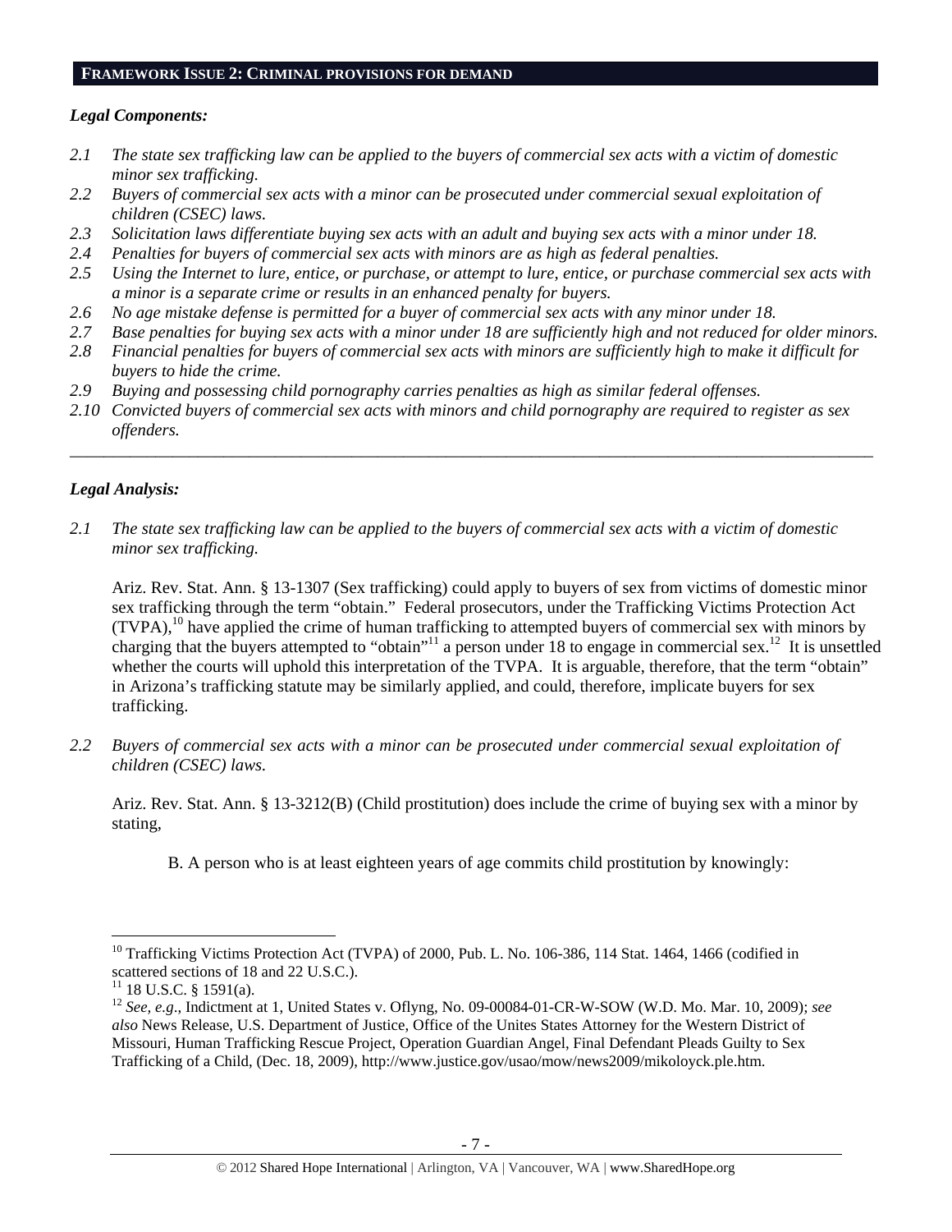## FRAMEWORK ISSUE 2: CRIMINAL PROVISIONS FOR DEMAND

### *Legal Components:*

*2.1 The state sex trafficking law can be applied to the buyers of commercial sex acts with a victim of domestic minor sex trafficking.*

*2.2 Buyers of commercial sex acts with a minor can be prosecuted under commercial sexual exploitation of children (CSEC) laws.*

*2.3 Solicitation laws differentiate buying sex acts with an adult and buying sex acts with a minor under 18.*

*2.4 Penalties for buyers of commercial sex acts with minors are as high as federal penalties.*

*2.5 Using the Internet to lure, entice, or purchase, or attempt to lure, entice, or purchase commercial sex acts with a minor is a separate crime or results in an enhanced penalty for buyers.*

*2.6 No age mistake defense is permitted for a buyer of commercial sex acts with any minor under 18.*

*2.7 Base penalties for buying sex acts with a minor under 18 are sufficiently high and not reduced for older minors.*

*2.8 Financial penalties for buyers of commercial sex acts with minors are sufficiently high to make it difficult for buyers to hide the crime.*

*2.9 Buying and possessing child pornography carries penalties as high as similar federal offenses.*

*2.10 Convicted buyers of commercial sex acts with minors and child pornography are required to register as sex offenders.*

---

### *Legal Analysis:*

*2.1 The state sex trafficking law can be applied to the buyers of commercial sex acts with a victim of domestic minor sex trafficking.*

Ariz. Rev. Stat. Ann. § 13-1307 (Sex trafficking) could apply to buyers of sex from victims of domestic minor sex trafficking through the term "obtain." Federal prosecutors, under the Trafficking Victims Protection Act (TVPA),[10] have applied the crime of human trafficking to attempted buyers of commercial sex with minors by charging that the buyers attempted to "obtain"[11] a person under 18 to engage in commercial sex.[12] It is unsettled whether the courts will uphold this interpretation of the TVPA. It is arguable, therefore, that the term "obtain" in Arizona's trafficking statute may be similarly applied, and could, therefore, implicate buyers for sex trafficking.

*2.2 Buyers of commercial sex acts with a minor can be prosecuted under commercial sexual exploitation of children (CSEC) laws.*

Ariz. Rev. Stat. Ann. § 13-3212(B) (Child prostitution) does include the crime of buying sex with a minor by stating,

> B. A person who is at least eighteen years of age commits child prostitution by knowingly:

---

[10] Trafficking Victims Protection Act (TVPA) of 2000, Pub. L. No. 106-386, 114 Stat. 1464, 1466 (codified in scattered sections of 18 and 22 U.S.C.).

[11] 18 U.S.C. § 1591(a).

[12] *See, e.g*., Indictment at 1, United States v. Oflyng, No. 09-00084-01-CR-W-SOW (W.D. Mo. Mar. 10, 2009); *see also* News Release, U.S. Department of Justice, Office of the Unites States Attorney for the Western District of Missouri, Human Trafficking Rescue Project, Operation Guardian Angel, Final Defendant Pleads Guilty to Sex Trafficking of a Child, (Dec. 18, 2009), http://www.justice.gov/usao/mow/news2009/mikoloyck.ple.htm.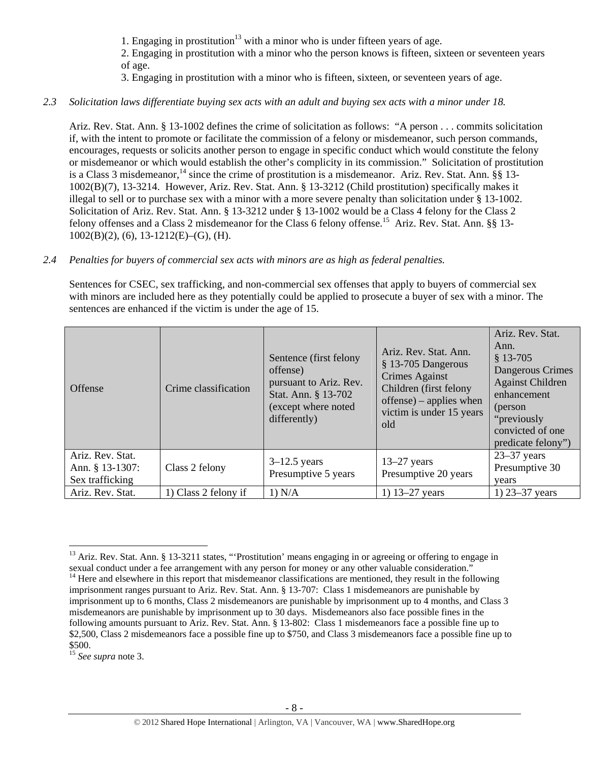1. Engaging in prostitution[13] with a minor who is under fifteen years of age.
2. Engaging in prostitution with a minor who the person knows is fifteen, sixteen or seventeen years of age.
3. Engaging in prostitution with a minor who is fifteen, sixteen, or seventeen years of age.

*2.3 Solicitation laws differentiate buying sex acts with an adult and buying sex acts with a minor under 18.*

Ariz. Rev. Stat. Ann. § 13-1002 defines the crime of solicitation as follows: "A person . . . commits solicitation if, with the intent to promote or facilitate the commission of a felony or misdemeanor, such person commands, encourages, requests or solicits another person to engage in specific conduct which would constitute the felony or misdemeanor or which would establish the other's complicity in its commission." Solicitation of prostitution is a Class 3 misdemeanor,[14] since the crime of prostitution is a misdemeanor. Ariz. Rev. Stat. Ann. §§ 13-1002(B)(7), 13-3214. However, Ariz. Rev. Stat. Ann. § 13-3212 (Child prostitution) specifically makes it illegal to sell or to purchase sex with a minor with a more severe penalty than solicitation under § 13-1002. Solicitation of Ariz. Rev. Stat. Ann. § 13-3212 under § 13-1002 would be a Class 4 felony for the Class 2 felony offenses and a Class 2 misdemeanor for the Class 6 felony offense.[15] Ariz. Rev. Stat. Ann. §§ 13-1002(B)(2), (6), 13-1212(E)–(G), (H).

*2.4 Penalties for buyers of commercial sex acts with minors are as high as federal penalties.*

Sentences for CSEC, sex trafficking, and non-commercial sex offenses that apply to buyers of commercial sex with minors are included here as they potentially could be applied to prosecute a buyer of sex with a minor. The sentences are enhanced if the victim is under the age of 15.

| Offense | Crime classification | Sentence (first felony offense) pursuant to Ariz. Rev. Stat. Ann. § 13-702 (except where noted differently) | Ariz. Rev. Stat. Ann. § 13-705 Dangerous Crimes Against Children (first felony offense) – applies when victim is under 15 years old | Ariz. Rev. Stat. Ann. § 13-705 Dangerous Crimes Against Children enhancement (person "previously convicted of one predicate felony") |
|---|---|---|---|---|
| Ariz. Rev. Stat. Ann. § 13-1307: Sex trafficking | Class 2 felony | 3–12.5 years Presumptive 5 years | 13–27 years Presumptive 20 years | 23–37 years Presumptive 30 years |
| Ariz. Rev. Stat. | 1) Class 2 felony if | 1) N/A | 1) 13–27 years | 1) 23–37 years |

[13] Ariz. Rev. Stat. Ann. § 13-3211 states, "'Prostitution' means engaging in or agreeing or offering to engage in sexual conduct under a fee arrangement with any person for money or any other valuable consideration."

[14] Here and elsewhere in this report that misdemeanor classifications are mentioned, they result in the following imprisonment ranges pursuant to Ariz. Rev. Stat. Ann. § 13-707: Class 1 misdemeanors are punishable by imprisonment up to 6 months, Class 2 misdemeanors are punishable by imprisonment up to 4 months, and Class 3 misdemeanors are punishable by imprisonment up to 30 days. Misdemeanors also face possible fines in the following amounts pursuant to Ariz. Rev. Stat. Ann. § 13-802: Class 1 misdemeanors face a possible fine up to $2,500, Class 2 misdemeanors face a possible fine up to $750, and Class 3 misdemeanors face a possible fine up to $500.

[15] *See supra* note 3.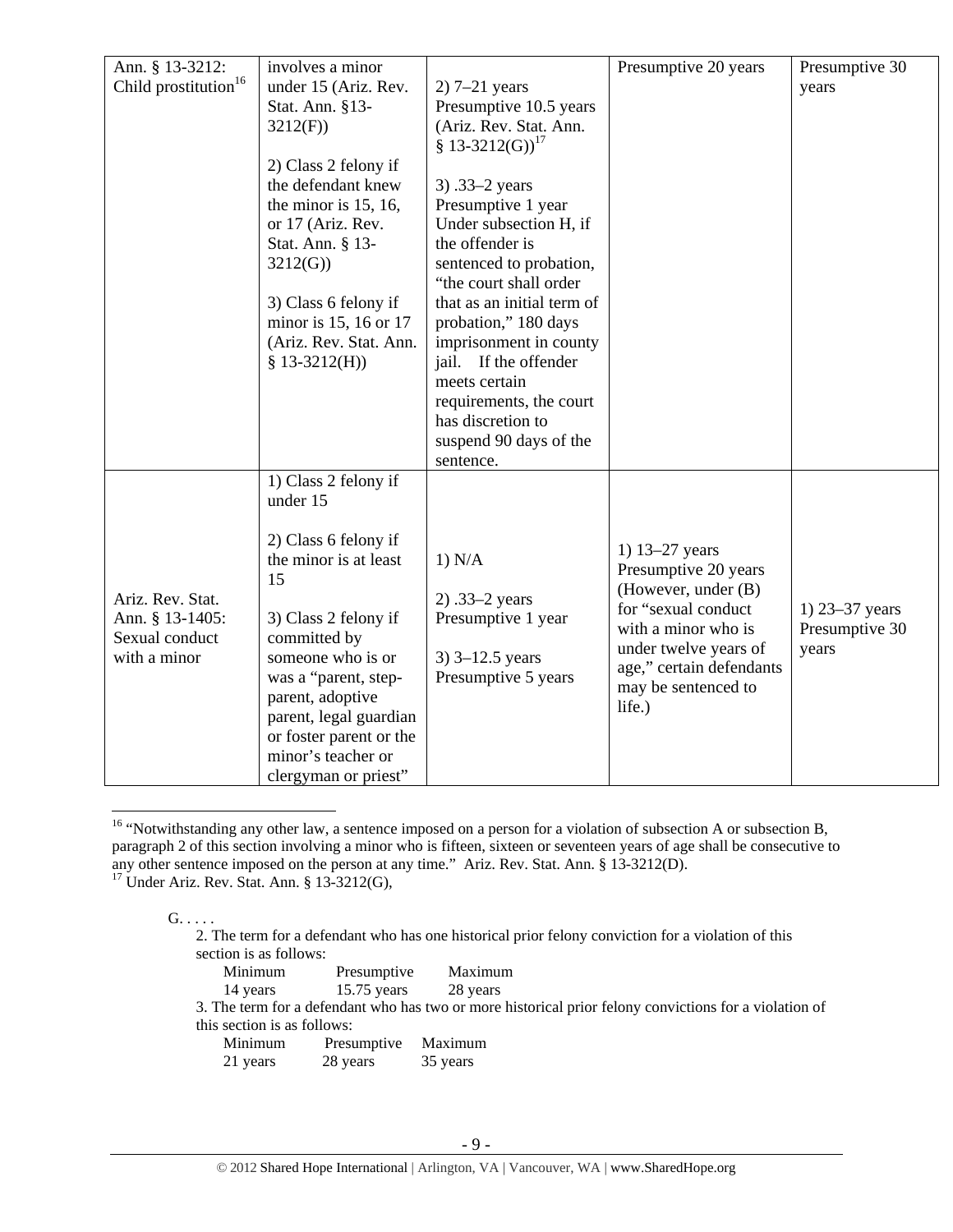| Ann. § 13-3212: Child prostitution[16] | involves a minor under 15 (Ariz. Rev. Stat. Ann. §13-3212(F))<br><br>2) Class 2 felony if the defendant knew the minor is 15, 16, or 17 (Ariz. Rev. Stat. Ann. § 13-3212(G))<br><br>3) Class 6 felony if minor is 15, 16 or 17 (Ariz. Rev. Stat. Ann. § 13-3212(H)) | 2) 7–21 years Presumptive 10.5 years (Ariz. Rev. Stat. Ann. § 13-3212(G))[17]<br><br>3) .33–2 years Presumptive 1 year Under subsection H, if the offender is sentenced to probation, "the court shall order that as an initial term of probation," 180 days imprisonment in county jail. If the offender meets certain requirements, the court has discretion to suspend 90 days of the sentence. | Presumptive 20 years | Presumptive 30 years |
|---|---|---|---|---|
| Ariz. Rev. Stat. Ann. § 13-1405: Sexual conduct with a minor | 1) Class 2 felony if under 15<br><br>2) Class 6 felony if the minor is at least 15<br><br>3) Class 2 felony if committed by someone who is or was a "parent, step-parent, adoptive parent, legal guardian or foster parent or the minor's teacher or clergyman or priest" | 1) N/A<br><br>2) .33–2 years Presumptive 1 year<br><br>3) 3–12.5 years Presumptive 5 years | 1) 13–27 years Presumptive 20 years (However, under (B) for "sexual conduct with a minor who is under twelve years of age," certain defendants may be sentenced to life.) | 1) 23–37 years Presumptive 30 years |

[16] "Notwithstanding any other law, a sentence imposed on a person for a violation of subsection A or subsection B, paragraph 2 of this section involving a minor who is fifteen, sixteen or seventeen years of age shall be consecutive to any other sentence imposed on the person at any time." Ariz. Rev. Stat. Ann. § 13-3212(D).

[17] Under Ariz. Rev. Stat. Ann. § 13-3212(G),

> G. . . . .
>
> 2. The term for a defendant who has one historical prior felony conviction for a violation of this section is as follows:
>
> | Minimum | Presumptive | Maximum |
> |---|---|---|
> | 14 years | 15.75 years | 28 years |
>
> 3. The term for a defendant who has two or more historical prior felony convictions for a violation of this section is as follows:
>
> | Minimum | Presumptive | Maximum |
> |---|---|---|
> | 21 years | 28 years | 35 years |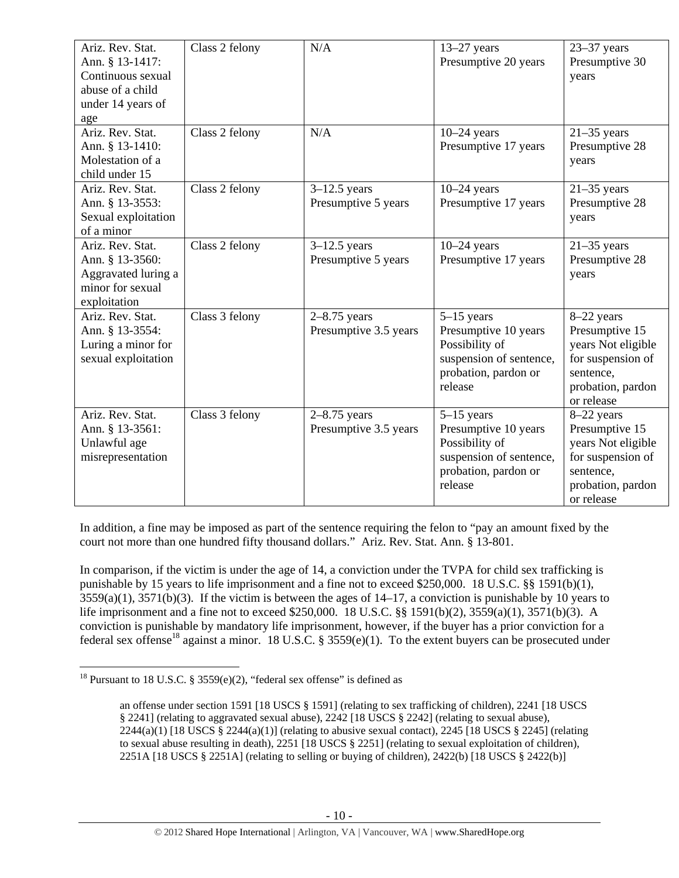| Ariz. Rev. Stat. Ann. § 13-1417: Continuous sexual abuse of a child under 14 years of age | Class 2 felony | N/A | 13–27 years Presumptive 20 years | 23–37 years Presumptive 30 years |
|---|---|---|---|---|
| Ariz. Rev. Stat. Ann. § 13-1410: Molestation of a child under 15 | Class 2 felony | N/A | 10–24 years Presumptive 17 years | 21–35 years Presumptive 28 years |
| Ariz. Rev. Stat. Ann. § 13-3553: Sexual exploitation of a minor | Class 2 felony | 3–12.5 years Presumptive 5 years | 10–24 years Presumptive 17 years | 21–35 years Presumptive 28 years |
| Ariz. Rev. Stat. Ann. § 13-3560: Aggravated luring a minor for sexual exploitation | Class 2 felony | 3–12.5 years Presumptive 5 years | 10–24 years Presumptive 17 years | 21–35 years Presumptive 28 years |
| Ariz. Rev. Stat. Ann. § 13-3554: Luring a minor for sexual exploitation | Class 3 felony | 2–8.75 years Presumptive 3.5 years | 5–15 years Presumptive 10 years Possibility of suspension of sentence, probation, pardon or release | 8–22 years Presumptive 15 years Not eligible for suspension of sentence, probation, pardon or release |
| Ariz. Rev. Stat. Ann. § 13-3561: Unlawful age misrepresentation | Class 3 felony | 2–8.75 years Presumptive 3.5 years | 5–15 years Presumptive 10 years Possibility of suspension of sentence, probation, pardon or release | 8–22 years Presumptive 15 years Not eligible for suspension of sentence, probation, pardon or release |

In addition, a fine may be imposed as part of the sentence requiring the felon to "pay an amount fixed by the court not more than one hundred fifty thousand dollars." Ariz. Rev. Stat. Ann. § 13-801.

In comparison, if the victim is under the age of 14, a conviction under the TVPA for child sex trafficking is punishable by 15 years to life imprisonment and a fine not to exceed $250,000. 18 U.S.C. §§ 1591(b)(1), 3559(a)(1), 3571(b)(3). If the victim is between the ages of 14–17, a conviction is punishable by 10 years to life imprisonment and a fine not to exceed $250,000. 18 U.S.C. §§ 1591(b)(2), 3559(a)(1), 3571(b)(3). A conviction is punishable by mandatory life imprisonment, however, if the buyer has a prior conviction for a federal sex offense[18] against a minor. 18 U.S.C. § 3559(e)(1). To the extent buyers can be prosecuted under

[18] Pursuant to 18 U.S.C. § 3559(e)(2), "federal sex offense" is defined as

> an offense under section 1591 [18 USCS § 1591] (relating to sex trafficking of children), 2241 [18 USCS § 2241] (relating to aggravated sexual abuse), 2242 [18 USCS § 2242] (relating to sexual abuse), 2244(a)(1) [18 USCS § 2244(a)(1)] (relating to abusive sexual contact), 2245 [18 USCS § 2245] (relating to sexual abuse resulting in death), 2251 [18 USCS § 2251] (relating to sexual exploitation of children), 2251A [18 USCS § 2251A] (relating to selling or buying of children), 2422(b) [18 USCS § 2422(b)]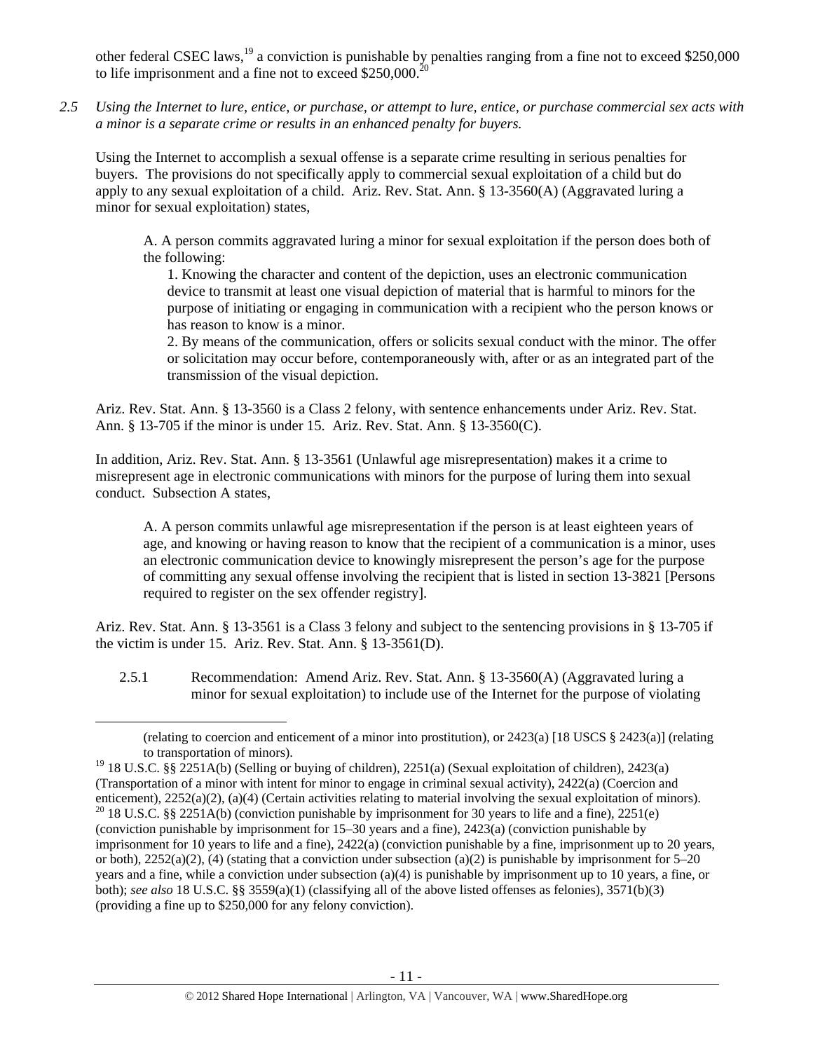other federal CSEC laws,[19] a conviction is punishable by penalties ranging from a fine not to exceed $250,000 to life imprisonment and a fine not to exceed $250,000.[20]

*2.5 Using the Internet to lure, entice, or purchase, or attempt to lure, entice, or purchase commercial sex acts with a minor is a separate crime or results in an enhanced penalty for buyers.*

Using the Internet to accomplish a sexual offense is a separate crime resulting in serious penalties for buyers. The provisions do not specifically apply to commercial sexual exploitation of a child but do apply to any sexual exploitation of a child. Ariz. Rev. Stat. Ann. § 13-3560(A) (Aggravated luring a minor for sexual exploitation) states,

> A. A person commits aggravated luring a minor for sexual exploitation if the person does both of the following:
>
> 1. Knowing the character and content of the depiction, uses an electronic communication device to transmit at least one visual depiction of material that is harmful to minors for the purpose of initiating or engaging in communication with a recipient who the person knows or has reason to know is a minor.
> 2. By means of the communication, offers or solicits sexual conduct with the minor. The offer or solicitation may occur before, contemporaneously with, after or as an integrated part of the transmission of the visual depiction.

Ariz. Rev. Stat. Ann. § 13-3560 is a Class 2 felony, with sentence enhancements under Ariz. Rev. Stat. Ann. § 13-705 if the minor is under 15. Ariz. Rev. Stat. Ann. § 13-3560(C).

In addition, Ariz. Rev. Stat. Ann. § 13-3561 (Unlawful age misrepresentation) makes it a crime to misrepresent age in electronic communications with minors for the purpose of luring them into sexual conduct. Subsection A states,

> A. A person commits unlawful age misrepresentation if the person is at least eighteen years of age, and knowing or having reason to know that the recipient of a communication is a minor, uses an electronic communication device to knowingly misrepresent the person's age for the purpose of committing any sexual offense involving the recipient that is listed in section 13-3821 [Persons required to register on the sex offender registry].

Ariz. Rev. Stat. Ann. § 13-3561 is a Class 3 felony and subject to the sentencing provisions in § 13-705 if the victim is under 15. Ariz. Rev. Stat. Ann. § 13-3561(D).

2.5.1 Recommendation: Amend Ariz. Rev. Stat. Ann. § 13-3560(A) (Aggravated luring a minor for sexual exploitation) to include use of the Internet for the purpose of violating

---

(relating to coercion and enticement of a minor into prostitution), or 2423(a) [18 USCS § 2423(a)] (relating to transportation of minors).

[19] 18 U.S.C. §§ 2251A(b) (Selling or buying of children), 2251(a) (Sexual exploitation of children), 2423(a) (Transportation of a minor with intent for minor to engage in criminal sexual activity), 2422(a) (Coercion and enticement), 2252(a)(2), (a)(4) (Certain activities relating to material involving the sexual exploitation of minors).

[20] 18 U.S.C. §§ 2251A(b) (conviction punishable by imprisonment for 30 years to life and a fine), 2251(e) (conviction punishable by imprisonment for 15–30 years and a fine), 2423(a) (conviction punishable by imprisonment for 10 years to life and a fine), 2422(a) (conviction punishable by a fine, imprisonment up to 20 years, or both), 2252(a)(2), (4) (stating that a conviction under subsection (a)(2) is punishable by imprisonment for 5–20 years and a fine, while a conviction under subsection (a)(4) is punishable by imprisonment up to 10 years, a fine, or both); *see also* 18 U.S.C. §§ 3559(a)(1) (classifying all of the above listed offenses as felonies), 3571(b)(3) (providing a fine up to $250,000 for any felony conviction).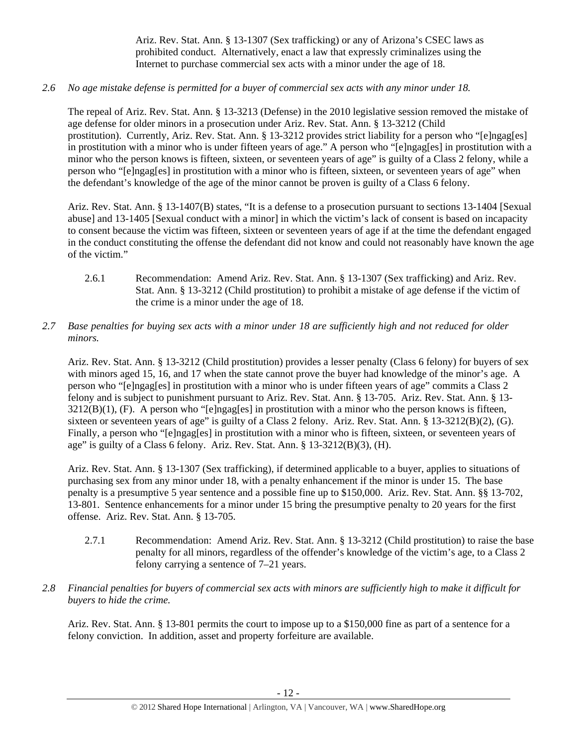Ariz. Rev. Stat. Ann. § 13-1307 (Sex trafficking) or any of Arizona's CSEC laws as prohibited conduct. Alternatively, enact a law that expressly criminalizes using the Internet to purchase commercial sex acts with a minor under the age of 18.

*2.6 No age mistake defense is permitted for a buyer of commercial sex acts with any minor under 18.*

The repeal of Ariz. Rev. Stat. Ann. § 13-3213 (Defense) in the 2010 legislative session removed the mistake of age defense for older minors in a prosecution under Ariz. Rev. Stat. Ann. § 13-3212 (Child prostitution). Currently, Ariz. Rev. Stat. Ann. § 13-3212 provides strict liability for a person who "[e]ngag[es] in prostitution with a minor who is under fifteen years of age." A person who "[e]ngag[es] in prostitution with a minor who the person knows is fifteen, sixteen, or seventeen years of age" is guilty of a Class 2 felony, while a person who "[e]ngag[es] in prostitution with a minor who is fifteen, sixteen, or seventeen years of age" when the defendant's knowledge of the age of the minor cannot be proven is guilty of a Class 6 felony.

Ariz. Rev. Stat. Ann. § 13-1407(B) states, "It is a defense to a prosecution pursuant to sections 13-1404 [Sexual abuse] and 13-1405 [Sexual conduct with a minor] in which the victim's lack of consent is based on incapacity to consent because the victim was fifteen, sixteen or seventeen years of age if at the time the defendant engaged in the conduct constituting the offense the defendant did not know and could not reasonably have known the age of the victim."

2.6.1 Recommendation: Amend Ariz. Rev. Stat. Ann. § 13-1307 (Sex trafficking) and Ariz. Rev. Stat. Ann. § 13-3212 (Child prostitution) to prohibit a mistake of age defense if the victim of the crime is a minor under the age of 18.

*2.7 Base penalties for buying sex acts with a minor under 18 are sufficiently high and not reduced for older minors.*

Ariz. Rev. Stat. Ann. § 13-3212 (Child prostitution) provides a lesser penalty (Class 6 felony) for buyers of sex with minors aged 15, 16, and 17 when the state cannot prove the buyer had knowledge of the minor's age. A person who "[e]ngag[es] in prostitution with a minor who is under fifteen years of age" commits a Class 2 felony and is subject to punishment pursuant to Ariz. Rev. Stat. Ann. § 13-705. Ariz. Rev. Stat. Ann. § 13-3212(B)(1), (F). A person who "[e]ngag[es] in prostitution with a minor who the person knows is fifteen, sixteen or seventeen years of age" is guilty of a Class 2 felony. Ariz. Rev. Stat. Ann. § 13-3212(B)(2), (G). Finally, a person who "[e]ngag[es] in prostitution with a minor who is fifteen, sixteen, or seventeen years of age" is guilty of a Class 6 felony. Ariz. Rev. Stat. Ann. § 13-3212(B)(3), (H).

Ariz. Rev. Stat. Ann. § 13-1307 (Sex trafficking), if determined applicable to a buyer, applies to situations of purchasing sex from any minor under 18, with a penalty enhancement if the minor is under 15. The base penalty is a presumptive 5 year sentence and a possible fine up to $150,000. Ariz. Rev. Stat. Ann. §§ 13-702, 13-801. Sentence enhancements for a minor under 15 bring the presumptive penalty to 20 years for the first offense. Ariz. Rev. Stat. Ann. § 13-705.

2.7.1 Recommendation: Amend Ariz. Rev. Stat. Ann. § 13-3212 (Child prostitution) to raise the base penalty for all minors, regardless of the offender's knowledge of the victim's age, to a Class 2 felony carrying a sentence of 7–21 years.

*2.8 Financial penalties for buyers of commercial sex acts with minors are sufficiently high to make it difficult for buyers to hide the crime.*

Ariz. Rev. Stat. Ann. § 13-801 permits the court to impose up to a $150,000 fine as part of a sentence for a felony conviction. In addition, asset and property forfeiture are available.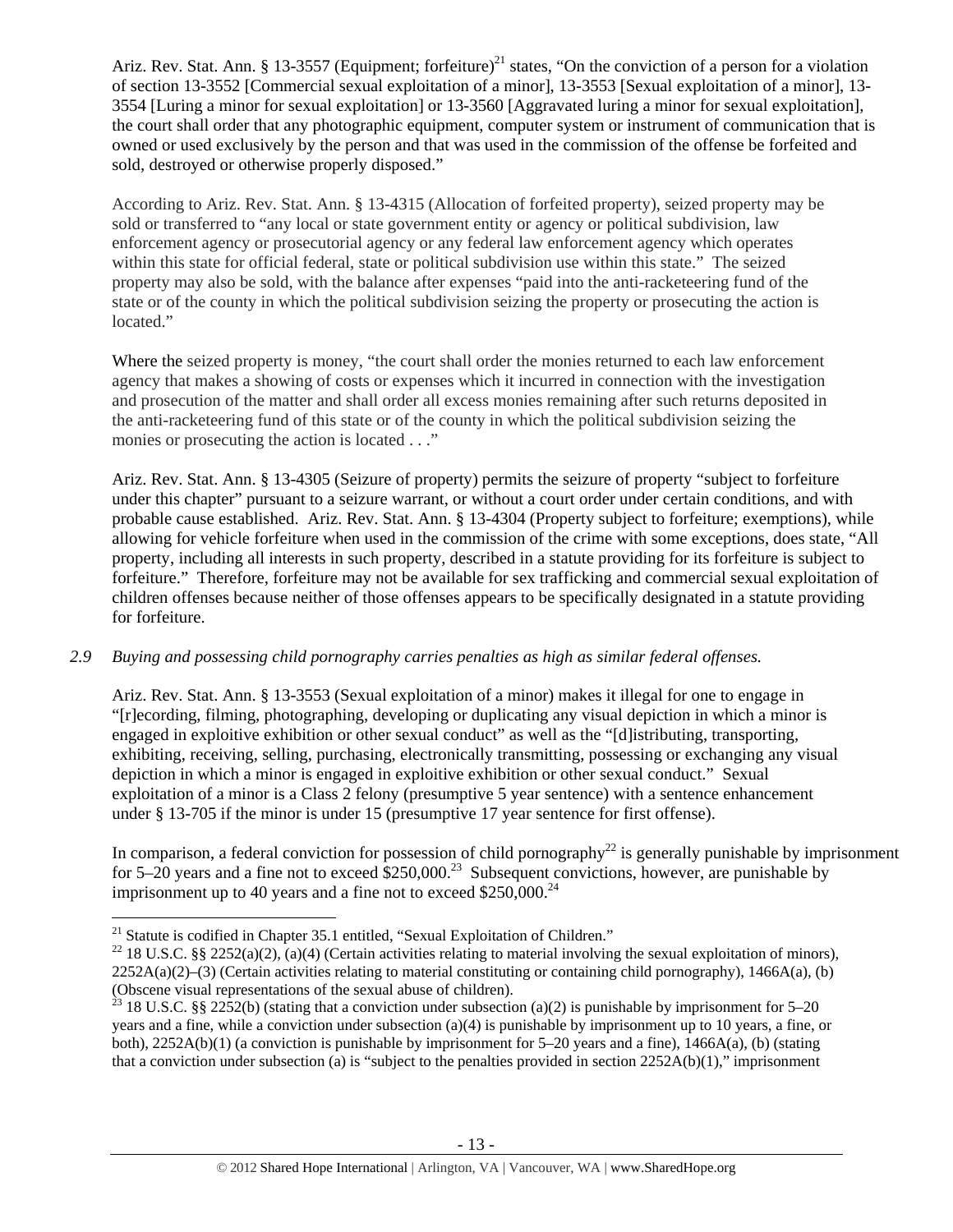Ariz. Rev. Stat. Ann. § 13-3557 (Equipment; forfeiture)[21] states, "On the conviction of a person for a violation of section 13-3552 [Commercial sexual exploitation of a minor], 13-3553 [Sexual exploitation of a minor], 13-3554 [Luring a minor for sexual exploitation] or 13-3560 [Aggravated luring a minor for sexual exploitation], the court shall order that any photographic equipment, computer system or instrument of communication that is owned or used exclusively by the person and that was used in the commission of the offense be forfeited and sold, destroyed or otherwise properly disposed."

According to Ariz. Rev. Stat. Ann. § 13-4315 (Allocation of forfeited property), seized property may be sold or transferred to "any local or state government entity or agency or political subdivision, law enforcement agency or prosecutorial agency or any federal law enforcement agency which operates within this state for official federal, state or political subdivision use within this state." The seized property may also be sold, with the balance after expenses "paid into the anti-racketeering fund of the state or of the county in which the political subdivision seizing the property or prosecuting the action is located."

Where the seized property is money, "the court shall order the monies returned to each law enforcement agency that makes a showing of costs or expenses which it incurred in connection with the investigation and prosecution of the matter and shall order all excess monies remaining after such returns deposited in the anti-racketeering fund of this state or of the county in which the political subdivision seizing the monies or prosecuting the action is located . . ."

Ariz. Rev. Stat. Ann. § 13-4305 (Seizure of property) permits the seizure of property "subject to forfeiture under this chapter" pursuant to a seizure warrant, or without a court order under certain conditions, and with probable cause established. Ariz. Rev. Stat. Ann. § 13-4304 (Property subject to forfeiture; exemptions), while allowing for vehicle forfeiture when used in the commission of the crime with some exceptions, does state, "All property, including all interests in such property, described in a statute providing for its forfeiture is subject to forfeiture." Therefore, forfeiture may not be available for sex trafficking and commercial sexual exploitation of children offenses because neither of those offenses appears to be specifically designated in a statute providing for forfeiture.

*2.9 Buying and possessing child pornography carries penalties as high as similar federal offenses.*

Ariz. Rev. Stat. Ann. § 13-3553 (Sexual exploitation of a minor) makes it illegal for one to engage in "[r]ecording, filming, photographing, developing or duplicating any visual depiction in which a minor is engaged in exploitive exhibition or other sexual conduct" as well as the "[d]istributing, transporting, exhibiting, receiving, selling, purchasing, electronically transmitting, possessing or exchanging any visual depiction in which a minor is engaged in exploitive exhibition or other sexual conduct." Sexual exploitation of a minor is a Class 2 felony (presumptive 5 year sentence) with a sentence enhancement under § 13-705 if the minor is under 15 (presumptive 17 year sentence for first offense).

In comparison, a federal conviction for possession of child pornography[22] is generally punishable by imprisonment for 5–20 years and a fine not to exceed $250,000.[23] Subsequent convictions, however, are punishable by imprisonment up to 40 years and a fine not to exceed $250,000.[24]

---

[21] Statute is codified in Chapter 35.1 entitled, "Sexual Exploitation of Children."

[22] 18 U.S.C. §§ 2252(a)(2), (a)(4) (Certain activities relating to material involving the sexual exploitation of minors), 2252A(a)(2)–(3) (Certain activities relating to material constituting or containing child pornography), 1466A(a), (b) (Obscene visual representations of the sexual abuse of children).

[23] 18 U.S.C. §§ 2252(b) (stating that a conviction under subsection (a)(2) is punishable by imprisonment for 5–20 years and a fine, while a conviction under subsection (a)(4) is punishable by imprisonment up to 10 years, a fine, or both), 2252A(b)(1) (a conviction is punishable by imprisonment for 5–20 years and a fine), 1466A(a), (b) (stating that a conviction under subsection (a) is "subject to the penalties provided in section 2252A(b)(1)," imprisonment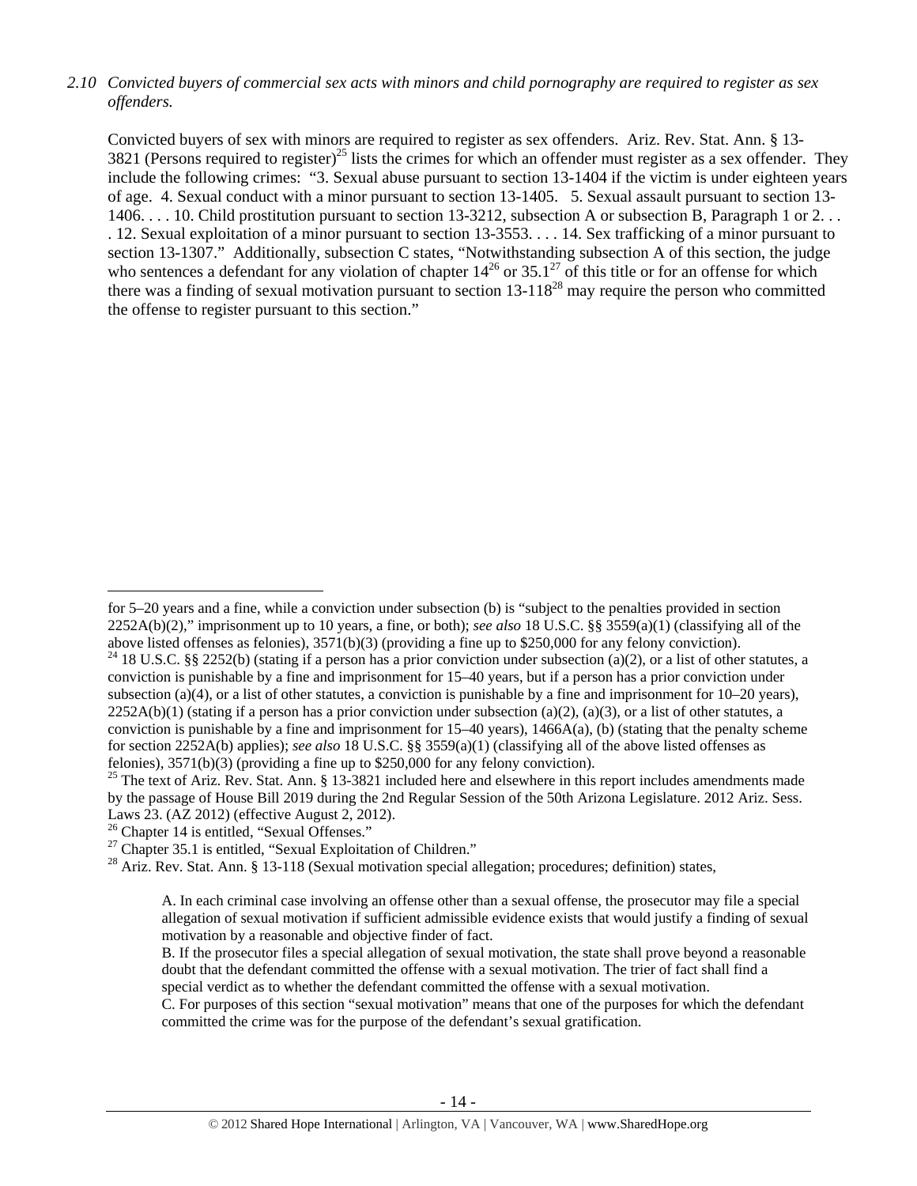*2.10 Convicted buyers of commercial sex acts with minors and child pornography are required to register as sex offenders.*

Convicted buyers of sex with minors are required to register as sex offenders. Ariz. Rev. Stat. Ann. § 13-3821 (Persons required to register)[25] lists the crimes for which an offender must register as a sex offender. They include the following crimes: "3. Sexual abuse pursuant to section 13-1404 if the victim is under eighteen years of age. 4. Sexual conduct with a minor pursuant to section 13-1405. 5. Sexual assault pursuant to section 13-1406. . . . 10. Child prostitution pursuant to section 13-3212, subsection A or subsection B, Paragraph 1 or 2. . . . 12. Sexual exploitation of a minor pursuant to section 13-3553. . . . 14. Sex trafficking of a minor pursuant to section 13-1307." Additionally, subsection C states, "Notwithstanding subsection A of this section, the judge who sentences a defendant for any violation of chapter 14[26] or 35.1[27] of this title or for an offense for which there was a finding of sexual motivation pursuant to section 13-118[28] may require the person who committed the offense to register pursuant to this section."

---

for 5–20 years and a fine, while a conviction under subsection (b) is "subject to the penalties provided in section 2252A(b)(2)," imprisonment up to 10 years, a fine, or both); *see also* 18 U.S.C. §§ 3559(a)(1) (classifying all of the above listed offenses as felonies), 3571(b)(3) (providing a fine up to $250,000 for any felony conviction).

[24] 18 U.S.C. §§ 2252(b) (stating if a person has a prior conviction under subsection (a)(2), or a list of other statutes, a conviction is punishable by a fine and imprisonment for 15–40 years, but if a person has a prior conviction under subsection (a)(4), or a list of other statutes, a conviction is punishable by a fine and imprisonment for 10–20 years), 2252A(b)(1) (stating if a person has a prior conviction under subsection (a)(2), (a)(3), or a list of other statutes, a conviction is punishable by a fine and imprisonment for 15–40 years), 1466A(a), (b) (stating that the penalty scheme for section 2252A(b) applies); *see also* 18 U.S.C. §§ 3559(a)(1) (classifying all of the above listed offenses as felonies), 3571(b)(3) (providing a fine up to $250,000 for any felony conviction).

[25] The text of Ariz. Rev. Stat. Ann. § 13-3821 included here and elsewhere in this report includes amendments made by the passage of House Bill 2019 during the 2nd Regular Session of the 50th Arizona Legislature. 2012 Ariz. Sess. Laws 23. (AZ 2012) (effective August 2, 2012).

[26] Chapter 14 is entitled, "Sexual Offenses."

[27] Chapter 35.1 is entitled, "Sexual Exploitation of Children."

[28] Ariz. Rev. Stat. Ann. § 13-118 (Sexual motivation special allegation; procedures; definition) states,

> A. In each criminal case involving an offense other than a sexual offense, the prosecutor may file a special allegation of sexual motivation if sufficient admissible evidence exists that would justify a finding of sexual motivation by a reasonable and objective finder of fact.
>
> B. If the prosecutor files a special allegation of sexual motivation, the state shall prove beyond a reasonable doubt that the defendant committed the offense with a sexual motivation. The trier of fact shall find a special verdict as to whether the defendant committed the offense with a sexual motivation.
>
> C. For purposes of this section "sexual motivation" means that one of the purposes for which the defendant committed the crime was for the purpose of the defendant's sexual gratification.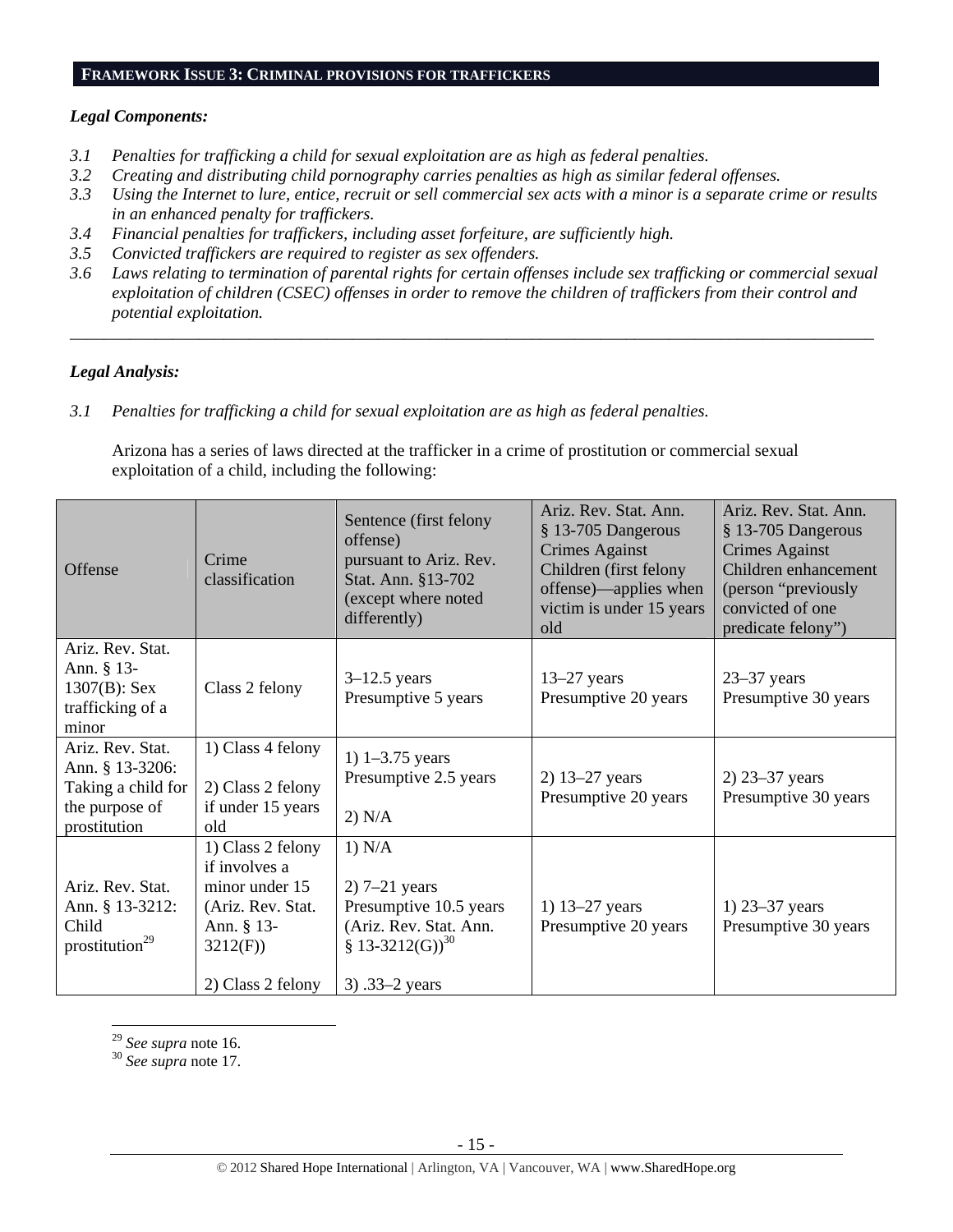## FRAMEWORK ISSUE 3: CRIMINAL PROVISIONS FOR TRAFFICKERS

***Legal Components:***

*3.1 Penalties for trafficking a child for sexual exploitation are as high as federal penalties.*
*3.2 Creating and distributing child pornography carries penalties as high as similar federal offenses.*
*3.3 Using the Internet to lure, entice, recruit or sell commercial sex acts with a minor is a separate crime or results in an enhanced penalty for traffickers.*
*3.4 Financial penalties for traffickers, including asset forfeiture, are sufficiently high.*
*3.5 Convicted traffickers are required to register as sex offenders.*
*3.6 Laws relating to termination of parental rights for certain offenses include sex trafficking or commercial sexual exploitation of children (CSEC) offenses in order to remove the children of traffickers from their control and potential exploitation.*

---

***Legal Analysis:***

*3.1 Penalties for trafficking a child for sexual exploitation are as high as federal penalties.*

Arizona has a series of laws directed at the trafficker in a crime of prostitution or commercial sexual exploitation of a child, including the following:

| Offense | Crime classification | Sentence (first felony offense) pursuant to Ariz. Rev. Stat. Ann. §13-702 (except where noted differently) | Ariz. Rev. Stat. Ann. § 13-705 Dangerous Crimes Against Children (first felony offense)—applies when victim is under 15 years old | Ariz. Rev. Stat. Ann. § 13-705 Dangerous Crimes Against Children enhancement (person "previously convicted of one predicate felony") |
|---|---|---|---|---|
| Ariz. Rev. Stat. Ann. § 13-1307(B): Sex trafficking of a minor | Class 2 felony | 3–12.5 years<br>Presumptive 5 years | 13–27 years<br>Presumptive 20 years | 23–37 years<br>Presumptive 30 years |
| Ariz. Rev. Stat. Ann. § 13-3206: Taking a child for the purpose of prostitution | 1) Class 4 felony<br><br>2) Class 2 felony if under 15 years old | 1) 1–3.75 years<br>Presumptive 2.5 years<br><br>2) N/A | 2) 13–27 years<br>Presumptive 20 years | 2) 23–37 years<br>Presumptive 30 years |
| Ariz. Rev. Stat. Ann. § 13-3212: Child prostitution[29] | 1) Class 2 felony if involves a minor under 15 (Ariz. Rev. Stat. Ann. § 13-3212(F))<br><br>2) Class 2 felony | 1) N/A<br><br>2) 7–21 years<br>Presumptive 10.5 years (Ariz. Rev. Stat. Ann. § 13-3212(G))[30]<br><br>3) .33–2 years | 1) 13–27 years<br>Presumptive 20 years | 1) 23–37 years<br>Presumptive 30 years |

[29] *See supra* note 16.
[30] *See supra* note 17.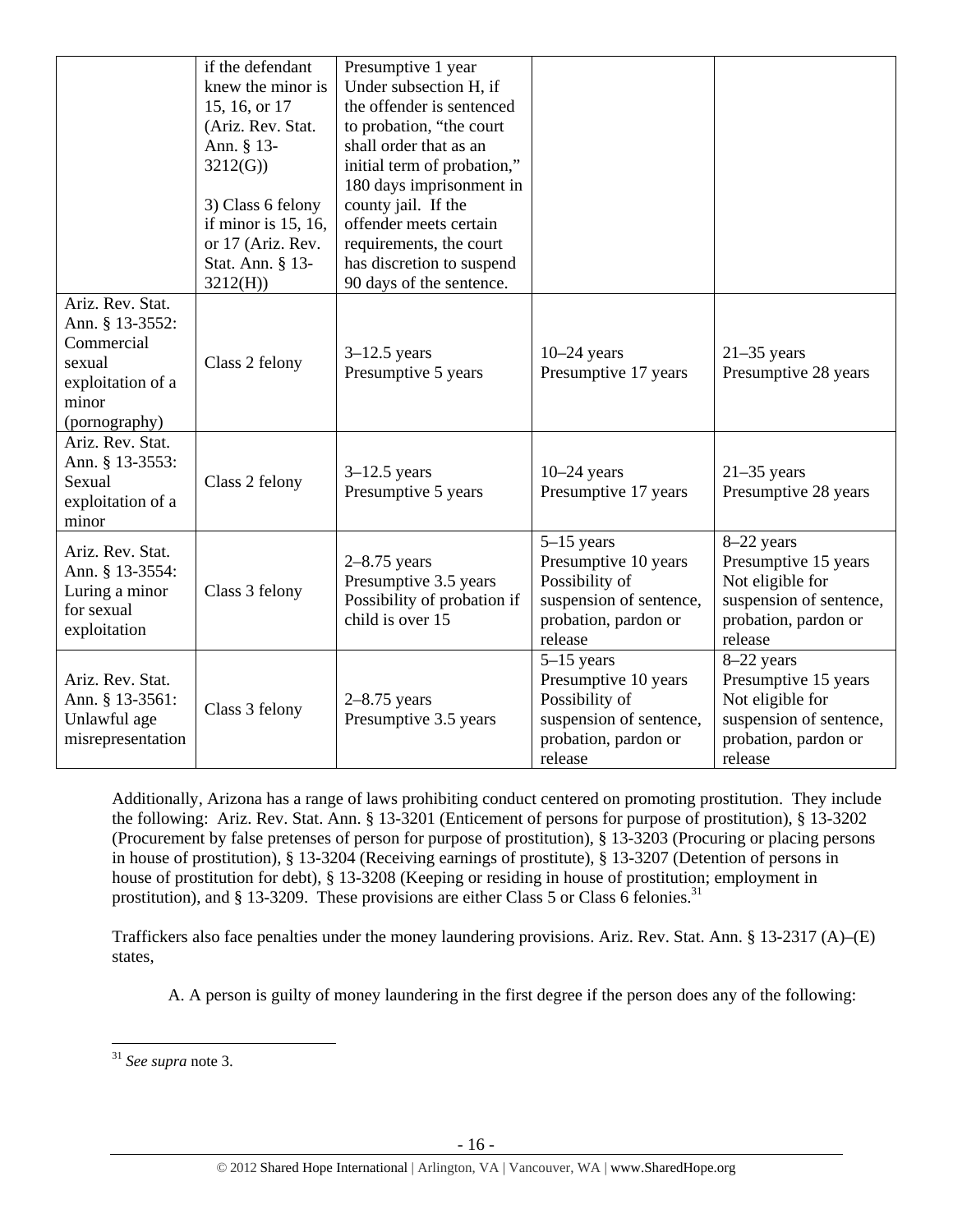|  | if the defendant knew the minor is 15, 16, or 17 (Ariz. Rev. Stat. Ann. § 13-3212(G))<br><br>3) Class 6 felony if minor is 15, 16, or 17 (Ariz. Rev. Stat. Ann. § 13-3212(H)) | Presumptive 1 year<br>Under subsection H, if the offender is sentenced to probation, "the court shall order that as an initial term of probation," 180 days imprisonment in county jail. If the offender meets certain requirements, the court has discretion to suspend 90 days of the sentence. |  |  |
|---|---|---|---|---|
| Ariz. Rev. Stat. Ann. § 13-3552: Commercial sexual exploitation of a minor (pornography) | Class 2 felony | 3–12.5 years<br>Presumptive 5 years | 10–24 years<br>Presumptive 17 years | 21–35 years<br>Presumptive 28 years |
| Ariz. Rev. Stat. Ann. § 13-3553: Sexual exploitation of a minor | Class 2 felony | 3–12.5 years<br>Presumptive 5 years | 10–24 years<br>Presumptive 17 years | 21–35 years<br>Presumptive 28 years |
| Ariz. Rev. Stat. Ann. § 13-3554: Luring a minor for sexual exploitation | Class 3 felony | 2–8.75 years<br>Presumptive 3.5 years<br>Possibility of probation if child is over 15 | 5–15 years<br>Presumptive 10 years<br>Possibility of suspension of sentence, probation, pardon or release | 8–22 years<br>Presumptive 15 years<br>Not eligible for suspension of sentence, probation, pardon or release |
| Ariz. Rev. Stat. Ann. § 13-3561: Unlawful age misrepresentation | Class 3 felony | 2–8.75 years<br>Presumptive 3.5 years | 5–15 years<br>Presumptive 10 years<br>Possibility of suspension of sentence, probation, pardon or release | 8–22 years<br>Presumptive 15 years<br>Not eligible for suspension of sentence, probation, pardon or release |

Additionally, Arizona has a range of laws prohibiting conduct centered on promoting prostitution. They include the following: Ariz. Rev. Stat. Ann. § 13-3201 (Enticement of persons for purpose of prostitution), § 13-3202 (Procurement by false pretenses of person for purpose of prostitution), § 13-3203 (Procuring or placing persons in house of prostitution), § 13-3204 (Receiving earnings of prostitute), § 13-3207 (Detention of persons in house of prostitution for debt), § 13-3208 (Keeping or residing in house of prostitution; employment in prostitution), and § 13-3209. These provisions are either Class 5 or Class 6 felonies.[31]

Traffickers also face penalties under the money laundering provisions. Ariz. Rev. Stat. Ann. § 13-2317 (A)–(E) states,

> A. A person is guilty of money laundering in the first degree if the person does any of the following:

[31] *See supra* note 3.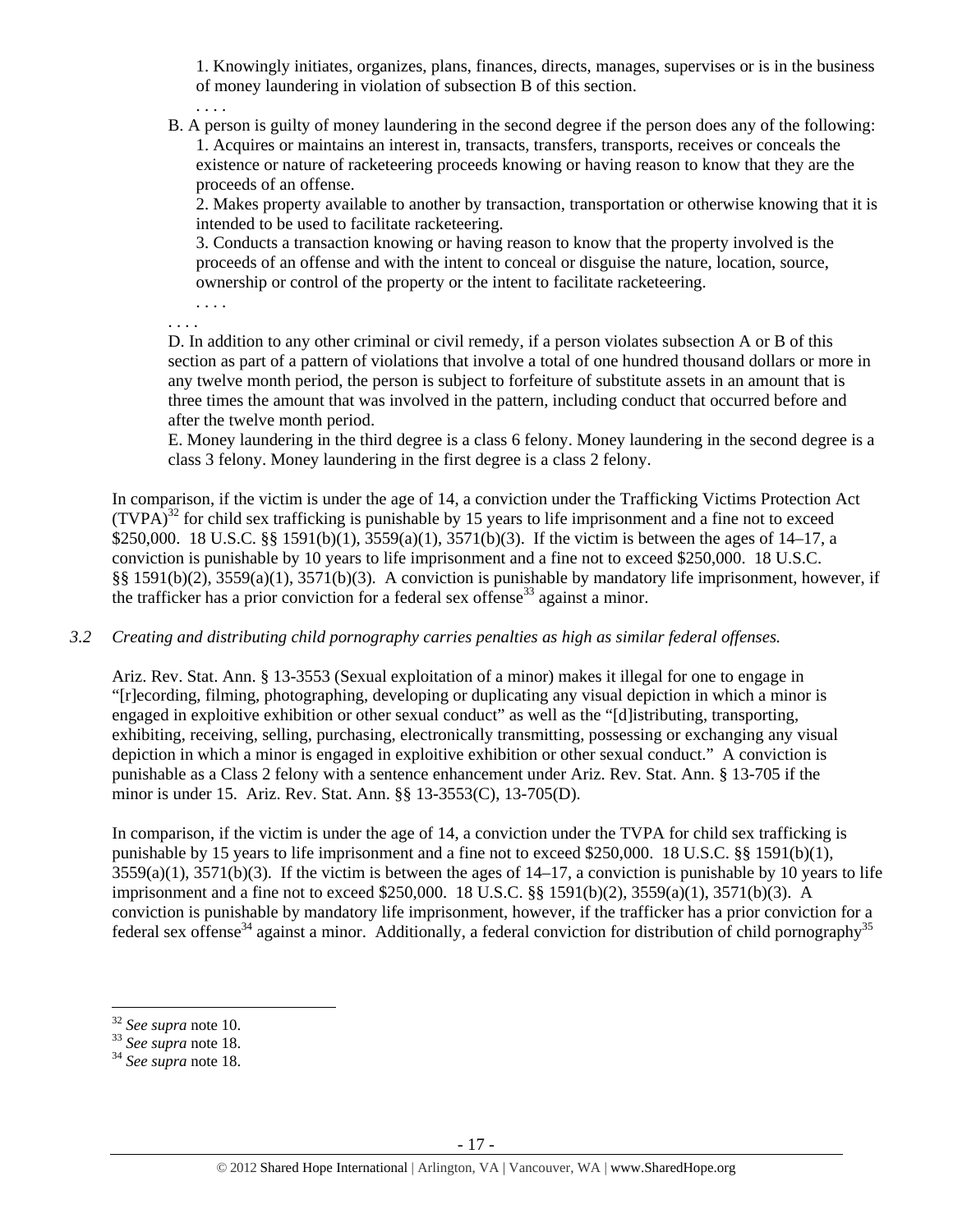1. Knowingly initiates, organizes, plans, finances, directs, manages, supervises or is in the business of money laundering in violation of subsection B of this section.

. . . .

B. A person is guilty of money laundering in the second degree if the person does any of the following:

1. Acquires or maintains an interest in, transacts, transfers, transports, receives or conceals the existence or nature of racketeering proceeds knowing or having reason to know that they are the proceeds of an offense.

2. Makes property available to another by transaction, transportation or otherwise knowing that it is intended to be used to facilitate racketeering.

3. Conducts a transaction knowing or having reason to know that the property involved is the proceeds of an offense and with the intent to conceal or disguise the nature, location, source, ownership or control of the property or the intent to facilitate racketeering.

. . . .

. . . .

D. In addition to any other criminal or civil remedy, if a person violates subsection A or B of this section as part of a pattern of violations that involve a total of one hundred thousand dollars or more in any twelve month period, the person is subject to forfeiture of substitute assets in an amount that is three times the amount that was involved in the pattern, including conduct that occurred before and after the twelve month period.

E. Money laundering in the third degree is a class 6 felony. Money laundering in the second degree is a class 3 felony. Money laundering in the first degree is a class 2 felony.

In comparison, if the victim is under the age of 14, a conviction under the Trafficking Victims Protection Act (TVPA)[32] for child sex trafficking is punishable by 15 years to life imprisonment and a fine not to exceed \$250,000. 18 U.S.C. §§ 1591(b)(1), 3559(a)(1), 3571(b)(3). If the victim is between the ages of 14–17, a conviction is punishable by 10 years to life imprisonment and a fine not to exceed \$250,000. 18 U.S.C. §§ 1591(b)(2), 3559(a)(1), 3571(b)(3). A conviction is punishable by mandatory life imprisonment, however, if the trafficker has a prior conviction for a federal sex offense[33] against a minor.

*3.2 Creating and distributing child pornography carries penalties as high as similar federal offenses.*

Ariz. Rev. Stat. Ann. § 13-3553 (Sexual exploitation of a minor) makes it illegal for one to engage in "[r]ecording, filming, photographing, developing or duplicating any visual depiction in which a minor is engaged in exploitive exhibition or other sexual conduct" as well as the "[d]istributing, transporting, exhibiting, receiving, selling, purchasing, electronically transmitting, possessing or exchanging any visual depiction in which a minor is engaged in exploitive exhibition or other sexual conduct." A conviction is punishable as a Class 2 felony with a sentence enhancement under Ariz. Rev. Stat. Ann. § 13-705 if the minor is under 15. Ariz. Rev. Stat. Ann. §§ 13-3553(C), 13-705(D).

In comparison, if the victim is under the age of 14, a conviction under the TVPA for child sex trafficking is punishable by 15 years to life imprisonment and a fine not to exceed \$250,000. 18 U.S.C. §§ 1591(b)(1), 3559(a)(1), 3571(b)(3). If the victim is between the ages of 14–17, a conviction is punishable by 10 years to life imprisonment and a fine not to exceed \$250,000. 18 U.S.C. §§ 1591(b)(2), 3559(a)(1), 3571(b)(3). A conviction is punishable by mandatory life imprisonment, however, if the trafficker has a prior conviction for a federal sex offense[34] against a minor. Additionally, a federal conviction for distribution of child pornography[35]

---

[32] *See supra* note 10.

[33] *See supra* note 18.

[34] *See supra* note 18.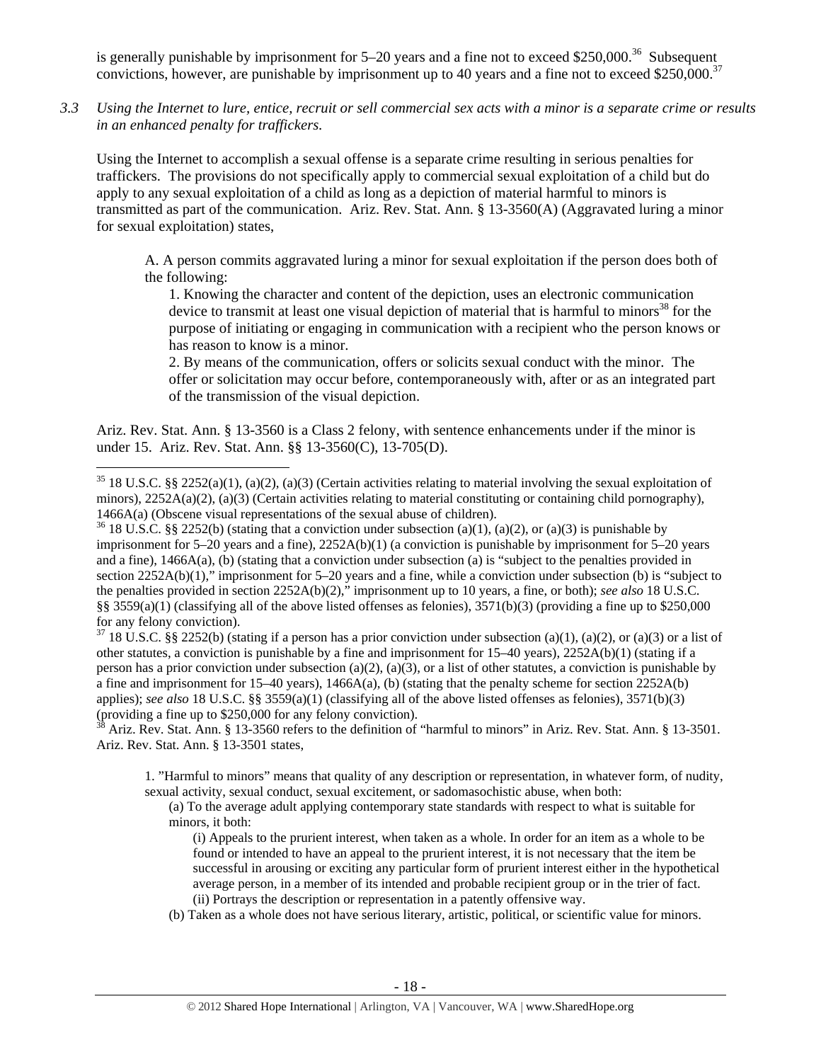is generally punishable by imprisonment for 5–20 years and a fine not to exceed $250,000.[36] Subsequent convictions, however, are punishable by imprisonment up to 40 years and a fine not to exceed $250,000.[37]

*3.3 Using the Internet to lure, entice, recruit or sell commercial sex acts with a minor is a separate crime or results in an enhanced penalty for traffickers.*

Using the Internet to accomplish a sexual offense is a separate crime resulting in serious penalties for traffickers. The provisions do not specifically apply to commercial sexual exploitation of a child but do apply to any sexual exploitation of a child as long as a depiction of material harmful to minors is transmitted as part of the communication. Ariz. Rev. Stat. Ann. § 13-3560(A) (Aggravated luring a minor for sexual exploitation) states,

> A. A person commits aggravated luring a minor for sexual exploitation if the person does both of the following:
>
> 1. Knowing the character and content of the depiction, uses an electronic communication device to transmit at least one visual depiction of material that is harmful to minors[38] for the purpose of initiating or engaging in communication with a recipient who the person knows or has reason to know is a minor.
> 2. By means of the communication, offers or solicits sexual conduct with the minor. The offer or solicitation may occur before, contemporaneously with, after or as an integrated part of the transmission of the visual depiction.

Ariz. Rev. Stat. Ann. § 13-3560 is a Class 2 felony, with sentence enhancements under if the minor is under 15. Ariz. Rev. Stat. Ann. §§ 13-3560(C), 13-705(D).

---

[35] 18 U.S.C. §§ 2252(a)(1), (a)(2), (a)(3) (Certain activities relating to material involving the sexual exploitation of minors), 2252A(a)(2), (a)(3) (Certain activities relating to material constituting or containing child pornography), 1466A(a) (Obscene visual representations of the sexual abuse of children).

[36] 18 U.S.C. §§ 2252(b) (stating that a conviction under subsection (a)(1), (a)(2), or (a)(3) is punishable by imprisonment for 5–20 years and a fine), 2252A(b)(1) (a conviction is punishable by imprisonment for 5–20 years and a fine), 1466A(a), (b) (stating that a conviction under subsection (a) is "subject to the penalties provided in section 2252A(b)(1)," imprisonment for 5–20 years and a fine, while a conviction under subsection (b) is "subject to the penalties provided in section 2252A(b)(2)," imprisonment up to 10 years, a fine, or both); *see also* 18 U.S.C. §§ 3559(a)(1) (classifying all of the above listed offenses as felonies), 3571(b)(3) (providing a fine up to $250,000 for any felony conviction).

[37] 18 U.S.C. §§ 2252(b) (stating if a person has a prior conviction under subsection (a)(1), (a)(2), or (a)(3) or a list of other statutes, a conviction is punishable by a fine and imprisonment for 15–40 years), 2252A(b)(1) (stating if a person has a prior conviction under subsection (a)(2), (a)(3), or a list of other statutes, a conviction is punishable by a fine and imprisonment for 15–40 years), 1466A(a), (b) (stating that the penalty scheme for section 2252A(b) applies); *see also* 18 U.S.C. §§ 3559(a)(1) (classifying all of the above listed offenses as felonies), 3571(b)(3) (providing a fine up to $250,000 for any felony conviction).

[38] Ariz. Rev. Stat. Ann. § 13-3560 refers to the definition of "harmful to minors" in Ariz. Rev. Stat. Ann. § 13-3501. Ariz. Rev. Stat. Ann. § 13-3501 states,

> 1. "Harmful to minors" means that quality of any description or representation, in whatever form, of nudity, sexual activity, sexual conduct, sexual excitement, or sadomasochistic abuse, when both:
>
> (a) To the average adult applying contemporary state standards with respect to what is suitable for minors, it both:
>
> (i) Appeals to the prurient interest, when taken as a whole. In order for an item as a whole to be found or intended to have an appeal to the prurient interest, it is not necessary that the item be successful in arousing or exciting any particular form of prurient interest either in the hypothetical average person, in a member of its intended and probable recipient group or in the trier of fact.
> (ii) Portrays the description or representation in a patently offensive way.
>
> (b) Taken as a whole does not have serious literary, artistic, political, or scientific value for minors.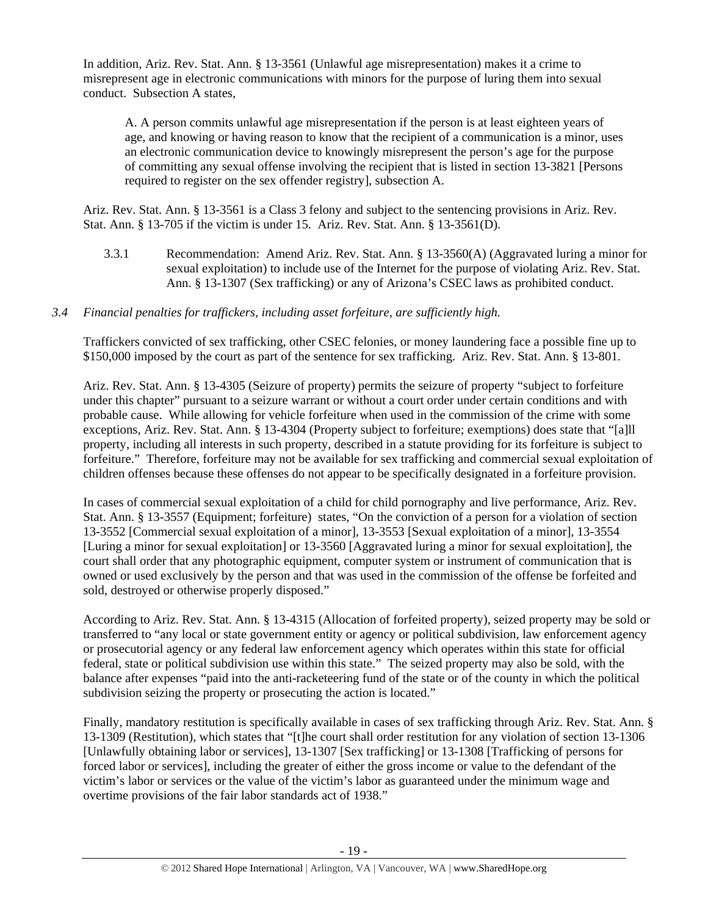In addition, Ariz. Rev. Stat. Ann. § 13-3561 (Unlawful age misrepresentation) makes it a crime to misrepresent age in electronic communications with minors for the purpose of luring them into sexual conduct. Subsection A states,

> A. A person commits unlawful age misrepresentation if the person is at least eighteen years of age, and knowing or having reason to know that the recipient of a communication is a minor, uses an electronic communication device to knowingly misrepresent the person's age for the purpose of committing any sexual offense involving the recipient that is listed in section 13-3821 [Persons required to register on the sex offender registry], subsection A.

Ariz. Rev. Stat. Ann. § 13-3561 is a Class 3 felony and subject to the sentencing provisions in Ariz. Rev. Stat. Ann. § 13-705 if the victim is under 15. Ariz. Rev. Stat. Ann. § 13-3561(D).

3.3.1 Recommendation: Amend Ariz. Rev. Stat. Ann. § 13-3560(A) (Aggravated luring a minor for sexual exploitation) to include use of the Internet for the purpose of violating Ariz. Rev. Stat. Ann. § 13-1307 (Sex trafficking) or any of Arizona's CSEC laws as prohibited conduct.

### *3.4 Financial penalties for traffickers, including asset forfeiture, are sufficiently high.*

Traffickers convicted of sex trafficking, other CSEC felonies, or money laundering face a possible fine up to $150,000 imposed by the court as part of the sentence for sex trafficking. Ariz. Rev. Stat. Ann. § 13-801.

Ariz. Rev. Stat. Ann. § 13-4305 (Seizure of property) permits the seizure of property "subject to forfeiture under this chapter" pursuant to a seizure warrant or without a court order under certain conditions and with probable cause. While allowing for vehicle forfeiture when used in the commission of the crime with some exceptions, Ariz. Rev. Stat. Ann. § 13-4304 (Property subject to forfeiture; exemptions) does state that "[a]ll property, including all interests in such property, described in a statute providing for its forfeiture is subject to forfeiture." Therefore, forfeiture may not be available for sex trafficking and commercial sexual exploitation of children offenses because these offenses do not appear to be specifically designated in a forfeiture provision.

In cases of commercial sexual exploitation of a child for child pornography and live performance, Ariz. Rev. Stat. Ann. § 13-3557 (Equipment; forfeiture) states, "On the conviction of a person for a violation of section 13-3552 [Commercial sexual exploitation of a minor], 13-3553 [Sexual exploitation of a minor], 13-3554 [Luring a minor for sexual exploitation] or 13-3560 [Aggravated luring a minor for sexual exploitation], the court shall order that any photographic equipment, computer system or instrument of communication that is owned or used exclusively by the person and that was used in the commission of the offense be forfeited and sold, destroyed or otherwise properly disposed."

According to Ariz. Rev. Stat. Ann. § 13-4315 (Allocation of forfeited property), seized property may be sold or transferred to "any local or state government entity or agency or political subdivision, law enforcement agency or prosecutorial agency or any federal law enforcement agency which operates within this state for official federal, state or political subdivision use within this state." The seized property may also be sold, with the balance after expenses "paid into the anti-racketeering fund of the state or of the county in which the political subdivision seizing the property or prosecuting the action is located."

Finally, mandatory restitution is specifically available in cases of sex trafficking through Ariz. Rev. Stat. Ann. § 13-1309 (Restitution), which states that "[t]he court shall order restitution for any violation of section 13-1306 [Unlawfully obtaining labor or services], 13-1307 [Sex trafficking] or 13-1308 [Trafficking of persons for forced labor or services], including the greater of either the gross income or value to the defendant of the victim's labor or services or the value of the victim's labor as guaranteed under the minimum wage and overtime provisions of the fair labor standards act of 1938."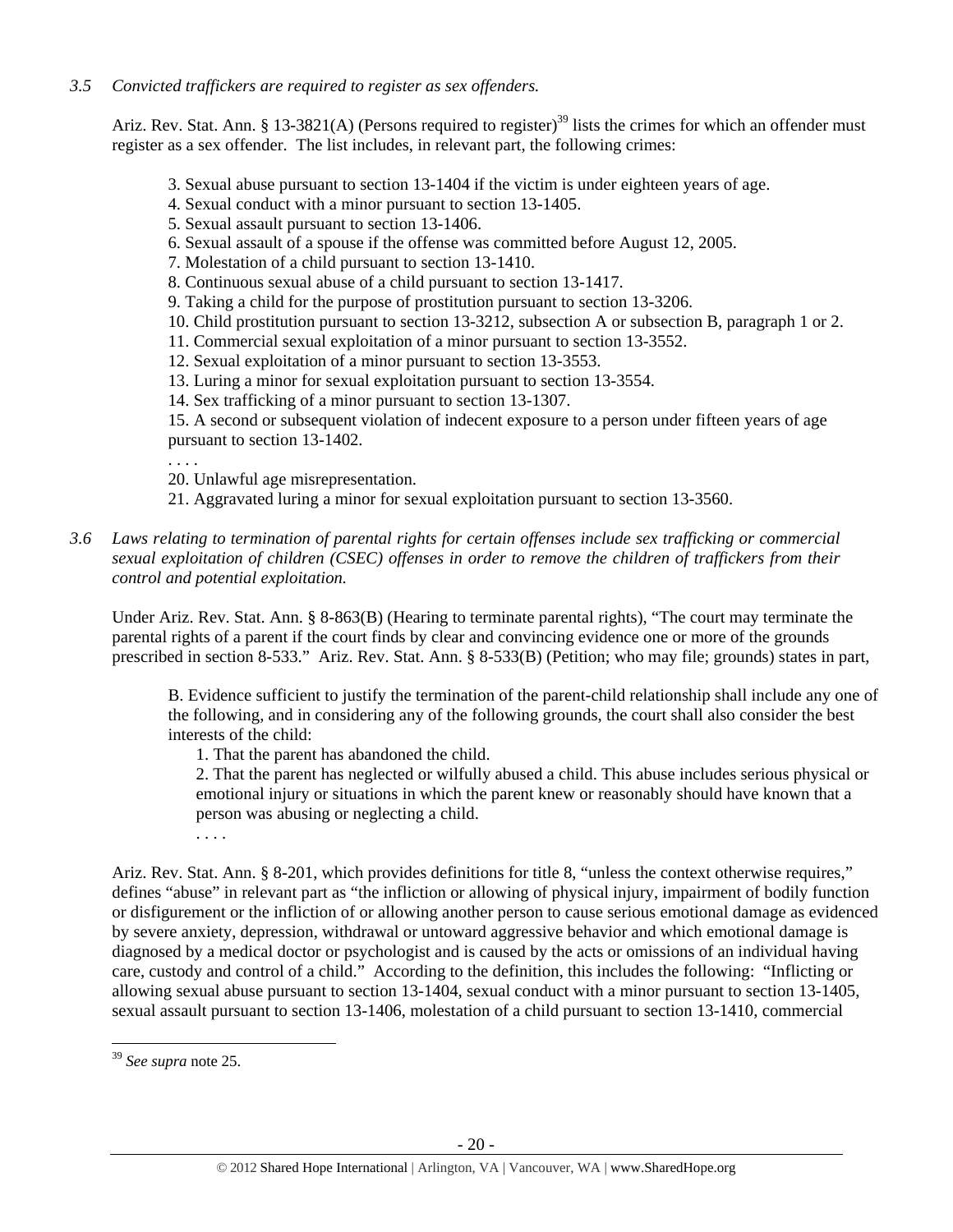*3.5 Convicted traffickers are required to register as sex offenders.*

Ariz. Rev. Stat. Ann. § 13-3821(A) (Persons required to register)[39] lists the crimes for which an offender must register as a sex offender. The list includes, in relevant part, the following crimes:

> 3. Sexual abuse pursuant to section 13-1404 if the victim is under eighteen years of age.
> 4. Sexual conduct with a minor pursuant to section 13-1405.
> 5. Sexual assault pursuant to section 13-1406.
> 6. Sexual assault of a spouse if the offense was committed before August 12, 2005.
> 7. Molestation of a child pursuant to section 13-1410.
> 8. Continuous sexual abuse of a child pursuant to section 13-1417.
> 9. Taking a child for the purpose of prostitution pursuant to section 13-3206.
> 10. Child prostitution pursuant to section 13-3212, subsection A or subsection B, paragraph 1 or 2.
> 11. Commercial sexual exploitation of a minor pursuant to section 13-3552.
> 12. Sexual exploitation of a minor pursuant to section 13-3553.
> 13. Luring a minor for sexual exploitation pursuant to section 13-3554.
> 14. Sex trafficking of a minor pursuant to section 13-1307.
> 15. A second or subsequent violation of indecent exposure to a person under fifteen years of age pursuant to section 13-1402.
> . . . .
> 20. Unlawful age misrepresentation.
> 21. Aggravated luring a minor for sexual exploitation pursuant to section 13-3560.

*3.6 Laws relating to termination of parental rights for certain offenses include sex trafficking or commercial sexual exploitation of children (CSEC) offenses in order to remove the children of traffickers from their control and potential exploitation.*

Under Ariz. Rev. Stat. Ann. § 8-863(B) (Hearing to terminate parental rights), "The court may terminate the parental rights of a parent if the court finds by clear and convincing evidence one or more of the grounds prescribed in section 8-533." Ariz. Rev. Stat. Ann. § 8-533(B) (Petition; who may file; grounds) states in part,

> B. Evidence sufficient to justify the termination of the parent-child relationship shall include any one of the following, and in considering any of the following grounds, the court shall also consider the best interests of the child:
> 1. That the parent has abandoned the child.
> 2. That the parent has neglected or wilfully abused a child. This abuse includes serious physical or emotional injury or situations in which the parent knew or reasonably should have known that a person was abusing or neglecting a child.
> . . . .

Ariz. Rev. Stat. Ann. § 8-201, which provides definitions for title 8, "unless the context otherwise requires," defines "abuse" in relevant part as "the infliction or allowing of physical injury, impairment of bodily function or disfigurement or the infliction of or allowing another person to cause serious emotional damage as evidenced by severe anxiety, depression, withdrawal or untoward aggressive behavior and which emotional damage is diagnosed by a medical doctor or psychologist and is caused by the acts or omissions of an individual having care, custody and control of a child." According to the definition, this includes the following: "Inflicting or allowing sexual abuse pursuant to section 13-1404, sexual conduct with a minor pursuant to section 13-1405, sexual assault pursuant to section 13-1406, molestation of a child pursuant to section 13-1410, commercial

---

[39] *See supra* note 25.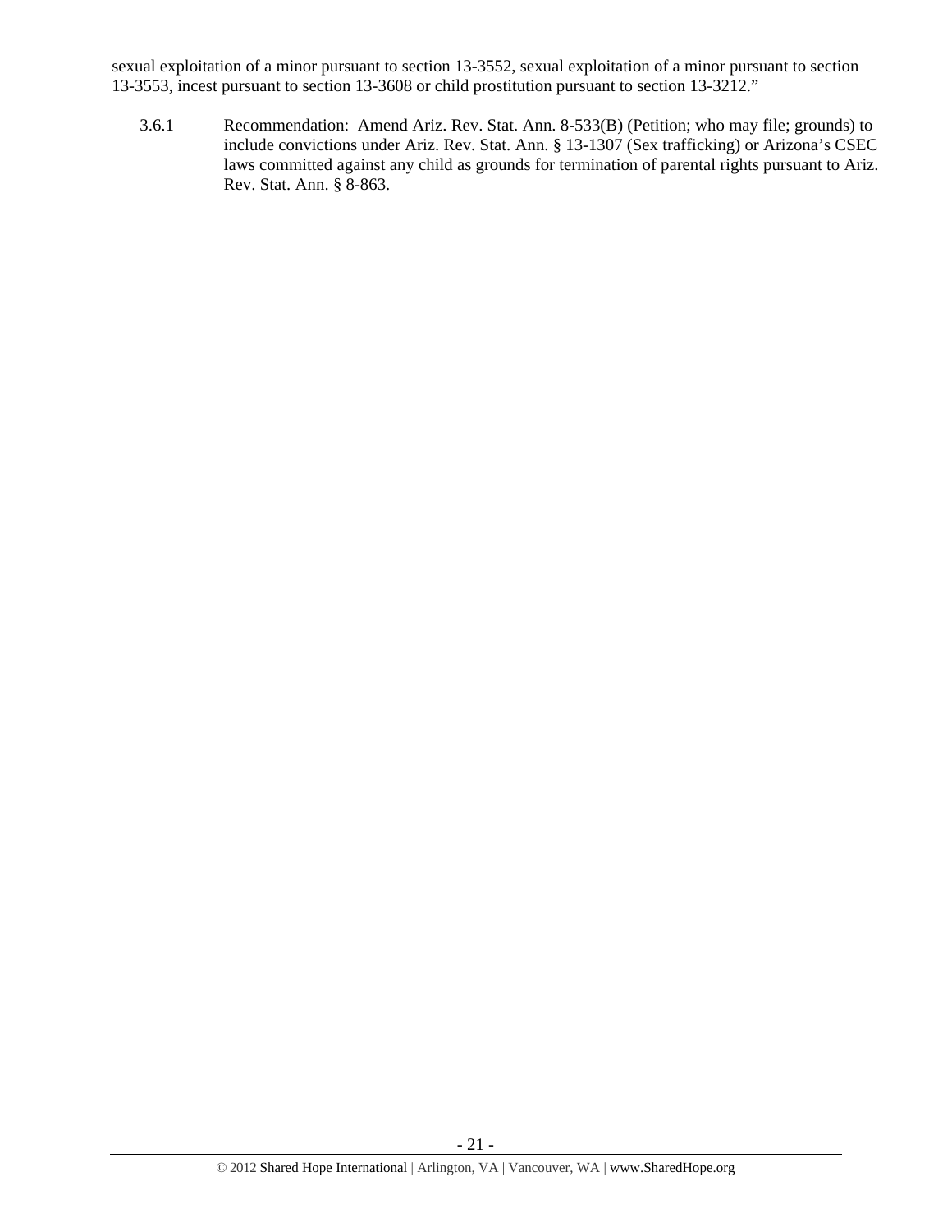sexual exploitation of a minor pursuant to section 13-3552, sexual exploitation of a minor pursuant to section 13-3553, incest pursuant to section 13-3608 or child prostitution pursuant to section 13-3212."

3.6.1 Recommendation: Amend Ariz. Rev. Stat. Ann. 8-533(B) (Petition; who may file; grounds) to include convictions under Ariz. Rev. Stat. Ann. § 13-1307 (Sex trafficking) or Arizona's CSEC laws committed against any child as grounds for termination of parental rights pursuant to Ariz. Rev. Stat. Ann. § 8-863.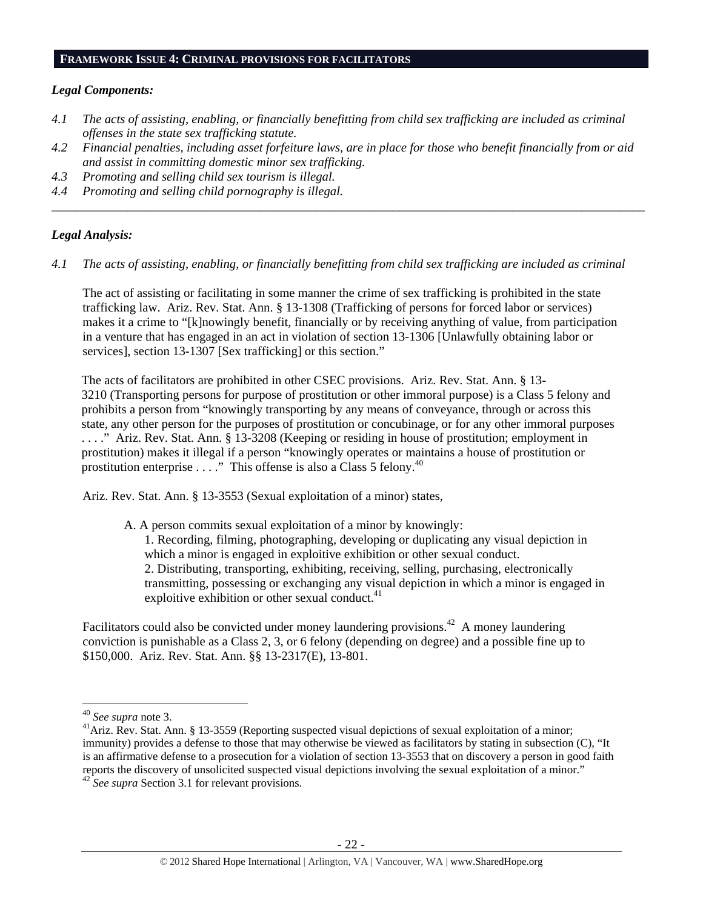## FRAMEWORK ISSUE 4: CRIMINAL PROVISIONS FOR FACILITATORS

### *Legal Components:*

*4.1 The acts of assisting, enabling, or financially benefitting from child sex trafficking are included as criminal offenses in the state sex trafficking statute.*

*4.2 Financial penalties, including asset forfeiture laws, are in place for those who benefit financially from or aid and assist in committing domestic minor sex trafficking.*

*4.3 Promoting and selling child sex tourism is illegal.*

*4.4 Promoting and selling child pornography is illegal.*

---

### *Legal Analysis:*

*4.1 The acts of assisting, enabling, or financially benefitting from child sex trafficking are included as criminal*

The act of assisting or facilitating in some manner the crime of sex trafficking is prohibited in the state trafficking law. Ariz. Rev. Stat. Ann. § 13-1308 (Trafficking of persons for forced labor or services) makes it a crime to "[k]nowingly benefit, financially or by receiving anything of value, from participation in a venture that has engaged in an act in violation of section 13-1306 [Unlawfully obtaining labor or services], section 13-1307 [Sex trafficking] or this section."

The acts of facilitators are prohibited in other CSEC provisions. Ariz. Rev. Stat. Ann. § 13-3210 (Transporting persons for purpose of prostitution or other immoral purpose) is a Class 5 felony and prohibits a person from "knowingly transporting by any means of conveyance, through or across this state, any other person for the purposes of prostitution or concubinage, or for any other immoral purposes . . . ." Ariz. Rev. Stat. Ann. § 13-3208 (Keeping or residing in house of prostitution; employment in prostitution) makes it illegal if a person "knowingly operates or maintains a house of prostitution or prostitution enterprise . . . ." This offense is also a Class 5 felony.[40]

Ariz. Rev. Stat. Ann. § 13-3553 (Sexual exploitation of a minor) states,

> A. A person commits sexual exploitation of a minor by knowingly:
>
> 1. Recording, filming, photographing, developing or duplicating any visual depiction in which a minor is engaged in exploitive exhibition or other sexual conduct.
> 2. Distributing, transporting, exhibiting, receiving, selling, purchasing, electronically transmitting, possessing or exchanging any visual depiction in which a minor is engaged in exploitive exhibition or other sexual conduct.[41]

Facilitators could also be convicted under money laundering provisions.[42] A money laundering conviction is punishable as a Class 2, 3, or 6 felony (depending on degree) and a possible fine up to \$150,000. Ariz. Rev. Stat. Ann. §§ 13-2317(E), 13-801.

---

[40] *See supra* note 3.

[41] Ariz. Rev. Stat. Ann. § 13-3559 (Reporting suspected visual depictions of sexual exploitation of a minor; immunity) provides a defense to those that may otherwise be viewed as facilitators by stating in subsection (C), "It is an affirmative defense to a prosecution for a violation of section 13-3553 that on discovery a person in good faith reports the discovery of unsolicited suspected visual depictions involving the sexual exploitation of a minor."

[42] *See supra* Section 3.1 for relevant provisions.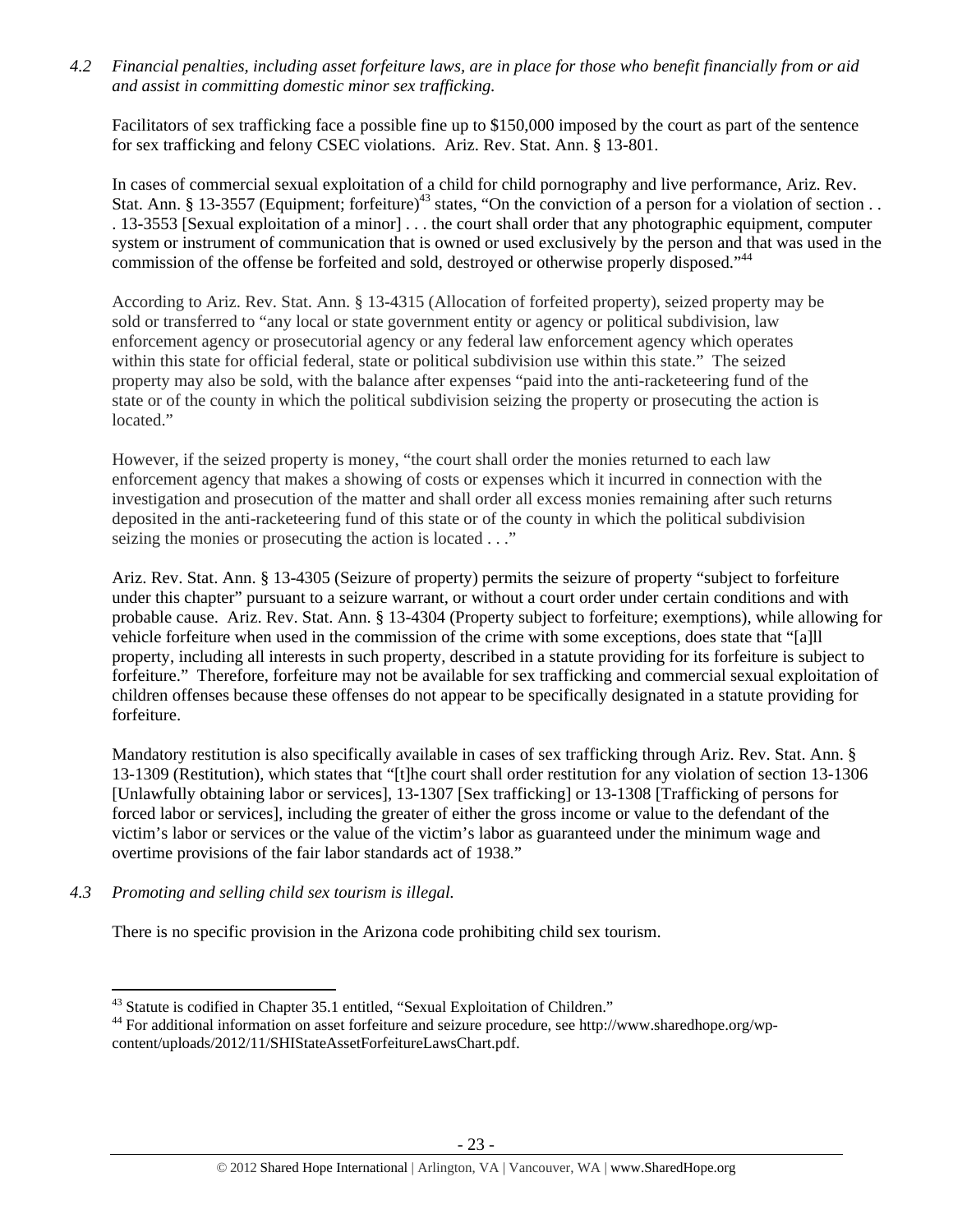*4.2 Financial penalties, including asset forfeiture laws, are in place for those who benefit financially from or aid and assist in committing domestic minor sex trafficking.*

Facilitators of sex trafficking face a possible fine up to $150,000 imposed by the court as part of the sentence for sex trafficking and felony CSEC violations. Ariz. Rev. Stat. Ann. § 13-801.

In cases of commercial sexual exploitation of a child for child pornography and live performance, Ariz. Rev. Stat. Ann. § 13-3557 (Equipment; forfeiture)[43] states, "On the conviction of a person for a violation of section . . . 13-3553 [Sexual exploitation of a minor] . . . the court shall order that any photographic equipment, computer system or instrument of communication that is owned or used exclusively by the person and that was used in the commission of the offense be forfeited and sold, destroyed or otherwise properly disposed."[44]

According to Ariz. Rev. Stat. Ann. § 13-4315 (Allocation of forfeited property), seized property may be sold or transferred to "any local or state government entity or agency or political subdivision, law enforcement agency or prosecutorial agency or any federal law enforcement agency which operates within this state for official federal, state or political subdivision use within this state." The seized property may also be sold, with the balance after expenses "paid into the anti-racketeering fund of the state or of the county in which the political subdivision seizing the property or prosecuting the action is located."

However, if the seized property is money, "the court shall order the monies returned to each law enforcement agency that makes a showing of costs or expenses which it incurred in connection with the investigation and prosecution of the matter and shall order all excess monies remaining after such returns deposited in the anti-racketeering fund of this state or of the county in which the political subdivision seizing the monies or prosecuting the action is located . . ."

Ariz. Rev. Stat. Ann. § 13-4305 (Seizure of property) permits the seizure of property "subject to forfeiture under this chapter" pursuant to a seizure warrant, or without a court order under certain conditions and with probable cause. Ariz. Rev. Stat. Ann. § 13-4304 (Property subject to forfeiture; exemptions), while allowing for vehicle forfeiture when used in the commission of the crime with some exceptions, does state that "[a]ll property, including all interests in such property, described in a statute providing for its forfeiture is subject to forfeiture." Therefore, forfeiture may not be available for sex trafficking and commercial sexual exploitation of children offenses because these offenses do not appear to be specifically designated in a statute providing for forfeiture.

Mandatory restitution is also specifically available in cases of sex trafficking through Ariz. Rev. Stat. Ann. § 13-1309 (Restitution), which states that "[t]he court shall order restitution for any violation of section 13-1306 [Unlawfully obtaining labor or services], 13-1307 [Sex trafficking] or 13-1308 [Trafficking of persons for forced labor or services], including the greater of either the gross income or value to the defendant of the victim's labor or services or the value of the victim's labor as guaranteed under the minimum wage and overtime provisions of the fair labor standards act of 1938."

*4.3 Promoting and selling child sex tourism is illegal.*

There is no specific provision in the Arizona code prohibiting child sex tourism.

---

[43] Statute is codified in Chapter 35.1 entitled, "Sexual Exploitation of Children."

[44] For additional information on asset forfeiture and seizure procedure, see http://www.sharedhope.org/wp-content/uploads/2012/11/SHIStateAssetForfeitureLawsChart.pdf.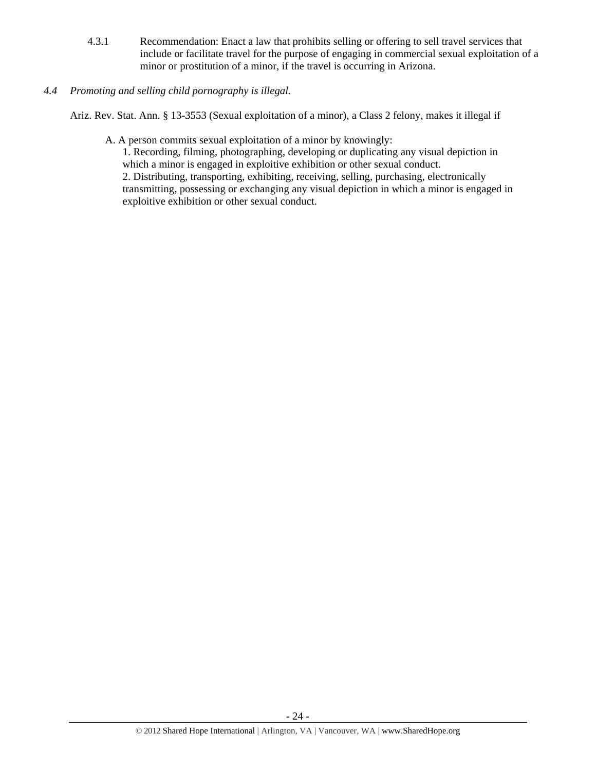4.3.1 Recommendation: Enact a law that prohibits selling or offering to sell travel services that include or facilitate travel for the purpose of engaging in commercial sexual exploitation of a minor or prostitution of a minor, if the travel is occurring in Arizona.

*4.4 Promoting and selling child pornography is illegal.*

Ariz. Rev. Stat. Ann. § 13-3553 (Sexual exploitation of a minor), a Class 2 felony, makes it illegal if

> A. A person commits sexual exploitation of a minor by knowingly:
> 1. Recording, filming, photographing, developing or duplicating any visual depiction in which a minor is engaged in exploitive exhibition or other sexual conduct.
> 2. Distributing, transporting, exhibiting, receiving, selling, purchasing, electronically transmitting, possessing or exchanging any visual depiction in which a minor is engaged in exploitive exhibition or other sexual conduct.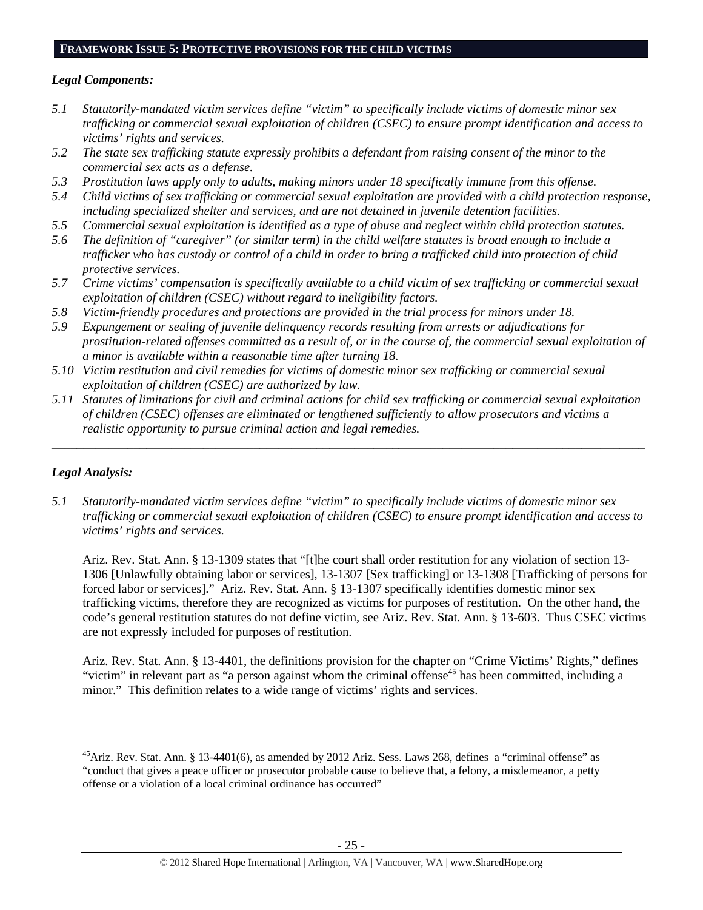## FRAMEWORK ISSUE 5: PROTECTIVE PROVISIONS FOR THE CHILD VICTIMS

### *Legal Components:*

*5.1 Statutorily-mandated victim services define "victim" to specifically include victims of domestic minor sex trafficking or commercial sexual exploitation of children (CSEC) to ensure prompt identification and access to victims' rights and services.*

*5.2 The state sex trafficking statute expressly prohibits a defendant from raising consent of the minor to the commercial sex acts as a defense.*

*5.3 Prostitution laws apply only to adults, making minors under 18 specifically immune from this offense.*

*5.4 Child victims of sex trafficking or commercial sexual exploitation are provided with a child protection response, including specialized shelter and services, and are not detained in juvenile detention facilities.*

*5.5 Commercial sexual exploitation is identified as a type of abuse and neglect within child protection statutes.*

*5.6 The definition of "caregiver" (or similar term) in the child welfare statutes is broad enough to include a trafficker who has custody or control of a child in order to bring a trafficked child into protection of child protective services.*

*5.7 Crime victims' compensation is specifically available to a child victim of sex trafficking or commercial sexual exploitation of children (CSEC) without regard to ineligibility factors.*

*5.8 Victim-friendly procedures and protections are provided in the trial process for minors under 18.*

*5.9 Expungement or sealing of juvenile delinquency records resulting from arrests or adjudications for prostitution-related offenses committed as a result of, or in the course of, the commercial sexual exploitation of a minor is available within a reasonable time after turning 18.*

*5.10 Victim restitution and civil remedies for victims of domestic minor sex trafficking or commercial sexual exploitation of children (CSEC) are authorized by law.*

*5.11 Statutes of limitations for civil and criminal actions for child sex trafficking or commercial sexual exploitation of children (CSEC) offenses are eliminated or lengthened sufficiently to allow prosecutors and victims a realistic opportunity to pursue criminal action and legal remedies.*

---

### *Legal Analysis:*

*5.1 Statutorily-mandated victim services define "victim" to specifically include victims of domestic minor sex trafficking or commercial sexual exploitation of children (CSEC) to ensure prompt identification and access to victims' rights and services.*

Ariz. Rev. Stat. Ann. § 13-1309 states that "[t]he court shall order restitution for any violation of section 13-1306 [Unlawfully obtaining labor or services], 13-1307 [Sex trafficking] or 13-1308 [Trafficking of persons for forced labor or services]." Ariz. Rev. Stat. Ann. § 13-1307 specifically identifies domestic minor sex trafficking victims, therefore they are recognized as victims for purposes of restitution. On the other hand, the code's general restitution statutes do not define victim, see Ariz. Rev. Stat. Ann. § 13-603. Thus CSEC victims are not expressly included for purposes of restitution.

Ariz. Rev. Stat. Ann. § 13-4401, the definitions provision for the chapter on "Crime Victims' Rights," defines "victim" in relevant part as "a person against whom the criminal offense[45] has been committed, including a minor." This definition relates to a wide range of victims' rights and services.

---

[45] Ariz. Rev. Stat. Ann. § 13-4401(6), as amended by 2012 Ariz. Sess. Laws 268, defines a "criminal offense" as "conduct that gives a peace officer or prosecutor probable cause to believe that, a felony, a misdemeanor, a petty offense or a violation of a local criminal ordinance has occurred"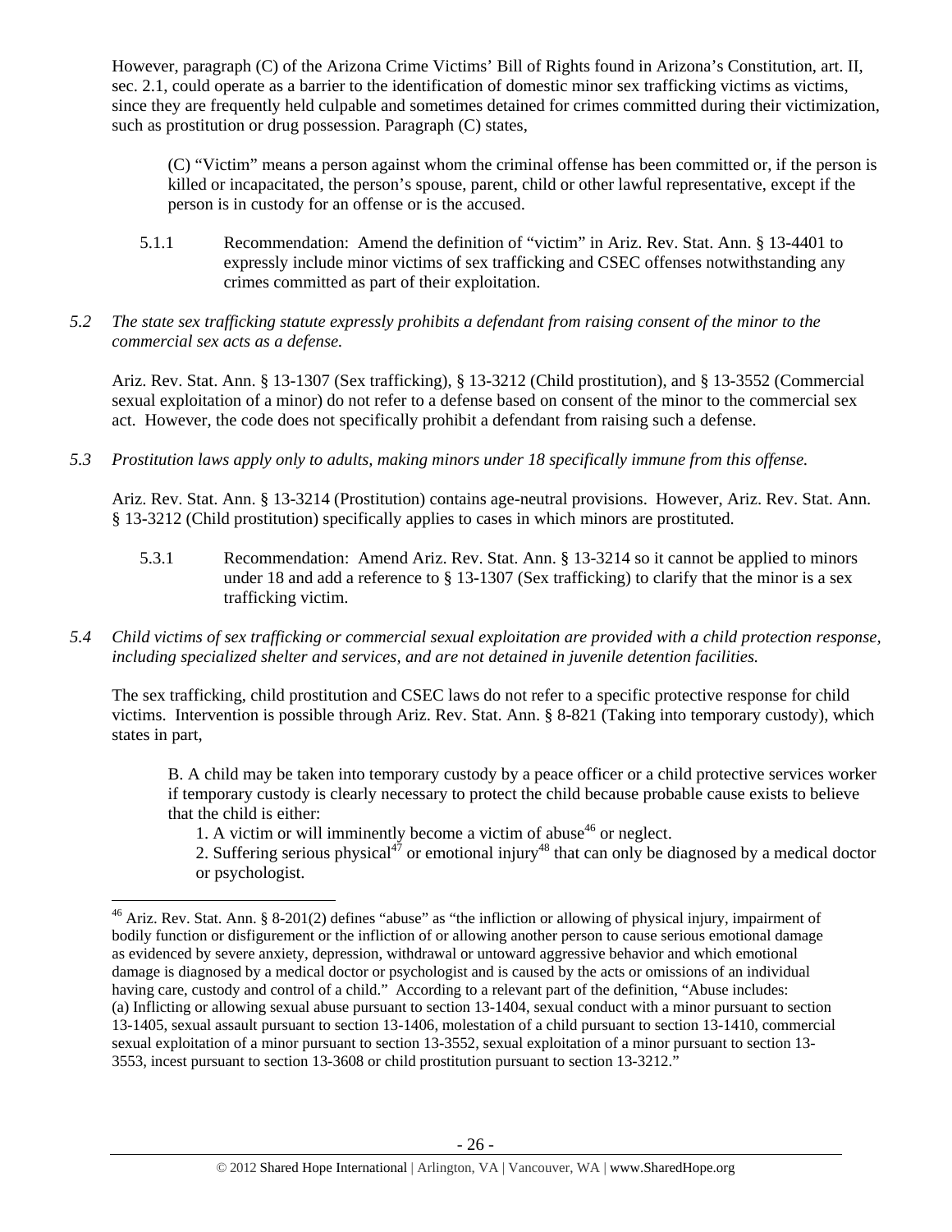However, paragraph (C) of the Arizona Crime Victims' Bill of Rights found in Arizona's Constitution, art. II, sec. 2.1, could operate as a barrier to the identification of domestic minor sex trafficking victims as victims, since they are frequently held culpable and sometimes detained for crimes committed during their victimization, such as prostitution or drug possession. Paragraph (C) states,

> (C) "Victim" means a person against whom the criminal offense has been committed or, if the person is killed or incapacitated, the person's spouse, parent, child or other lawful representative, except if the person is in custody for an offense or is the accused.

5.1.1 Recommendation: Amend the definition of "victim" in Ariz. Rev. Stat. Ann. § 13-4401 to expressly include minor victims of sex trafficking and CSEC offenses notwithstanding any crimes committed as part of their exploitation.

*5.2 The state sex trafficking statute expressly prohibits a defendant from raising consent of the minor to the commercial sex acts as a defense.*

Ariz. Rev. Stat. Ann. § 13-1307 (Sex trafficking), § 13-3212 (Child prostitution), and § 13-3552 (Commercial sexual exploitation of a minor) do not refer to a defense based on consent of the minor to the commercial sex act. However, the code does not specifically prohibit a defendant from raising such a defense.

*5.3 Prostitution laws apply only to adults, making minors under 18 specifically immune from this offense.*

Ariz. Rev. Stat. Ann. § 13-3214 (Prostitution) contains age-neutral provisions. However, Ariz. Rev. Stat. Ann. § 13-3212 (Child prostitution) specifically applies to cases in which minors are prostituted.

5.3.1 Recommendation: Amend Ariz. Rev. Stat. Ann. § 13-3214 so it cannot be applied to minors under 18 and add a reference to § 13-1307 (Sex trafficking) to clarify that the minor is a sex trafficking victim.

*5.4 Child victims of sex trafficking or commercial sexual exploitation are provided with a child protection response, including specialized shelter and services, and are not detained in juvenile detention facilities.*

The sex trafficking, child prostitution and CSEC laws do not refer to a specific protective response for child victims. Intervention is possible through Ariz. Rev. Stat. Ann. § 8-821 (Taking into temporary custody), which states in part,

> B. A child may be taken into temporary custody by a peace officer or a child protective services worker if temporary custody is clearly necessary to protect the child because probable cause exists to believe that the child is either:
>
> 1. A victim or will imminently become a victim of abuse[46] or neglect.
> 2. Suffering serious physical[47] or emotional injury[48] that can only be diagnosed by a medical doctor or psychologist.

---

[46] Ariz. Rev. Stat. Ann. § 8-201(2) defines "abuse" as "the infliction or allowing of physical injury, impairment of bodily function or disfigurement or the infliction of or allowing another person to cause serious emotional damage as evidenced by severe anxiety, depression, withdrawal or untoward aggressive behavior and which emotional damage is diagnosed by a medical doctor or psychologist and is caused by the acts or omissions of an individual having care, custody and control of a child." According to a relevant part of the definition, "Abuse includes: (a) Inflicting or allowing sexual abuse pursuant to section 13-1404, sexual conduct with a minor pursuant to section 13-1405, sexual assault pursuant to section 13-1406, molestation of a child pursuant to section 13-1410, commercial sexual exploitation of a minor pursuant to section 13-3552, sexual exploitation of a minor pursuant to section 13-3553, incest pursuant to section 13-3608 or child prostitution pursuant to section 13-3212."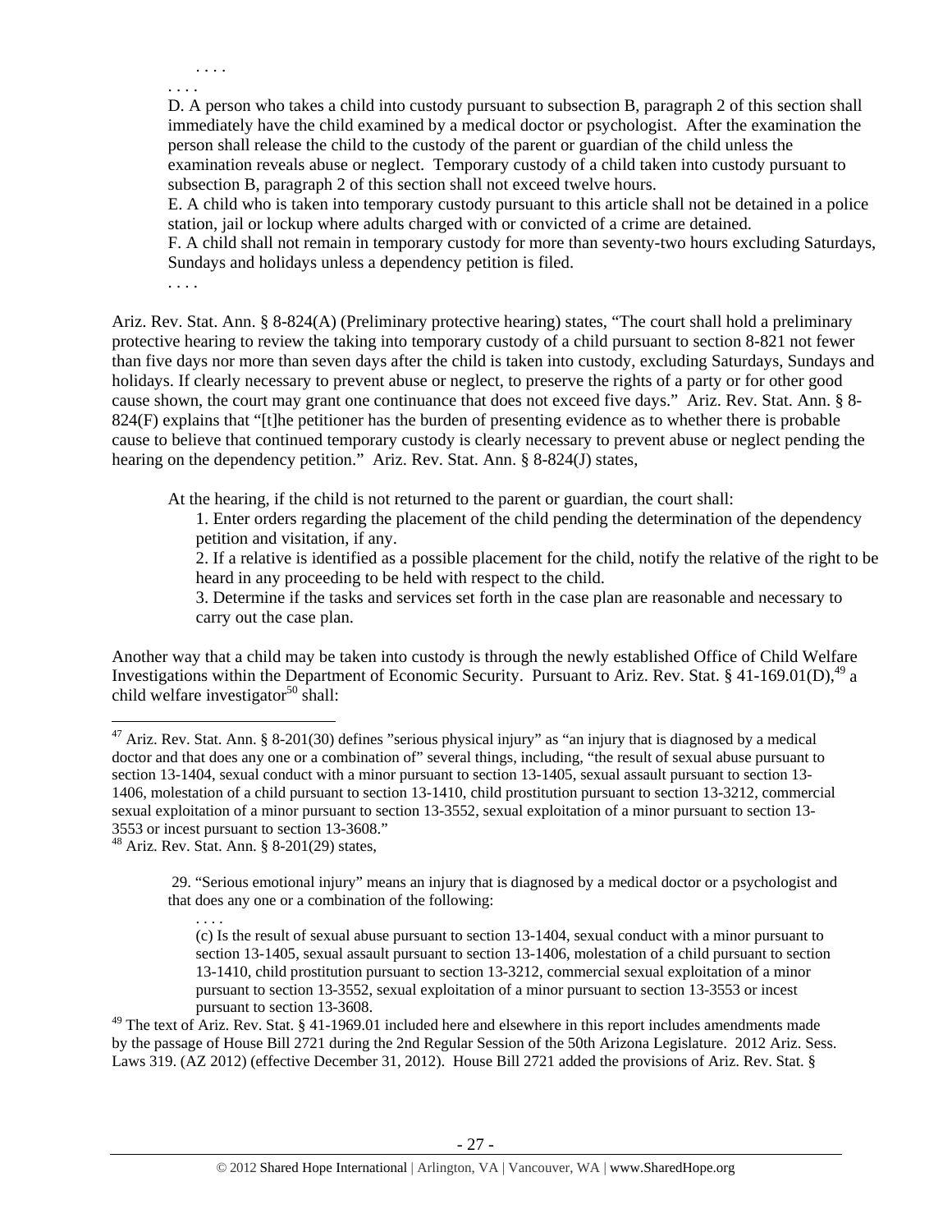. . . .

. . . .

D. A person who takes a child into custody pursuant to subsection B, paragraph 2 of this section shall immediately have the child examined by a medical doctor or psychologist. After the examination the person shall release the child to the custody of the parent or guardian of the child unless the examination reveals abuse or neglect. Temporary custody of a child taken into custody pursuant to subsection B, paragraph 2 of this section shall not exceed twelve hours.

E. A child who is taken into temporary custody pursuant to this article shall not be detained in a police station, jail or lockup where adults charged with or convicted of a crime are detained.

F. A child shall not remain in temporary custody for more than seventy-two hours excluding Saturdays, Sundays and holidays unless a dependency petition is filed.

. . . .

Ariz. Rev. Stat. Ann. § 8-824(A) (Preliminary protective hearing) states, "The court shall hold a preliminary protective hearing to review the taking into temporary custody of a child pursuant to section 8-821 not fewer than five days nor more than seven days after the child is taken into custody, excluding Saturdays, Sundays and holidays. If clearly necessary to prevent abuse or neglect, to preserve the rights of a party or for other good cause shown, the court may grant one continuance that does not exceed five days." Ariz. Rev. Stat. Ann. § 8-824(F) explains that "[t]he petitioner has the burden of presenting evidence as to whether there is probable cause to believe that continued temporary custody is clearly necessary to prevent abuse or neglect pending the hearing on the dependency petition." Ariz. Rev. Stat. Ann. § 8-824(J) states,

> At the hearing, if the child is not returned to the parent or guardian, the court shall:
>
> 1. Enter orders regarding the placement of the child pending the determination of the dependency petition and visitation, if any.
> 2. If a relative is identified as a possible placement for the child, notify the relative of the right to be heard in any proceeding to be held with respect to the child.
> 3. Determine if the tasks and services set forth in the case plan are reasonable and necessary to carry out the case plan.

Another way that a child may be taken into custody is through the newly established Office of Child Welfare Investigations within the Department of Economic Security. Pursuant to Ariz. Rev. Stat. § 41-169.01(D),[49] a child welfare investigator[50] shall:

---

[47] Ariz. Rev. Stat. Ann. § 8-201(30) defines "serious physical injury" as "an injury that is diagnosed by a medical doctor and that does any one or a combination of" several things, including, "the result of sexual abuse pursuant to section 13-1404, sexual conduct with a minor pursuant to section 13-1405, sexual assault pursuant to section 13-1406, molestation of a child pursuant to section 13-1410, child prostitution pursuant to section 13-3212, commercial sexual exploitation of a minor pursuant to section 13-3552, sexual exploitation of a minor pursuant to section 13-3553 or incest pursuant to section 13-3608."

[48] Ariz. Rev. Stat. Ann. § 8-201(29) states,

> 29. "Serious emotional injury" means an injury that is diagnosed by a medical doctor or a psychologist and that does any one or a combination of the following:
>
> . . . .
>
> (c) Is the result of sexual abuse pursuant to section 13-1404, sexual conduct with a minor pursuant to section 13-1405, sexual assault pursuant to section 13-1406, molestation of a child pursuant to section 13-1410, child prostitution pursuant to section 13-3212, commercial sexual exploitation of a minor pursuant to section 13-3552, sexual exploitation of a minor pursuant to section 13-3553 or incest pursuant to section 13-3608.

[49] The text of Ariz. Rev. Stat. § 41-1969.01 included here and elsewhere in this report includes amendments made by the passage of House Bill 2721 during the 2nd Regular Session of the 50th Arizona Legislature. 2012 Ariz. Sess. Laws 319. (AZ 2012) (effective December 31, 2012). House Bill 2721 added the provisions of Ariz. Rev. Stat. §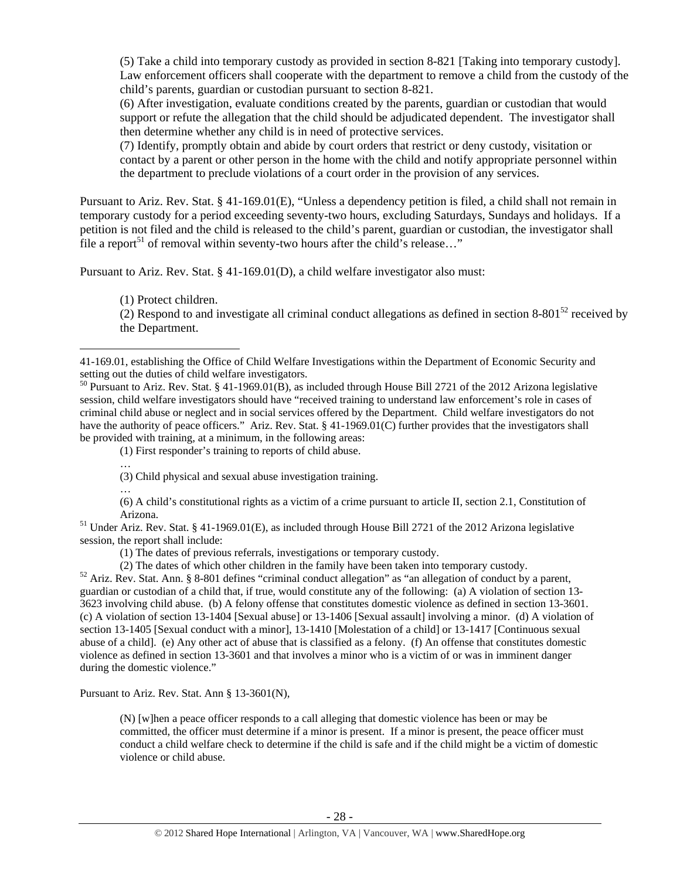(5) Take a child into temporary custody as provided in section 8-821 [Taking into temporary custody]. Law enforcement officers shall cooperate with the department to remove a child from the custody of the child's parents, guardian or custodian pursuant to section 8-821.

(6) After investigation, evaluate conditions created by the parents, guardian or custodian that would support or refute the allegation that the child should be adjudicated dependent. The investigator shall then determine whether any child is in need of protective services.

(7) Identify, promptly obtain and abide by court orders that restrict or deny custody, visitation or contact by a parent or other person in the home with the child and notify appropriate personnel within the department to preclude violations of a court order in the provision of any services.

Pursuant to Ariz. Rev. Stat. § 41-169.01(E), "Unless a dependency petition is filed, a child shall not remain in temporary custody for a period exceeding seventy-two hours, excluding Saturdays, Sundays and holidays. If a petition is not filed and the child is released to the child's parent, guardian or custodian, the investigator shall file a report[51] of removal within seventy-two hours after the child's release…"

Pursuant to Ariz. Rev. Stat. § 41-169.01(D), a child welfare investigator also must:

(1) Protect children.

(2) Respond to and investigate all criminal conduct allegations as defined in section 8-801[52] received by the Department.

---

41-169.01, establishing the Office of Child Welfare Investigations within the Department of Economic Security and setting out the duties of child welfare investigators.

[50] Pursuant to Ariz. Rev. Stat. § 41-1969.01(B), as included through House Bill 2721 of the 2012 Arizona legislative session, child welfare investigators should have "received training to understand law enforcement's role in cases of criminal child abuse or neglect and in social services offered by the Department. Child welfare investigators do not have the authority of peace officers." Ariz. Rev. Stat. § 41-1969.01(C) further provides that the investigators shall be provided with training, at a minimum, in the following areas:

(1) First responder's training to reports of child abuse.

…

(3) Child physical and sexual abuse investigation training.

…

(6) A child's constitutional rights as a victim of a crime pursuant to article II, section 2.1, Constitution of Arizona.

[51] Under Ariz. Rev. Stat. § 41-1969.01(E), as included through House Bill 2721 of the 2012 Arizona legislative session, the report shall include:

(1) The dates of previous referrals, investigations or temporary custody.

(2) The dates of which other children in the family have been taken into temporary custody.

[52] Ariz. Rev. Stat. Ann. § 8-801 defines "criminal conduct allegation" as "an allegation of conduct by a parent, guardian or custodian of a child that, if true, would constitute any of the following: (a) A violation of section 13-3623 involving child abuse. (b) A felony offense that constitutes domestic violence as defined in section 13-3601. (c) A violation of section 13-1404 [Sexual abuse] or 13-1406 [Sexual assault] involving a minor. (d) A violation of section 13-1405 [Sexual conduct with a minor], 13-1410 [Molestation of a child] or 13-1417 [Continuous sexual abuse of a child]. (e) Any other act of abuse that is classified as a felony. (f) An offense that constitutes domestic violence as defined in section 13-3601 and that involves a minor who is a victim of or was in imminent danger during the domestic violence."

Pursuant to Ariz. Rev. Stat. Ann § 13-3601(N),

(N) [w]hen a peace officer responds to a call alleging that domestic violence has been or may be committed, the officer must determine if a minor is present. If a minor is present, the peace officer must conduct a child welfare check to determine if the child is safe and if the child might be a victim of domestic violence or child abuse.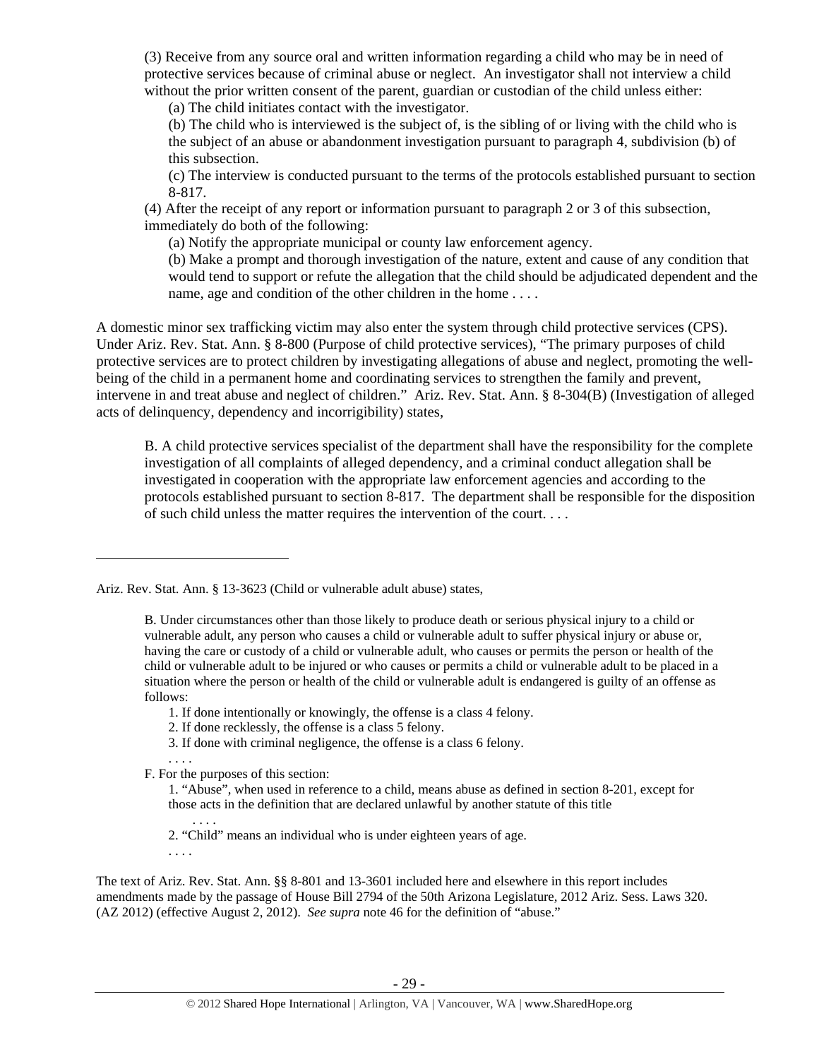(3) Receive from any source oral and written information regarding a child who may be in need of protective services because of criminal abuse or neglect. An investigator shall not interview a child without the prior written consent of the parent, guardian or custodian of the child unless either:

> (a) The child initiates contact with the investigator.
>
> (b) The child who is interviewed is the subject of, is the sibling of or living with the child who is the subject of an abuse or abandonment investigation pursuant to paragraph 4, subdivision (b) of this subsection.
>
> (c) The interview is conducted pursuant to the terms of the protocols established pursuant to section 8-817.

(4) After the receipt of any report or information pursuant to paragraph 2 or 3 of this subsection, immediately do both of the following:

> (a) Notify the appropriate municipal or county law enforcement agency.
>
> (b) Make a prompt and thorough investigation of the nature, extent and cause of any condition that would tend to support or refute the allegation that the child should be adjudicated dependent and the name, age and condition of the other children in the home . . . .

A domestic minor sex trafficking victim may also enter the system through child protective services (CPS). Under Ariz. Rev. Stat. Ann. § 8-800 (Purpose of child protective services), "The primary purposes of child protective services are to protect children by investigating allegations of abuse and neglect, promoting the well-being of the child in a permanent home and coordinating services to strengthen the family and prevent, intervene in and treat abuse and neglect of children." Ariz. Rev. Stat. Ann. § 8-304(B) (Investigation of alleged acts of delinquency, dependency and incorrigibility) states,

> B. A child protective services specialist of the department shall have the responsibility for the complete investigation of all complaints of alleged dependency, and a criminal conduct allegation shall be investigated in cooperation with the appropriate law enforcement agencies and according to the protocols established pursuant to section 8-817. The department shall be responsible for the disposition of such child unless the matter requires the intervention of the court. . . .

---

Ariz. Rev. Stat. Ann. § 13-3623 (Child or vulnerable adult abuse) states,

> B. Under circumstances other than those likely to produce death or serious physical injury to a child or vulnerable adult, any person who causes a child or vulnerable adult to suffer physical injury or abuse or, having the care or custody of a child or vulnerable adult, who causes or permits the person or health of the child or vulnerable adult to be injured or who causes or permits a child or vulnerable adult to be placed in a situation where the person or health of the child or vulnerable adult is endangered is guilty of an offense as follows:
>
> 1. If done intentionally or knowingly, the offense is a class 4 felony.
> 2. If done recklessly, the offense is a class 5 felony.
> 3. If done with criminal negligence, the offense is a class 6 felony.
>
> . . . .
>
> F. For the purposes of this section:
>
> 1. "Abuse", when used in reference to a child, means abuse as defined in section 8-201, except for those acts in the definition that are declared unlawful by another statute of this title
>
> . . . .
>
> 2. "Child" means an individual who is under eighteen years of age.
>
> . . . .

The text of Ariz. Rev. Stat. Ann. §§ 8-801 and 13-3601 included here and elsewhere in this report includes amendments made by the passage of House Bill 2794 of the 50th Arizona Legislature, 2012 Ariz. Sess. Laws 320. (AZ 2012) (effective August 2, 2012). *See supra* note 46 for the definition of "abuse."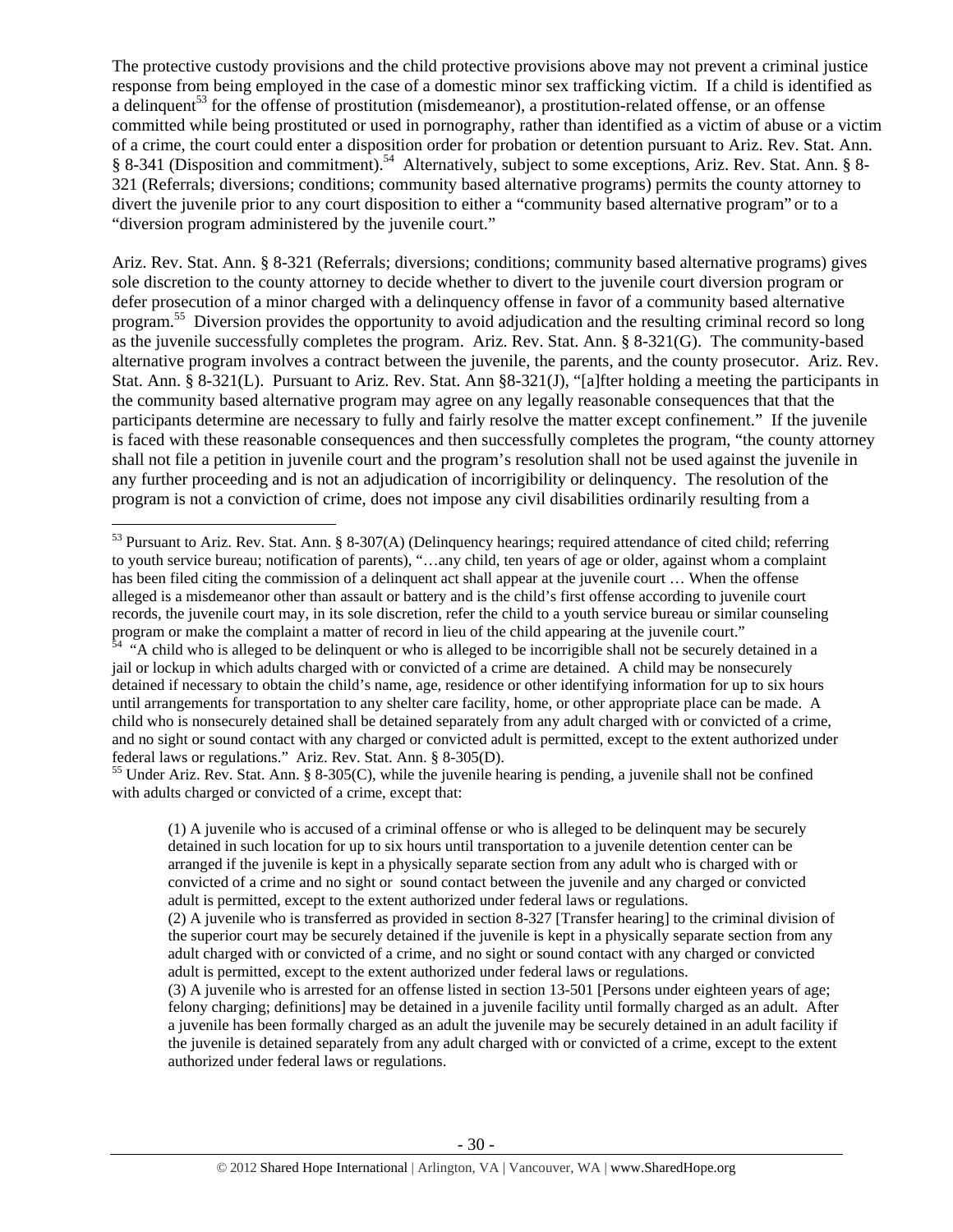The protective custody provisions and the child protective provisions above may not prevent a criminal justice response from being employed in the case of a domestic minor sex trafficking victim. If a child is identified as a delinquent[53] for the offense of prostitution (misdemeanor), a prostitution-related offense, or an offense committed while being prostituted or used in pornography, rather than identified as a victim of abuse or a victim of a crime, the court could enter a disposition order for probation or detention pursuant to Ariz. Rev. Stat. Ann. § 8-341 (Disposition and commitment).[54] Alternatively, subject to some exceptions, Ariz. Rev. Stat. Ann. § 8-321 (Referrals; diversions; conditions; community based alternative programs) permits the county attorney to divert the juvenile prior to any court disposition to either a "community based alternative program" or to a "diversion program administered by the juvenile court."

Ariz. Rev. Stat. Ann. § 8-321 (Referrals; diversions; conditions; community based alternative programs) gives sole discretion to the county attorney to decide whether to divert to the juvenile court diversion program or defer prosecution of a minor charged with a delinquency offense in favor of a community based alternative program.[55] Diversion provides the opportunity to avoid adjudication and the resulting criminal record so long as the juvenile successfully completes the program. Ariz. Rev. Stat. Ann. § 8-321(G). The community-based alternative program involves a contract between the juvenile, the parents, and the county prosecutor. Ariz. Rev. Stat. Ann. § 8-321(L). Pursuant to Ariz. Rev. Stat. Ann §8-321(J), "[a]fter holding a meeting the participants in the community based alternative program may agree on any legally reasonable consequences that that the participants determine are necessary to fully and fairly resolve the matter except confinement." If the juvenile is faced with these reasonable consequences and then successfully completes the program, "the county attorney shall not file a petition in juvenile court and the program's resolution shall not be used against the juvenile in any further proceeding and is not an adjudication of incorrigibility or delinquency. The resolution of the program is not a conviction of crime, does not impose any civil disabilities ordinarily resulting from a

---

[53] Pursuant to Ariz. Rev. Stat. Ann. § 8-307(A) (Delinquency hearings; required attendance of cited child; referring to youth service bureau; notification of parents), "…any child, ten years of age or older, against whom a complaint has been filed citing the commission of a delinquent act shall appear at the juvenile court … When the offense alleged is a misdemeanor other than assault or battery and is the child's first offense according to juvenile court records, the juvenile court may, in its sole discretion, refer the child to a youth service bureau or similar counseling program or make the complaint a matter of record in lieu of the child appearing at the juvenile court."

[54] "A child who is alleged to be delinquent or who is alleged to be incorrigible shall not be securely detained in a jail or lockup in which adults charged with or convicted of a crime are detained. A child may be nonsecurely detained if necessary to obtain the child's name, age, residence or other identifying information for up to six hours until arrangements for transportation to any shelter care facility, home, or other appropriate place can be made. A child who is nonsecurely detained shall be detained separately from any adult charged with or convicted of a crime, and no sight or sound contact with any charged or convicted adult is permitted, except to the extent authorized under federal laws or regulations." Ariz. Rev. Stat. Ann. § 8-305(D).

[55] Under Ariz. Rev. Stat. Ann. § 8-305(C), while the juvenile hearing is pending, a juvenile shall not be confined with adults charged or convicted of a crime, except that:

> (1) A juvenile who is accused of a criminal offense or who is alleged to be delinquent may be securely detained in such location for up to six hours until transportation to a juvenile detention center can be arranged if the juvenile is kept in a physically separate section from any adult who is charged with or convicted of a crime and no sight or sound contact between the juvenile and any charged or convicted adult is permitted, except to the extent authorized under federal laws or regulations.
>
> (2) A juvenile who is transferred as provided in section 8-327 [Transfer hearing] to the criminal division of the superior court may be securely detained if the juvenile is kept in a physically separate section from any adult charged with or convicted of a crime, and no sight or sound contact with any charged or convicted adult is permitted, except to the extent authorized under federal laws or regulations.
>
> (3) A juvenile who is arrested for an offense listed in section 13-501 [Persons under eighteen years of age; felony charging; definitions] may be detained in a juvenile facility until formally charged as an adult. After a juvenile has been formally charged as an adult the juvenile may be securely detained in an adult facility if the juvenile is detained separately from any adult charged with or convicted of a crime, except to the extent authorized under federal laws or regulations.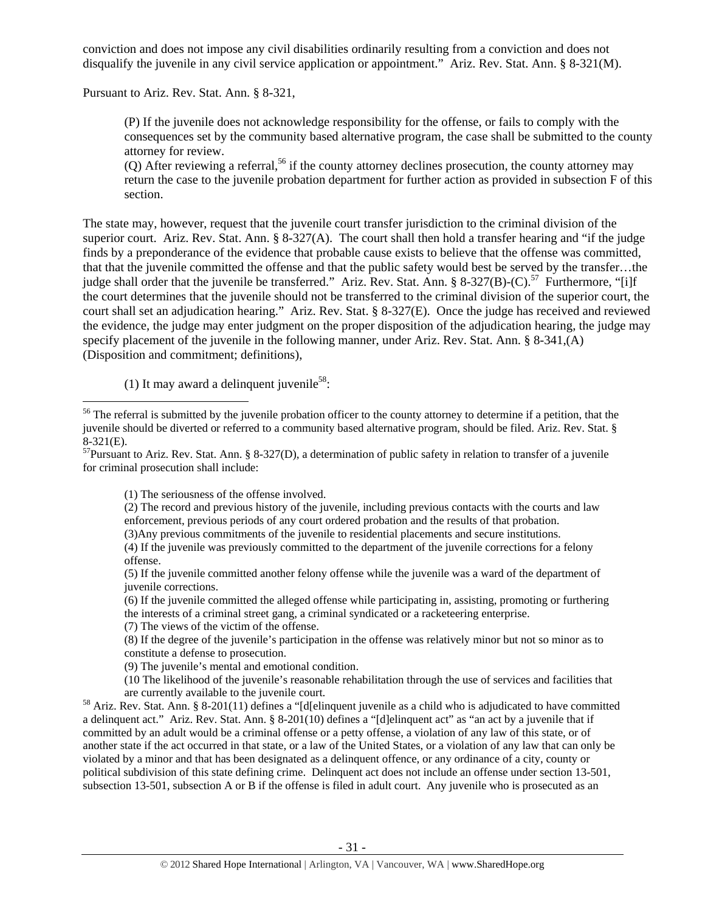conviction and does not impose any civil disabilities ordinarily resulting from a conviction and does not disqualify the juvenile in any civil service application or appointment." Ariz. Rev. Stat. Ann. § 8-321(M).

Pursuant to Ariz. Rev. Stat. Ann. § 8-321,

> (P) If the juvenile does not acknowledge responsibility for the offense, or fails to comply with the consequences set by the community based alternative program, the case shall be submitted to the county attorney for review.
> (Q) After reviewing a referral,[56] if the county attorney declines prosecution, the county attorney may return the case to the juvenile probation department for further action as provided in subsection F of this section.

The state may, however, request that the juvenile court transfer jurisdiction to the criminal division of the superior court. Ariz. Rev. Stat. Ann. § 8-327(A). The court shall then hold a transfer hearing and "if the judge finds by a preponderance of the evidence that probable cause exists to believe that the offense was committed, that that the juvenile committed the offense and that the public safety would best be served by the transfer…the judge shall order that the juvenile be transferred." Ariz. Rev. Stat. Ann. § 8-327(B)-(C).[57] Furthermore, "[i]f the court determines that the juvenile should not be transferred to the criminal division of the superior court, the court shall set an adjudication hearing." Ariz. Rev. Stat. § 8-327(E). Once the judge has received and reviewed the evidence, the judge may enter judgment on the proper disposition of the adjudication hearing, the judge may specify placement of the juvenile in the following manner, under Ariz. Rev. Stat. Ann. § 8-341,(A) (Disposition and commitment; definitions),

> (1) It may award a delinquent juvenile[58]:

---

[56] The referral is submitted by the juvenile probation officer to the county attorney to determine if a petition, that the juvenile should be diverted or referred to a community based alternative program, should be filed. Ariz. Rev. Stat. § 8-321(E).

[57] Pursuant to Ariz. Rev. Stat. Ann. § 8-327(D), a determination of public safety in relation to transfer of a juvenile for criminal prosecution shall include:

> (1) The seriousness of the offense involved.
> (2) The record and previous history of the juvenile, including previous contacts with the courts and law enforcement, previous periods of any court ordered probation and the results of that probation.
> (3)Any previous commitments of the juvenile to residential placements and secure institutions.
> (4) If the juvenile was previously committed to the department of the juvenile corrections for a felony offense.
> (5) If the juvenile committed another felony offense while the juvenile was a ward of the department of juvenile corrections.
> (6) If the juvenile committed the alleged offense while participating in, assisting, promoting or furthering the interests of a criminal street gang, a criminal syndicated or a racketeering enterprise.
> (7) The views of the victim of the offense.
> (8) If the degree of the juvenile's participation in the offense was relatively minor but not so minor as to constitute a defense to prosecution.
> (9) The juvenile's mental and emotional condition.
> (10 The likelihood of the juvenile's reasonable rehabilitation through the use of services and facilities that are currently available to the juvenile court.

[58] Ariz. Rev. Stat. Ann. § 8-201(11) defines a "[d[elinquent juvenile as a child who is adjudicated to have committed a delinquent act." Ariz. Rev. Stat. Ann. § 8-201(10) defines a "[d]elinquent act" as "an act by a juvenile that if committed by an adult would be a criminal offense or a petty offense, a violation of any law of this state, or of another state if the act occurred in that state, or a law of the United States, or a violation of any law that can only be violated by a minor and that has been designated as a delinquent offence, or any ordinance of a city, county or political subdivision of this state defining crime. Delinquent act does not include an offense under section 13-501, subsection 13-501, subsection A or B if the offense is filed in adult court. Any juvenile who is prosecuted as an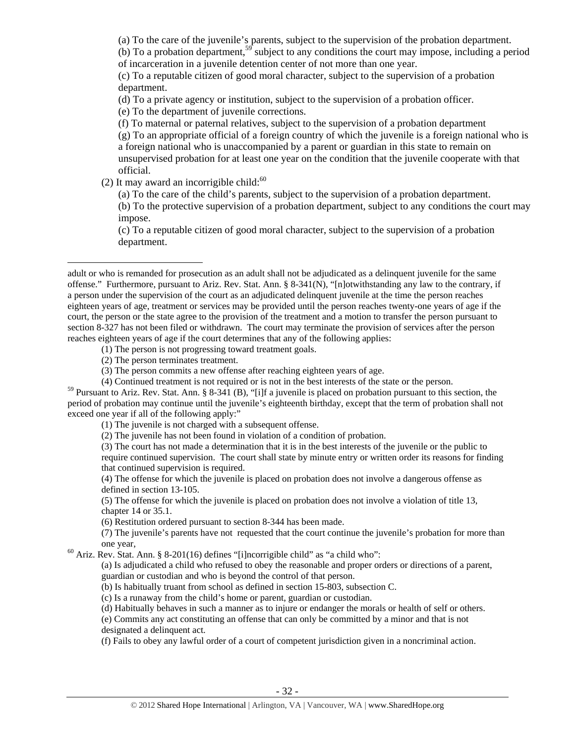(a) To the care of the juvenile's parents, subject to the supervision of the probation department.

(b) To a probation department,[59] subject to any conditions the court may impose, including a period of incarceration in a juvenile detention center of not more than one year.

(c) To a reputable citizen of good moral character, subject to the supervision of a probation department.

(d) To a private agency or institution, subject to the supervision of a probation officer.

(e) To the department of juvenile corrections.

(f) To maternal or paternal relatives, subject to the supervision of a probation department

(g) To an appropriate official of a foreign country of which the juvenile is a foreign national who is a foreign national who is unaccompanied by a parent or guardian in this state to remain on unsupervised probation for at least one year on the condition that the juvenile cooperate with that official.

(2) It may award an incorrigible child:[60]

(a) To the care of the child's parents, subject to the supervision of a probation department.

(b) To the protective supervision of a probation department, subject to any conditions the court may impose.

(c) To a reputable citizen of good moral character, subject to the supervision of a probation department.

---

adult or who is remanded for prosecution as an adult shall not be adjudicated as a delinquent juvenile for the same offense." Furthermore, pursuant to Ariz. Rev. Stat. Ann. § 8-341(N), "[n]otwithstanding any law to the contrary, if a person under the supervision of the court as an adjudicated delinquent juvenile at the time the person reaches eighteen years of age, treatment or services may be provided until the person reaches twenty-one years of age if the court, the person or the state agree to the provision of the treatment and a motion to transfer the person pursuant to section 8-327 has not been filed or withdrawn. The court may terminate the provision of services after the person reaches eighteen years of age if the court determines that any of the following applies:

(1) The person is not progressing toward treatment goals.

(2) The person terminates treatment.

(3) The person commits a new offense after reaching eighteen years of age.

(4) Continued treatment is not required or is not in the best interests of the state or the person.

[59] Pursuant to Ariz. Rev. Stat. Ann. § 8-341 (B), "[i]f a juvenile is placed on probation pursuant to this section, the period of probation may continue until the juvenile's eighteenth birthday, except that the term of probation shall not exceed one year if all of the following apply:"

(1) The juvenile is not charged with a subsequent offense.

(2) The juvenile has not been found in violation of a condition of probation.

(3) The court has not made a determination that it is in the best interests of the juvenile or the public to require continued supervision. The court shall state by minute entry or written order its reasons for finding that continued supervision is required.

(4) The offense for which the juvenile is placed on probation does not involve a dangerous offense as defined in section 13-105.

(5) The offense for which the juvenile is placed on probation does not involve a violation of title 13, chapter 14 or 35.1.

(6) Restitution ordered pursuant to section 8-344 has been made.

(7) The juvenile's parents have not requested that the court continue the juvenile's probation for more than one year,

[60] Ariz. Rev. Stat. Ann. § 8-201(16) defines "[i]ncorrigible child" as "a child who":

(a) Is adjudicated a child who refused to obey the reasonable and proper orders or directions of a parent, guardian or custodian and who is beyond the control of that person.

(b) Is habitually truant from school as defined in section 15-803, subsection C.

(c) Is a runaway from the child's home or parent, guardian or custodian.

(d) Habitually behaves in such a manner as to injure or endanger the morals or health of self or others.

(e) Commits any act constituting an offense that can only be committed by a minor and that is not designated a delinquent act.

(f) Fails to obey any lawful order of a court of competent jurisdiction given in a noncriminal action.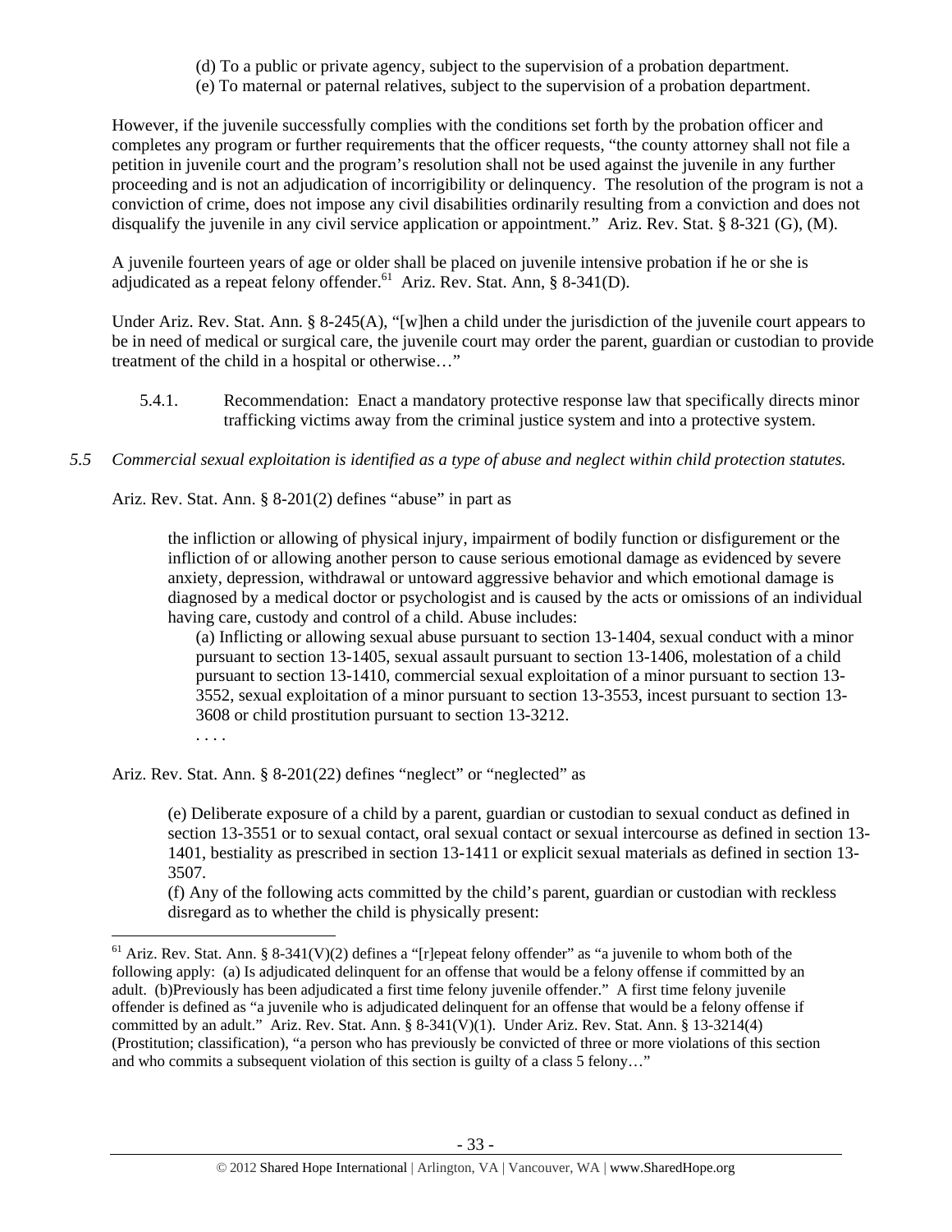(d) To a public or private agency, subject to the supervision of a probation department.
(e) To maternal or paternal relatives, subject to the supervision of a probation department.

However, if the juvenile successfully complies with the conditions set forth by the probation officer and completes any program or further requirements that the officer requests, "the county attorney shall not file a petition in juvenile court and the program's resolution shall not be used against the juvenile in any further proceeding and is not an adjudication of incorrigibility or delinquency. The resolution of the program is not a conviction of crime, does not impose any civil disabilities ordinarily resulting from a conviction and does not disqualify the juvenile in any civil service application or appointment." Ariz. Rev. Stat. § 8-321 (G), (M).

A juvenile fourteen years of age or older shall be placed on juvenile intensive probation if he or she is adjudicated as a repeat felony offender.[61] Ariz. Rev. Stat. Ann, § 8-341(D).

Under Ariz. Rev. Stat. Ann. § 8-245(A), "[w]hen a child under the jurisdiction of the juvenile court appears to be in need of medical or surgical care, the juvenile court may order the parent, guardian or custodian to provide treatment of the child in a hospital or otherwise…"

5.4.1. Recommendation: Enact a mandatory protective response law that specifically directs minor trafficking victims away from the criminal justice system and into a protective system.

*5.5 Commercial sexual exploitation is identified as a type of abuse and neglect within child protection statutes.*

Ariz. Rev. Stat. Ann. § 8-201(2) defines "abuse" in part as

> the infliction or allowing of physical injury, impairment of bodily function or disfigurement or the infliction of or allowing another person to cause serious emotional damage as evidenced by severe anxiety, depression, withdrawal or untoward aggressive behavior and which emotional damage is diagnosed by a medical doctor or psychologist and is caused by the acts or omissions of an individual having care, custody and control of a child. Abuse includes:
>
> (a) Inflicting or allowing sexual abuse pursuant to section 13-1404, sexual conduct with a minor pursuant to section 13-1405, sexual assault pursuant to section 13-1406, molestation of a child pursuant to section 13-1410, commercial sexual exploitation of a minor pursuant to section 13-3552, sexual exploitation of a minor pursuant to section 13-3553, incest pursuant to section 13-3608 or child prostitution pursuant to section 13-3212.
>
> . . . .

Ariz. Rev. Stat. Ann. § 8-201(22) defines "neglect" or "neglected" as

> (e) Deliberate exposure of a child by a parent, guardian or custodian to sexual conduct as defined in section 13-3551 or to sexual contact, oral sexual contact or sexual intercourse as defined in section 13-1401, bestiality as prescribed in section 13-1411 or explicit sexual materials as defined in section 13-3507.
>
> (f) Any of the following acts committed by the child's parent, guardian or custodian with reckless disregard as to whether the child is physically present:

---

[61] Ariz. Rev. Stat. Ann. § 8-341(V)(2) defines a "[r]epeat felony offender" as "a juvenile to whom both of the following apply: (a) Is adjudicated delinquent for an offense that would be a felony offense if committed by an adult. (b)Previously has been adjudicated a first time felony juvenile offender." A first time felony juvenile offender is defined as "a juvenile who is adjudicated delinquent for an offense that would be a felony offense if committed by an adult." Ariz. Rev. Stat. Ann. § 8-341(V)(1). Under Ariz. Rev. Stat. Ann. § 13-3214(4) (Prostitution; classification), "a person who has previously be convicted of three or more violations of this section and who commits a subsequent violation of this section is guilty of a class 5 felony…"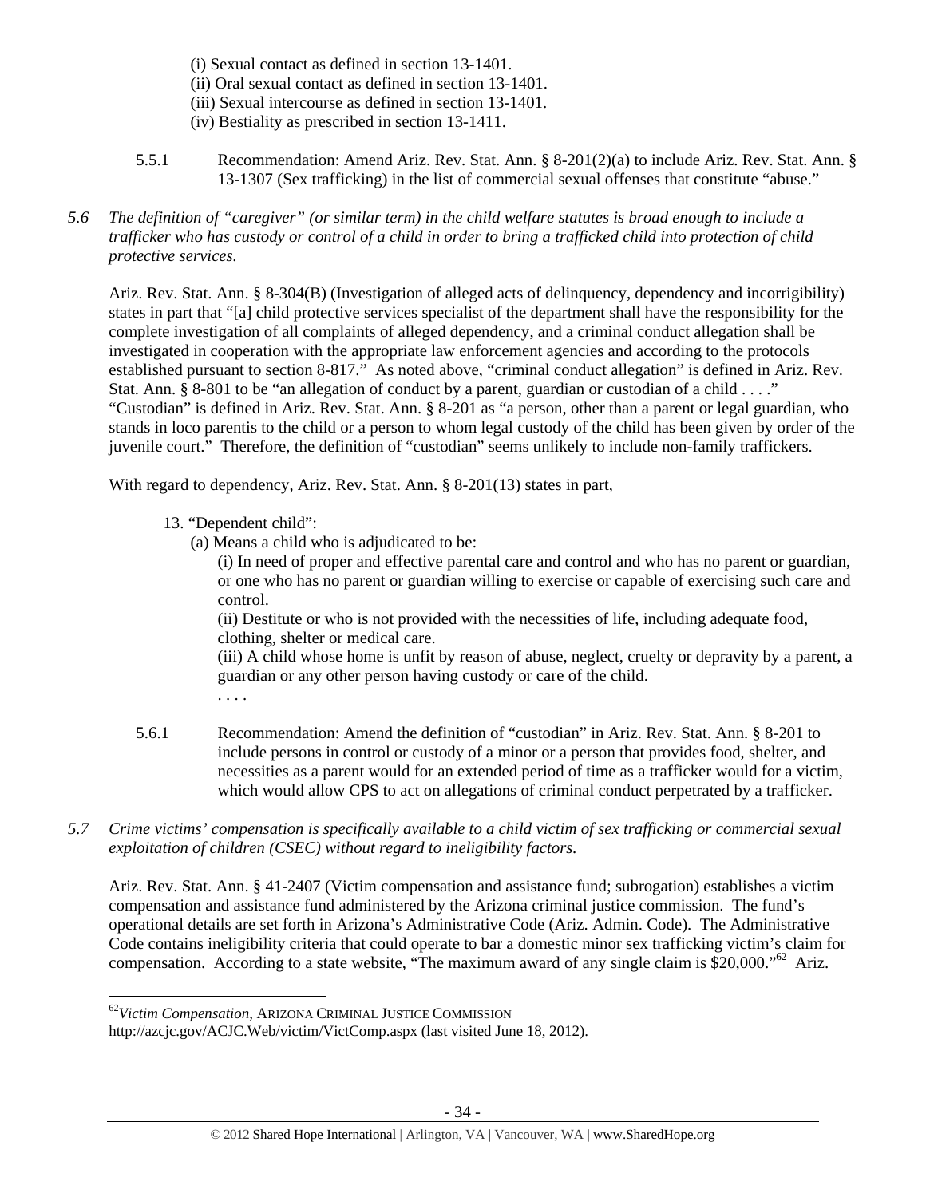(i) Sexual contact as defined in section 13-1401.
(ii) Oral sexual contact as defined in section 13-1401.
(iii) Sexual intercourse as defined in section 13-1401.
(iv) Bestiality as prescribed in section 13-1411.

5.5.1 Recommendation: Amend Ariz. Rev. Stat. Ann. § 8-201(2)(a) to include Ariz. Rev. Stat. Ann. § 13-1307 (Sex trafficking) in the list of commercial sexual offenses that constitute "abuse."

*5.6 The definition of "caregiver" (or similar term) in the child welfare statutes is broad enough to include a trafficker who has custody or control of a child in order to bring a trafficked child into protection of child protective services.*

Ariz. Rev. Stat. Ann. § 8-304(B) (Investigation of alleged acts of delinquency, dependency and incorrigibility) states in part that "[a] child protective services specialist of the department shall have the responsibility for the complete investigation of all complaints of alleged dependency, and a criminal conduct allegation shall be investigated in cooperation with the appropriate law enforcement agencies and according to the protocols established pursuant to section 8-817." As noted above, "criminal conduct allegation" is defined in Ariz. Rev. Stat. Ann. § 8-801 to be "an allegation of conduct by a parent, guardian or custodian of a child . . . ." "Custodian" is defined in Ariz. Rev. Stat. Ann. § 8-201 as "a person, other than a parent or legal guardian, who stands in loco parentis to the child or a person to whom legal custody of the child has been given by order of the juvenile court." Therefore, the definition of "custodian" seems unlikely to include non-family traffickers.

With regard to dependency, Ariz. Rev. Stat. Ann. § 8-201(13) states in part,

13. "Dependent child":
(a) Means a child who is adjudicated to be:
(i) In need of proper and effective parental care and control and who has no parent or guardian, or one who has no parent or guardian willing to exercise or capable of exercising such care and control.
(ii) Destitute or who is not provided with the necessities of life, including adequate food, clothing, shelter or medical care.
(iii) A child whose home is unfit by reason of abuse, neglect, cruelty or depravity by a parent, a guardian or any other person having custody or care of the child.
. . . .

5.6.1 Recommendation: Amend the definition of "custodian" in Ariz. Rev. Stat. Ann. § 8-201 to include persons in control or custody of a minor or a person that provides food, shelter, and necessities as a parent would for an extended period of time as a trafficker would for a victim, which would allow CPS to act on allegations of criminal conduct perpetrated by a trafficker.

*5.7 Crime victims' compensation is specifically available to a child victim of sex trafficking or commercial sexual exploitation of children (CSEC) without regard to ineligibility factors.*

Ariz. Rev. Stat. Ann. § 41-2407 (Victim compensation and assistance fund; subrogation) establishes a victim compensation and assistance fund administered by the Arizona criminal justice commission. The fund's operational details are set forth in Arizona's Administrative Code (Ariz. Admin. Code). The Administrative Code contains ineligibility criteria that could operate to bar a domestic minor sex trafficking victim's claim for compensation. According to a state website, "The maximum award of any single claim is $20,000."[62] Ariz.

[62] *Victim Compensation*, ARIZONA CRIMINAL JUSTICE COMMISSION http://azcjc.gov/ACJC.Web/victim/VictComp.aspx (last visited June 18, 2012).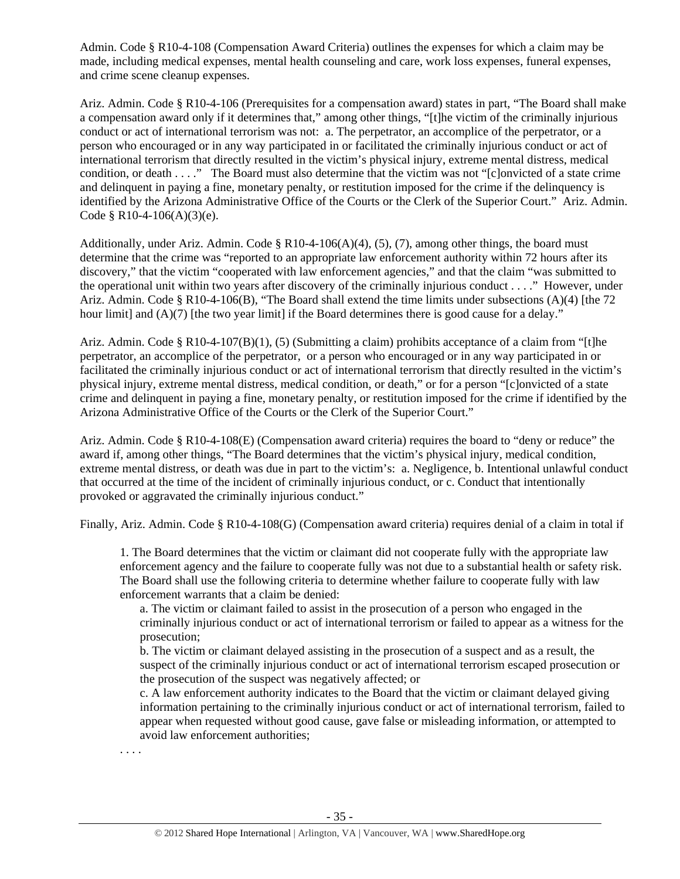Admin. Code § R10-4-108 (Compensation Award Criteria) outlines the expenses for which a claim may be made, including medical expenses, mental health counseling and care, work loss expenses, funeral expenses, and crime scene cleanup expenses.

Ariz. Admin. Code § R10-4-106 (Prerequisites for a compensation award) states in part, "The Board shall make a compensation award only if it determines that," among other things, "[t]he victim of the criminally injurious conduct or act of international terrorism was not: a. The perpetrator, an accomplice of the perpetrator, or a person who encouraged or in any way participated in or facilitated the criminally injurious conduct or act of international terrorism that directly resulted in the victim's physical injury, extreme mental distress, medical condition, or death . . . ." The Board must also determine that the victim was not "[c]onvicted of a state crime and delinquent in paying a fine, monetary penalty, or restitution imposed for the crime if the delinquency is identified by the Arizona Administrative Office of the Courts or the Clerk of the Superior Court." Ariz. Admin. Code § R10-4-106(A)(3)(e).

Additionally, under Ariz. Admin. Code § R10-4-106(A)(4), (5), (7), among other things, the board must determine that the crime was "reported to an appropriate law enforcement authority within 72 hours after its discovery," that the victim "cooperated with law enforcement agencies," and that the claim "was submitted to the operational unit within two years after discovery of the criminally injurious conduct . . . ." However, under Ariz. Admin. Code § R10-4-106(B), "The Board shall extend the time limits under subsections (A)(4) [the 72 hour limit] and (A)(7) [the two year limit] if the Board determines there is good cause for a delay."

Ariz. Admin. Code § R10-4-107(B)(1), (5) (Submitting a claim) prohibits acceptance of a claim from "[t]he perpetrator, an accomplice of the perpetrator, or a person who encouraged or in any way participated in or facilitated the criminally injurious conduct or act of international terrorism that directly resulted in the victim's physical injury, extreme mental distress, medical condition, or death," or for a person "[c]onvicted of a state crime and delinquent in paying a fine, monetary penalty, or restitution imposed for the crime if identified by the Arizona Administrative Office of the Courts or the Clerk of the Superior Court."

Ariz. Admin. Code § R10-4-108(E) (Compensation award criteria) requires the board to "deny or reduce" the award if, among other things, "The Board determines that the victim's physical injury, medical condition, extreme mental distress, or death was due in part to the victim's: a. Negligence, b. Intentional unlawful conduct that occurred at the time of the incident of criminally injurious conduct, or c. Conduct that intentionally provoked or aggravated the criminally injurious conduct."

Finally, Ariz. Admin. Code § R10-4-108(G) (Compensation award criteria) requires denial of a claim in total if

> 1. The Board determines that the victim or claimant did not cooperate fully with the appropriate law enforcement agency and the failure to cooperate fully was not due to a substantial health or safety risk. The Board shall use the following criteria to determine whether failure to cooperate fully with law enforcement warrants that a claim be denied:
>
> a. The victim or claimant failed to assist in the prosecution of a person who engaged in the criminally injurious conduct or act of international terrorism or failed to appear as a witness for the prosecution;
>
> b. The victim or claimant delayed assisting in the prosecution of a suspect and as a result, the suspect of the criminally injurious conduct or act of international terrorism escaped prosecution or the prosecution of the suspect was negatively affected; or
>
> c. A law enforcement authority indicates to the Board that the victim or claimant delayed giving information pertaining to the criminally injurious conduct or act of international terrorism, failed to appear when requested without good cause, gave false or misleading information, or attempted to avoid law enforcement authorities;
>
> . . . .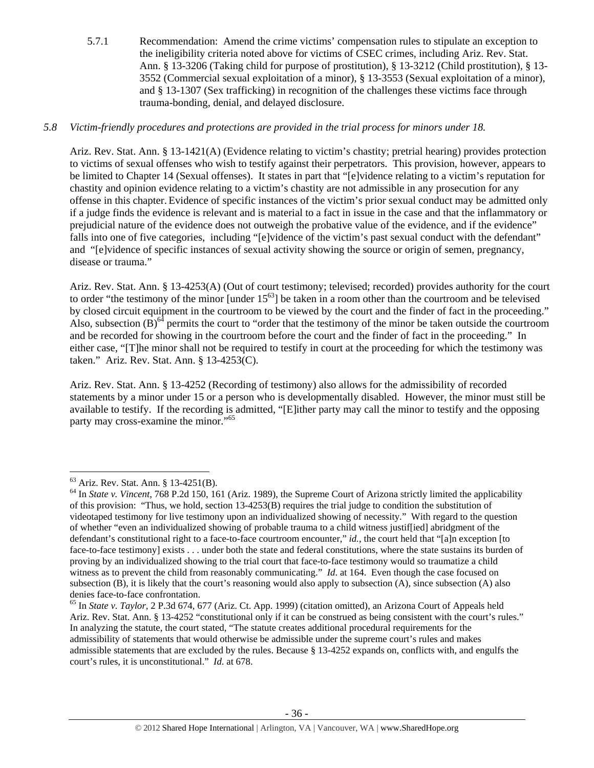5.7.1 Recommendation: Amend the crime victims' compensation rules to stipulate an exception to the ineligibility criteria noted above for victims of CSEC crimes, including Ariz. Rev. Stat. Ann. § 13-3206 (Taking child for purpose of prostitution), § 13-3212 (Child prostitution), § 13-3552 (Commercial sexual exploitation of a minor), § 13-3553 (Sexual exploitation of a minor), and § 13-1307 (Sex trafficking) in recognition of the challenges these victims face through trauma-bonding, denial, and delayed disclosure.

*5.8 Victim-friendly procedures and protections are provided in the trial process for minors under 18.*

Ariz. Rev. Stat. Ann. § 13-1421(A) (Evidence relating to victim's chastity; pretrial hearing) provides protection to victims of sexual offenses who wish to testify against their perpetrators. This provision, however, appears to be limited to Chapter 14 (Sexual offenses). It states in part that "[e]vidence relating to a victim's reputation for chastity and opinion evidence relating to a victim's chastity are not admissible in any prosecution for any offense in this chapter. Evidence of specific instances of the victim's prior sexual conduct may be admitted only if a judge finds the evidence is relevant and is material to a fact in issue in the case and that the inflammatory or prejudicial nature of the evidence does not outweigh the probative value of the evidence, and if the evidence" falls into one of five categories, including "[e]vidence of the victim's past sexual conduct with the defendant" and "[e]vidence of specific instances of sexual activity showing the source or origin of semen, pregnancy, disease or trauma."

Ariz. Rev. Stat. Ann. § 13-4253(A) (Out of court testimony; televised; recorded) provides authority for the court to order "the testimony of the minor [under 15[63]] be taken in a room other than the courtroom and be televised by closed circuit equipment in the courtroom to be viewed by the court and the finder of fact in the proceeding." Also, subsection (B)[64] permits the court to "order that the testimony of the minor be taken outside the courtroom and be recorded for showing in the courtroom before the court and the finder of fact in the proceeding." In either case, "[T]he minor shall not be required to testify in court at the proceeding for which the testimony was taken." Ariz. Rev. Stat. Ann. § 13-4253(C).

Ariz. Rev. Stat. Ann. § 13-4252 (Recording of testimony) also allows for the admissibility of recorded statements by a minor under 15 or a person who is developmentally disabled. However, the minor must still be available to testify. If the recording is admitted, "[E]ither party may call the minor to testify and the opposing party may cross-examine the minor."[65]

---

[63] Ariz. Rev. Stat. Ann. § 13-4251(B).

[64] In *State v. Vincent*, 768 P.2d 150, 161 (Ariz. 1989), the Supreme Court of Arizona strictly limited the applicability of this provision: "Thus, we hold, section 13-4253(B) requires the trial judge to condition the substitution of videotaped testimony for live testimony upon an individualized showing of necessity." With regard to the question of whether "even an individualized showing of probable trauma to a child witness justif[ied] abridgment of the defendant's constitutional right to a face-to-face courtroom encounter," *id.*, the court held that "[a]n exception [to face-to-face testimony] exists . . . under both the state and federal constitutions, where the state sustains its burden of proving by an individualized showing to the trial court that face-to-face testimony would so traumatize a child witness as to prevent the child from reasonably communicating." *Id*. at 164. Even though the case focused on subsection (B), it is likely that the court's reasoning would also apply to subsection (A), since subsection (A) also denies face-to-face confrontation.

[65] In *State v. Taylor*, 2 P.3d 674, 677 (Ariz. Ct. App. 1999) (citation omitted), an Arizona Court of Appeals held Ariz. Rev. Stat. Ann. § 13-4252 "constitutional only if it can be construed as being consistent with the court's rules." In analyzing the statute, the court stated, "The statute creates additional procedural requirements for the admissibility of statements that would otherwise be admissible under the supreme court's rules and makes admissible statements that are excluded by the rules. Because § 13-4252 expands on, conflicts with, and engulfs the court's rules, it is unconstitutional." *Id.* at 678.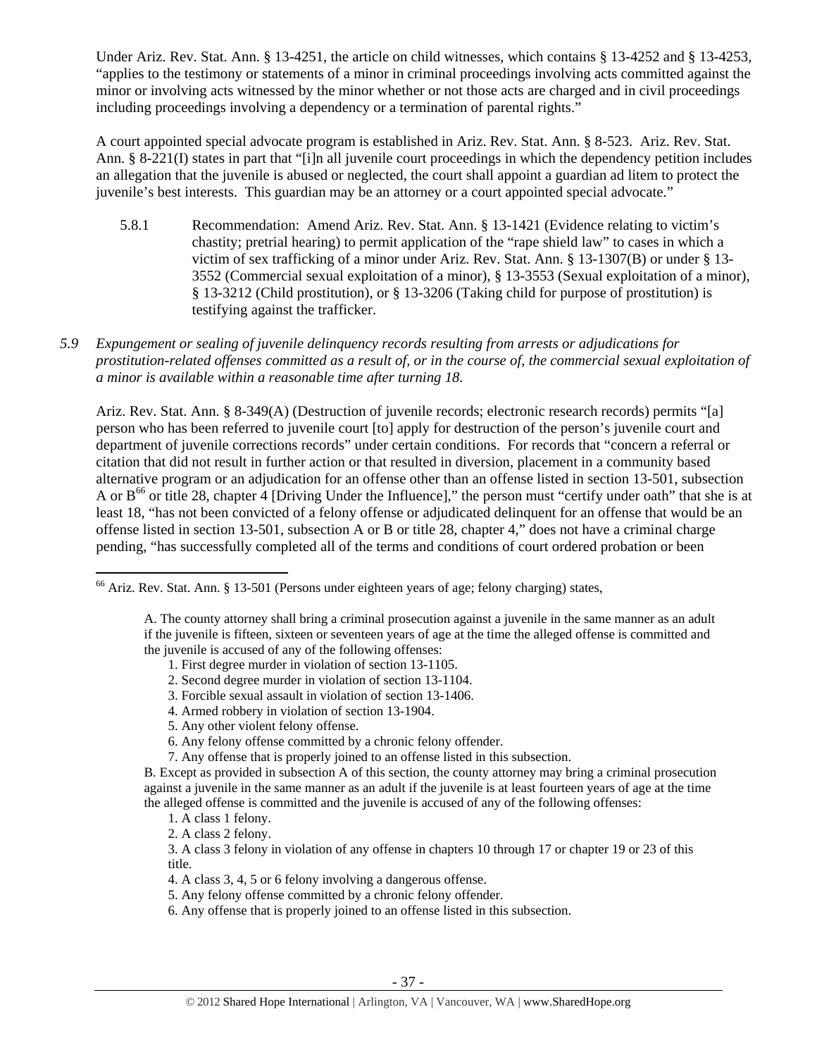Under Ariz. Rev. Stat. Ann. § 13-4251, the article on child witnesses, which contains § 13-4252 and § 13-4253, "applies to the testimony or statements of a minor in criminal proceedings involving acts committed against the minor or involving acts witnessed by the minor whether or not those acts are charged and in civil proceedings including proceedings involving a dependency or a termination of parental rights."

A court appointed special advocate program is established in Ariz. Rev. Stat. Ann. § 8-523. Ariz. Rev. Stat. Ann. § 8-221(I) states in part that "[i]n all juvenile court proceedings in which the dependency petition includes an allegation that the juvenile is abused or neglected, the court shall appoint a guardian ad litem to protect the juvenile's best interests. This guardian may be an attorney or a court appointed special advocate."

5.8.1 Recommendation: Amend Ariz. Rev. Stat. Ann. § 13-1421 (Evidence relating to victim's chastity; pretrial hearing) to permit application of the "rape shield law" to cases in which a victim of sex trafficking of a minor under Ariz. Rev. Stat. Ann. § 13-1307(B) or under § 13-3552 (Commercial sexual exploitation of a minor), § 13-3553 (Sexual exploitation of a minor), § 13-3212 (Child prostitution), or § 13-3206 (Taking child for purpose of prostitution) is testifying against the trafficker.

*5.9 Expungement or sealing of juvenile delinquency records resulting from arrests or adjudications for prostitution-related offenses committed as a result of, or in the course of, the commercial sexual exploitation of a minor is available within a reasonable time after turning 18.*

Ariz. Rev. Stat. Ann. § 8-349(A) (Destruction of juvenile records; electronic research records) permits "[a] person who has been referred to juvenile court [to] apply for destruction of the person's juvenile court and department of juvenile corrections records" under certain conditions. For records that "concern a referral or citation that did not result in further action or that resulted in diversion, placement in a community based alternative program or an adjudication for an offense other than an offense listed in section 13-501, subsection A or B[66] or title 28, chapter 4 [Driving Under the Influence]," the person must "certify under oath" that she is at least 18, "has not been convicted of a felony offense or adjudicated delinquent for an offense that would be an offense listed in section 13-501, subsection A or B or title 28, chapter 4," does not have a criminal charge pending, "has successfully completed all of the terms and conditions of court ordered probation or been

---

[66] Ariz. Rev. Stat. Ann. § 13-501 (Persons under eighteen years of age; felony charging) states,

> A. The county attorney shall bring a criminal prosecution against a juvenile in the same manner as an adult if the juvenile is fifteen, sixteen or seventeen years of age at the time the alleged offense is committed and the juvenile is accused of any of the following offenses:
>
> 1. First degree murder in violation of section 13-1105.
> 2. Second degree murder in violation of section 13-1104.
> 3. Forcible sexual assault in violation of section 13-1406.
> 4. Armed robbery in violation of section 13-1904.
> 5. Any other violent felony offense.
> 6. Any felony offense committed by a chronic felony offender.
> 7. Any offense that is properly joined to an offense listed in this subsection.
>
> B. Except as provided in subsection A of this section, the county attorney may bring a criminal prosecution against a juvenile in the same manner as an adult if the juvenile is at least fourteen years of age at the time the alleged offense is committed and the juvenile is accused of any of the following offenses:
>
> 1. A class 1 felony.
> 2. A class 2 felony.
> 3. A class 3 felony in violation of any offense in chapters 10 through 17 or chapter 19 or 23 of this title.
> 4. A class 3, 4, 5 or 6 felony involving a dangerous offense.
> 5. Any felony offense committed by a chronic felony offender.
> 6. Any offense that is properly joined to an offense listed in this subsection.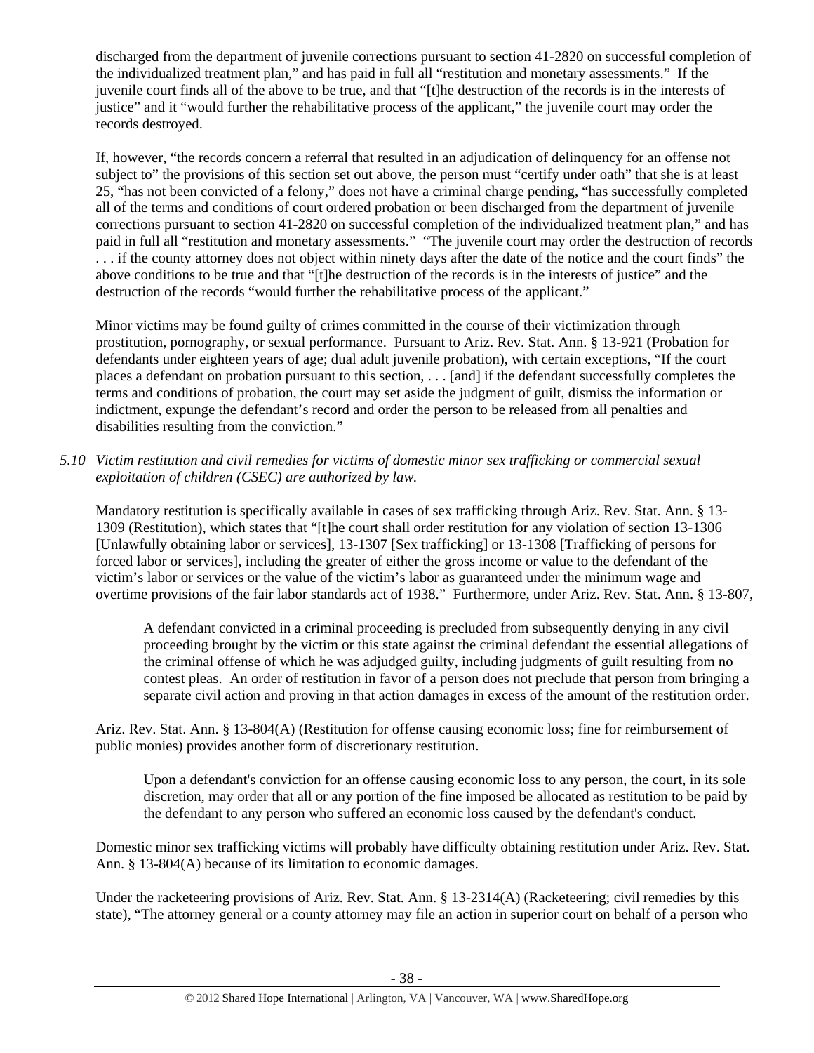discharged from the department of juvenile corrections pursuant to section 41-2820 on successful completion of the individualized treatment plan," and has paid in full all "restitution and monetary assessments." If the juvenile court finds all of the above to be true, and that "[t]he destruction of the records is in the interests of justice" and it "would further the rehabilitative process of the applicant," the juvenile court may order the records destroyed.

If, however, "the records concern a referral that resulted in an adjudication of delinquency for an offense not subject to" the provisions of this section set out above, the person must "certify under oath" that she is at least 25, "has not been convicted of a felony," does not have a criminal charge pending, "has successfully completed all of the terms and conditions of court ordered probation or been discharged from the department of juvenile corrections pursuant to section 41-2820 on successful completion of the individualized treatment plan," and has paid in full all "restitution and monetary assessments." "The juvenile court may order the destruction of records . . . if the county attorney does not object within ninety days after the date of the notice and the court finds" the above conditions to be true and that "[t]he destruction of the records is in the interests of justice" and the destruction of the records "would further the rehabilitative process of the applicant."

Minor victims may be found guilty of crimes committed in the course of their victimization through prostitution, pornography, or sexual performance. Pursuant to Ariz. Rev. Stat. Ann. § 13-921 (Probation for defendants under eighteen years of age; dual adult juvenile probation), with certain exceptions, "If the court places a defendant on probation pursuant to this section, . . . [and] if the defendant successfully completes the terms and conditions of probation, the court may set aside the judgment of guilt, dismiss the information or indictment, expunge the defendant's record and order the person to be released from all penalties and disabilities resulting from the conviction."

*5.10 Victim restitution and civil remedies for victims of domestic minor sex trafficking or commercial sexual exploitation of children (CSEC) are authorized by law.*

Mandatory restitution is specifically available in cases of sex trafficking through Ariz. Rev. Stat. Ann. § 13-1309 (Restitution), which states that "[t]he court shall order restitution for any violation of section 13-1306 [Unlawfully obtaining labor or services], 13-1307 [Sex trafficking] or 13-1308 [Trafficking of persons for forced labor or services], including the greater of either the gross income or value to the defendant of the victim's labor or services or the value of the victim's labor as guaranteed under the minimum wage and overtime provisions of the fair labor standards act of 1938." Furthermore, under Ariz. Rev. Stat. Ann. § 13-807,

> A defendant convicted in a criminal proceeding is precluded from subsequently denying in any civil proceeding brought by the victim or this state against the criminal defendant the essential allegations of the criminal offense of which he was adjudged guilty, including judgments of guilt resulting from no contest pleas. An order of restitution in favor of a person does not preclude that person from bringing a separate civil action and proving in that action damages in excess of the amount of the restitution order.

Ariz. Rev. Stat. Ann. § 13-804(A) (Restitution for offense causing economic loss; fine for reimbursement of public monies) provides another form of discretionary restitution.

> Upon a defendant's conviction for an offense causing economic loss to any person, the court, in its sole discretion, may order that all or any portion of the fine imposed be allocated as restitution to be paid by the defendant to any person who suffered an economic loss caused by the defendant's conduct.

Domestic minor sex trafficking victims will probably have difficulty obtaining restitution under Ariz. Rev. Stat. Ann. § 13-804(A) because of its limitation to economic damages.

Under the racketeering provisions of Ariz. Rev. Stat. Ann. § 13-2314(A) (Racketeering; civil remedies by this state), "The attorney general or a county attorney may file an action in superior court on behalf of a person who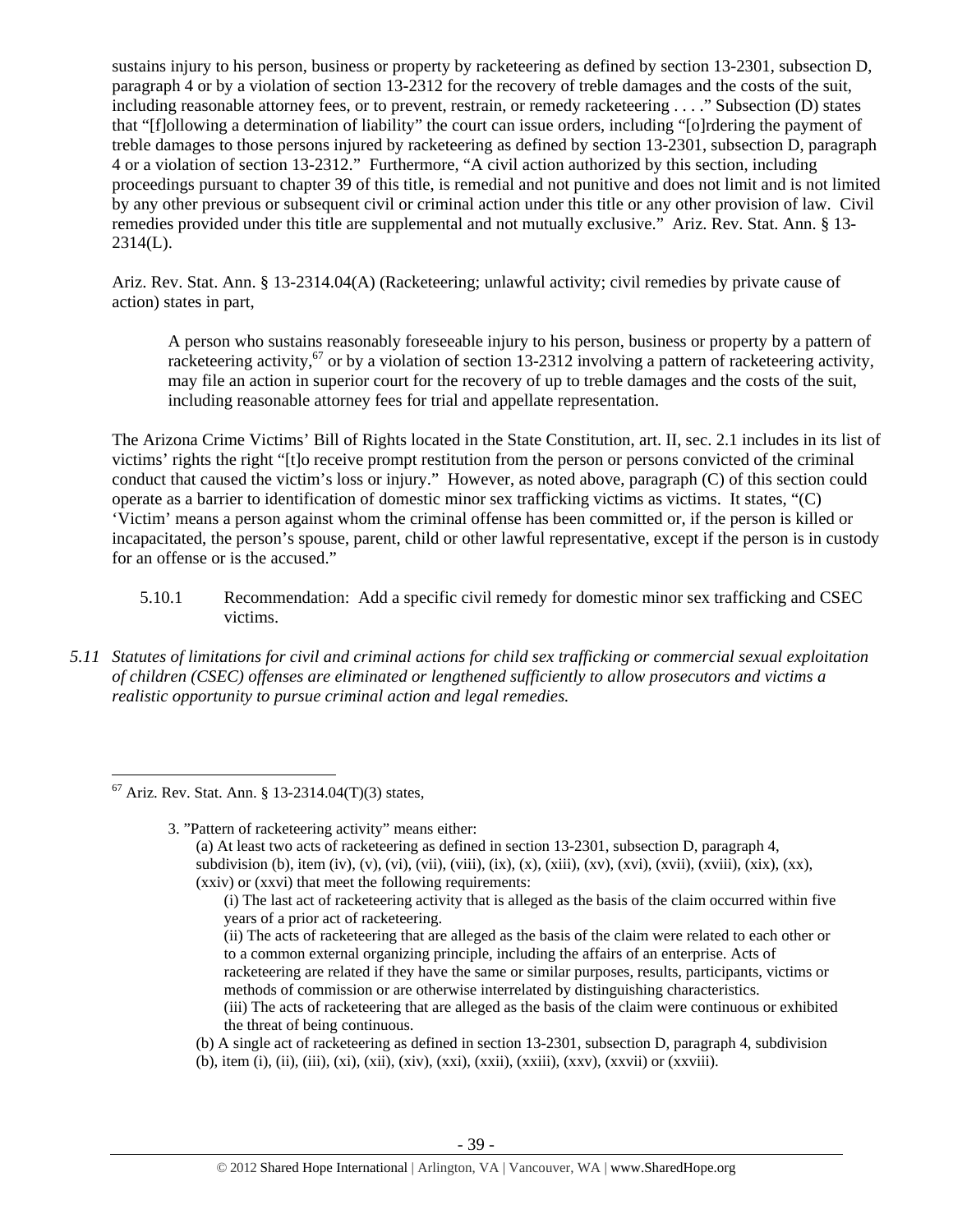sustains injury to his person, business or property by racketeering as defined by section 13-2301, subsection D, paragraph 4 or by a violation of section 13-2312 for the recovery of treble damages and the costs of the suit, including reasonable attorney fees, or to prevent, restrain, or remedy racketeering . . . ." Subsection (D) states that "[f]ollowing a determination of liability" the court can issue orders, including "[o]rdering the payment of treble damages to those persons injured by racketeering as defined by section 13-2301, subsection D, paragraph 4 or a violation of section 13-2312." Furthermore, "A civil action authorized by this section, including proceedings pursuant to chapter 39 of this title, is remedial and not punitive and does not limit and is not limited by any other previous or subsequent civil or criminal action under this title or any other provision of law. Civil remedies provided under this title are supplemental and not mutually exclusive." Ariz. Rev. Stat. Ann. § 13-2314(L).

Ariz. Rev. Stat. Ann. § 13-2314.04(A) (Racketeering; unlawful activity; civil remedies by private cause of action) states in part,

> A person who sustains reasonably foreseeable injury to his person, business or property by a pattern of racketeering activity,[67] or by a violation of section 13-2312 involving a pattern of racketeering activity, may file an action in superior court for the recovery of up to treble damages and the costs of the suit, including reasonable attorney fees for trial and appellate representation.

The Arizona Crime Victims' Bill of Rights located in the State Constitution, art. II, sec. 2.1 includes in its list of victims' rights the right "[t]o receive prompt restitution from the person or persons convicted of the criminal conduct that caused the victim's loss or injury." However, as noted above, paragraph (C) of this section could operate as a barrier to identification of domestic minor sex trafficking victims as victims. It states, "(C) 'Victim' means a person against whom the criminal offense has been committed or, if the person is killed or incapacitated, the person's spouse, parent, child or other lawful representative, except if the person is in custody for an offense or is the accused."

5.10.1 Recommendation: Add a specific civil remedy for domestic minor sex trafficking and CSEC victims.

*5.11 Statutes of limitations for civil and criminal actions for child sex trafficking or commercial sexual exploitation of children (CSEC) offenses are eliminated or lengthened sufficiently to allow prosecutors and victims a realistic opportunity to pursue criminal action and legal remedies.*

---

[67] Ariz. Rev. Stat. Ann. § 13-2314.04(T)(3) states,

> 3. "Pattern of racketeering activity" means either:
> (a) At least two acts of racketeering as defined in section 13-2301, subsection D, paragraph 4, subdivision (b), item (iv), (v), (vi), (vii), (viii), (ix), (x), (xiii), (xv), (xvi), (xvii), (xviii), (xix), (xx), (xxiv) or (xxvi) that meet the following requirements:
> (i) The last act of racketeering activity that is alleged as the basis of the claim occurred within five years of a prior act of racketeering.
> (ii) The acts of racketeering that are alleged as the basis of the claim were related to each other or to a common external organizing principle, including the affairs of an enterprise. Acts of racketeering are related if they have the same or similar purposes, results, participants, victims or methods of commission or are otherwise interrelated by distinguishing characteristics.
> (iii) The acts of racketeering that are alleged as the basis of the claim were continuous or exhibited the threat of being continuous.
> (b) A single act of racketeering as defined in section 13-2301, subsection D, paragraph 4, subdivision (b), item (i), (ii), (iii), (xi), (xii), (xiv), (xxi), (xxii), (xxiii), (xxv), (xxvii) or (xxviii).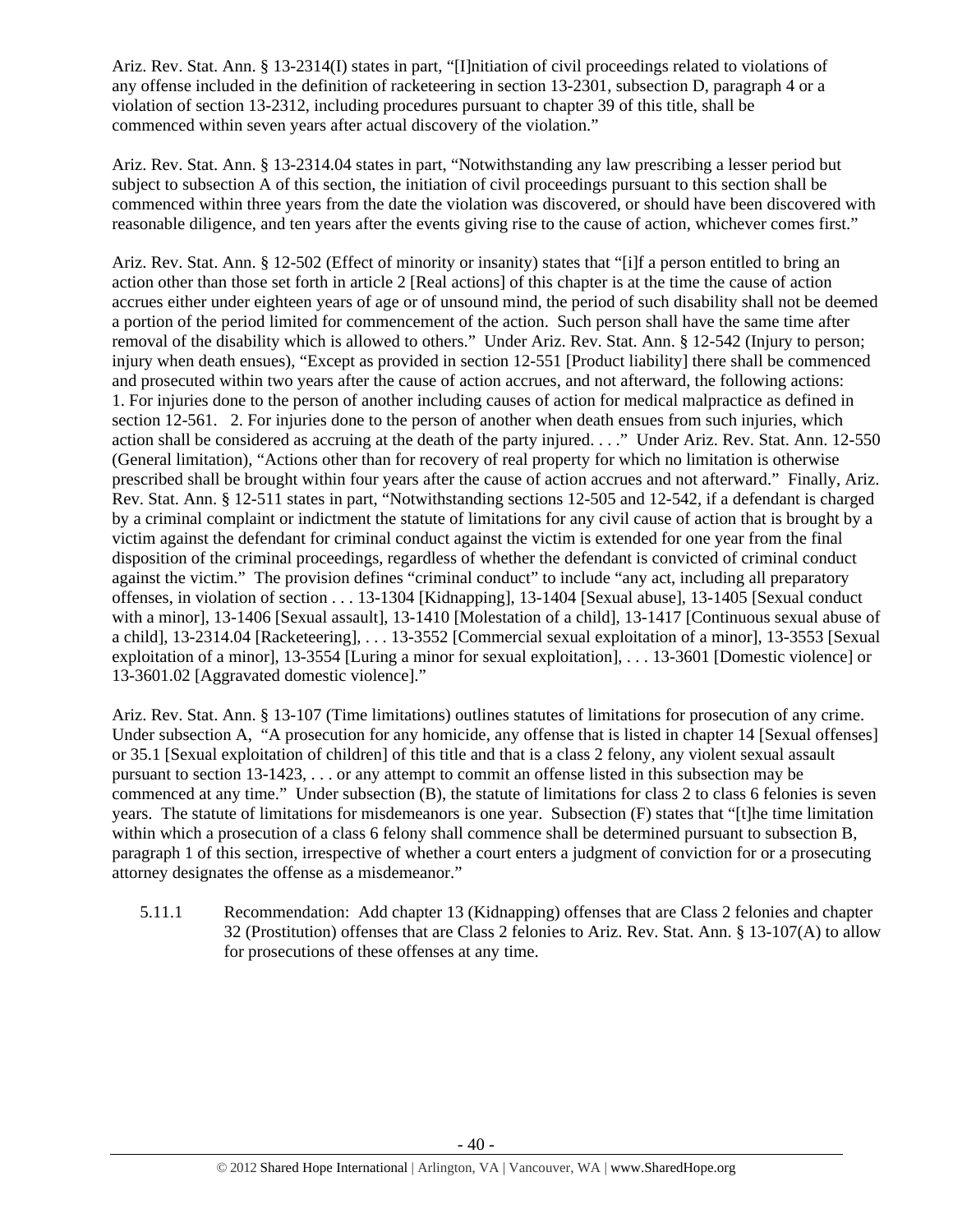Ariz. Rev. Stat. Ann. § 13-2314(I) states in part, "[I]nitiation of civil proceedings related to violations of any offense included in the definition of racketeering in section 13-2301, subsection D, paragraph 4 or a violation of section 13-2312, including procedures pursuant to chapter 39 of this title, shall be commenced within seven years after actual discovery of the violation."

Ariz. Rev. Stat. Ann. § 13-2314.04 states in part, "Notwithstanding any law prescribing a lesser period but subject to subsection A of this section, the initiation of civil proceedings pursuant to this section shall be commenced within three years from the date the violation was discovered, or should have been discovered with reasonable diligence, and ten years after the events giving rise to the cause of action, whichever comes first."

Ariz. Rev. Stat. Ann. § 12-502 (Effect of minority or insanity) states that "[i]f a person entitled to bring an action other than those set forth in article 2 [Real actions] of this chapter is at the time the cause of action accrues either under eighteen years of age or of unsound mind, the period of such disability shall not be deemed a portion of the period limited for commencement of the action. Such person shall have the same time after removal of the disability which is allowed to others." Under Ariz. Rev. Stat. Ann. § 12-542 (Injury to person; injury when death ensues), "Except as provided in section 12-551 [Product liability] there shall be commenced and prosecuted within two years after the cause of action accrues, and not afterward, the following actions: 1. For injuries done to the person of another including causes of action for medical malpractice as defined in section 12-561. 2. For injuries done to the person of another when death ensues from such injuries, which action shall be considered as accruing at the death of the party injured. . . ." Under Ariz. Rev. Stat. Ann. 12-550 (General limitation), "Actions other than for recovery of real property for which no limitation is otherwise prescribed shall be brought within four years after the cause of action accrues and not afterward." Finally, Ariz. Rev. Stat. Ann. § 12-511 states in part, "Notwithstanding sections 12-505 and 12-542, if a defendant is charged by a criminal complaint or indictment the statute of limitations for any civil cause of action that is brought by a victim against the defendant for criminal conduct against the victim is extended for one year from the final disposition of the criminal proceedings, regardless of whether the defendant is convicted of criminal conduct against the victim." The provision defines "criminal conduct" to include "any act, including all preparatory offenses, in violation of section . . . 13-1304 [Kidnapping], 13-1404 [Sexual abuse], 13-1405 [Sexual conduct with a minor], 13-1406 [Sexual assault], 13-1410 [Molestation of a child], 13-1417 [Continuous sexual abuse of a child], 13-2314.04 [Racketeering], . . . 13-3552 [Commercial sexual exploitation of a minor], 13-3553 [Sexual exploitation of a minor], 13-3554 [Luring a minor for sexual exploitation], . . . 13-3601 [Domestic violence] or 13-3601.02 [Aggravated domestic violence]."

Ariz. Rev. Stat. Ann. § 13-107 (Time limitations) outlines statutes of limitations for prosecution of any crime. Under subsection A, "A prosecution for any homicide, any offense that is listed in chapter 14 [Sexual offenses] or 35.1 [Sexual exploitation of children] of this title and that is a class 2 felony, any violent sexual assault pursuant to section 13-1423, . . . or any attempt to commit an offense listed in this subsection may be commenced at any time." Under subsection (B), the statute of limitations for class 2 to class 6 felonies is seven years. The statute of limitations for misdemeanors is one year. Subsection (F) states that "[t]he time limitation within which a prosecution of a class 6 felony shall commence shall be determined pursuant to subsection B, paragraph 1 of this section, irrespective of whether a court enters a judgment of conviction for or a prosecuting attorney designates the offense as a misdemeanor."

5.11.1 Recommendation: Add chapter 13 (Kidnapping) offenses that are Class 2 felonies and chapter 32 (Prostitution) offenses that are Class 2 felonies to Ariz. Rev. Stat. Ann. § 13-107(A) to allow for prosecutions of these offenses at any time.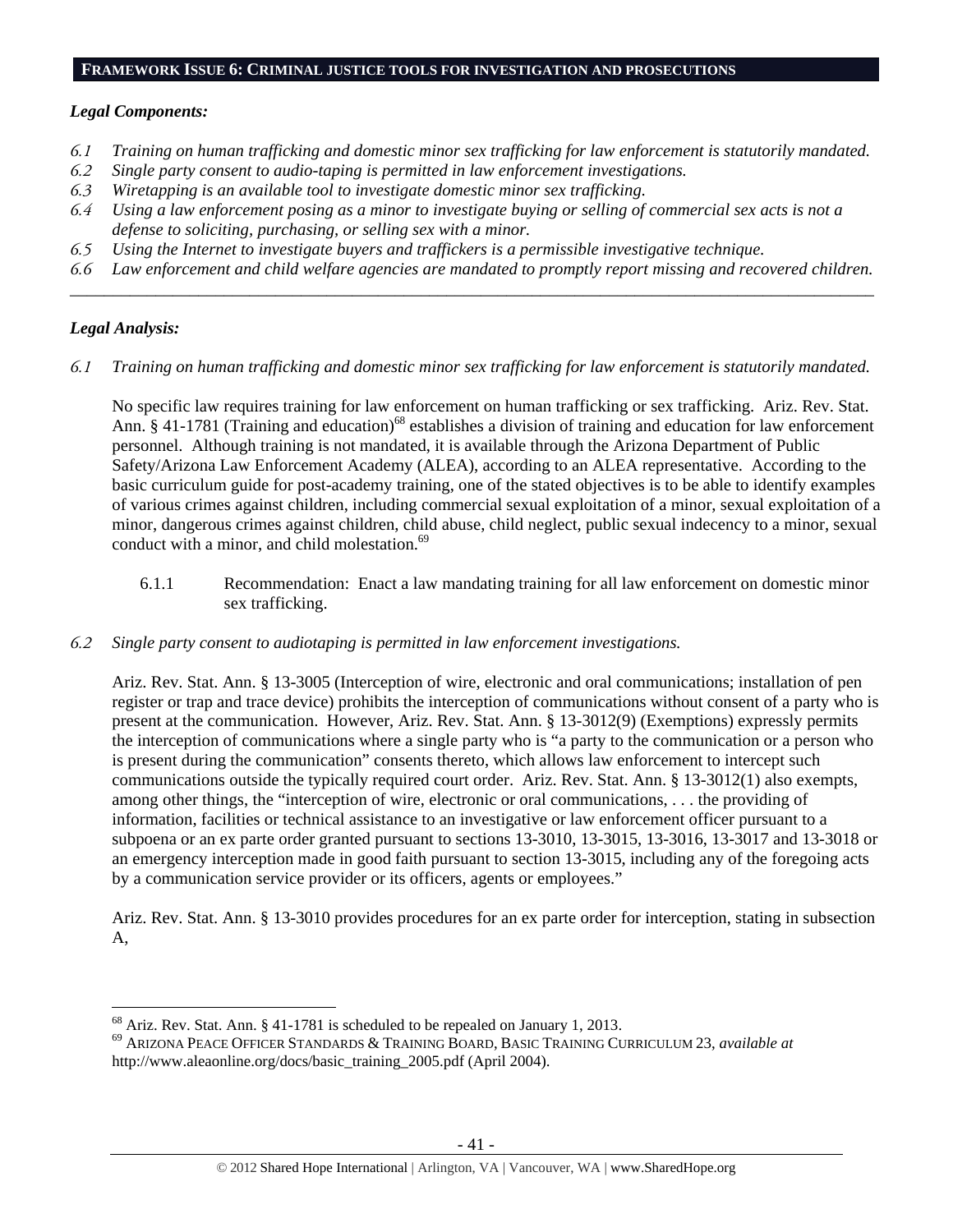## FRAMEWORK ISSUE 6: CRIMINAL JUSTICE TOOLS FOR INVESTIGATION AND PROSECUTIONS

### *Legal Components:*

*6.1 Training on human trafficking and domestic minor sex trafficking for law enforcement is statutorily mandated.*
*6.2 Single party consent to audio-taping is permitted in law enforcement investigations.*
*6.3 Wiretapping is an available tool to investigate domestic minor sex trafficking.*
*6.4 Using a law enforcement posing as a minor to investigate buying or selling of commercial sex acts is not a defense to soliciting, purchasing, or selling sex with a minor.*
*6.5 Using the Internet to investigate buyers and traffickers is a permissible investigative technique.*
*6.6 Law enforcement and child welfare agencies are mandated to promptly report missing and recovered children.*

---

### *Legal Analysis:*

*6.1 Training on human trafficking and domestic minor sex trafficking for law enforcement is statutorily mandated.*

No specific law requires training for law enforcement on human trafficking or sex trafficking. Ariz. Rev. Stat. Ann. § 41-1781 (Training and education)[68] establishes a division of training and education for law enforcement personnel. Although training is not mandated, it is available through the Arizona Department of Public Safety/Arizona Law Enforcement Academy (ALEA), according to an ALEA representative. According to the basic curriculum guide for post-academy training, one of the stated objectives is to be able to identify examples of various crimes against children, including commercial sexual exploitation of a minor, sexual exploitation of a minor, dangerous crimes against children, child abuse, child neglect, public sexual indecency to a minor, sexual conduct with a minor, and child molestation.[69]

6.1.1 Recommendation: Enact a law mandating training for all law enforcement on domestic minor sex trafficking.

*6.2 Single party consent to audiotaping is permitted in law enforcement investigations.*

Ariz. Rev. Stat. Ann. § 13-3005 (Interception of wire, electronic and oral communications; installation of pen register or trap and trace device) prohibits the interception of communications without consent of a party who is present at the communication. However, Ariz. Rev. Stat. Ann. § 13-3012(9) (Exemptions) expressly permits the interception of communications where a single party who is "a party to the communication or a person who is present during the communication" consents thereto, which allows law enforcement to intercept such communications outside the typically required court order. Ariz. Rev. Stat. Ann. § 13-3012(1) also exempts, among other things, the "interception of wire, electronic or oral communications, . . . the providing of information, facilities or technical assistance to an investigative or law enforcement officer pursuant to a subpoena or an ex parte order granted pursuant to sections 13-3010, 13-3015, 13-3016, 13-3017 and 13-3018 or an emergency interception made in good faith pursuant to section 13-3015, including any of the foregoing acts by a communication service provider or its officers, agents or employees."

Ariz. Rev. Stat. Ann. § 13-3010 provides procedures for an ex parte order for interception, stating in subsection A,

---

[68] Ariz. Rev. Stat. Ann. § 41-1781 is scheduled to be repealed on January 1, 2013.
[69] ARIZONA PEACE OFFICER STANDARDS & TRAINING BOARD, BASIC TRAINING CURRICULUM 23, *available at* http://www.aleaonline.org/docs/basic_training_2005.pdf (April 2004).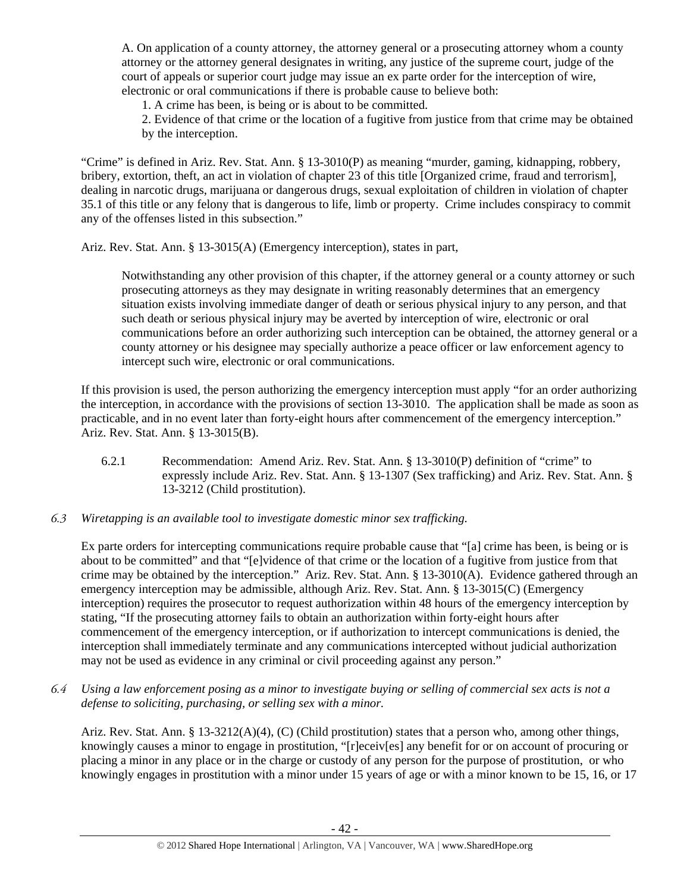> A. On application of a county attorney, the attorney general or a prosecuting attorney whom a county attorney or the attorney general designates in writing, any justice of the supreme court, judge of the court of appeals or superior court judge may issue an ex parte order for the interception of wire, electronic or oral communications if there is probable cause to believe both:
>
> 1. A crime has been, is being or is about to be committed.
> 2. Evidence of that crime or the location of a fugitive from justice from that crime may be obtained by the interception.

"Crime" is defined in Ariz. Rev. Stat. Ann. § 13-3010(P) as meaning "murder, gaming, kidnapping, robbery, bribery, extortion, theft, an act in violation of chapter 23 of this title [Organized crime, fraud and terrorism], dealing in narcotic drugs, marijuana or dangerous drugs, sexual exploitation of children in violation of chapter 35.1 of this title or any felony that is dangerous to life, limb or property. Crime includes conspiracy to commit any of the offenses listed in this subsection."

Ariz. Rev. Stat. Ann. § 13-3015(A) (Emergency interception), states in part,

> Notwithstanding any other provision of this chapter, if the attorney general or a county attorney or such prosecuting attorneys as they may designate in writing reasonably determines that an emergency situation exists involving immediate danger of death or serious physical injury to any person, and that such death or serious physical injury may be averted by interception of wire, electronic or oral communications before an order authorizing such interception can be obtained, the attorney general or a county attorney or his designee may specially authorize a peace officer or law enforcement agency to intercept such wire, electronic or oral communications.

If this provision is used, the person authorizing the emergency interception must apply "for an order authorizing the interception, in accordance with the provisions of section 13-3010. The application shall be made as soon as practicable, and in no event later than forty-eight hours after commencement of the emergency interception." Ariz. Rev. Stat. Ann. § 13-3015(B).

6.2.1 Recommendation: Amend Ariz. Rev. Stat. Ann. § 13-3010(P) definition of "crime" to expressly include Ariz. Rev. Stat. Ann. § 13-1307 (Sex trafficking) and Ariz. Rev. Stat. Ann. § 13-3212 (Child prostitution).

*6.3 Wiretapping is an available tool to investigate domestic minor sex trafficking.*

Ex parte orders for intercepting communications require probable cause that "[a] crime has been, is being or is about to be committed" and that "[e]vidence of that crime or the location of a fugitive from justice from that crime may be obtained by the interception." Ariz. Rev. Stat. Ann. § 13-3010(A). Evidence gathered through an emergency interception may be admissible, although Ariz. Rev. Stat. Ann. § 13-3015(C) (Emergency interception) requires the prosecutor to request authorization within 48 hours of the emergency interception by stating, "If the prosecuting attorney fails to obtain an authorization within forty-eight hours after commencement of the emergency interception, or if authorization to intercept communications is denied, the interception shall immediately terminate and any communications intercepted without judicial authorization may not be used as evidence in any criminal or civil proceeding against any person."

*6.4 Using a law enforcement posing as a minor to investigate buying or selling of commercial sex acts is not a defense to soliciting, purchasing, or selling sex with a minor.*

Ariz. Rev. Stat. Ann. § 13-3212(A)(4), (C) (Child prostitution) states that a person who, among other things, knowingly causes a minor to engage in prostitution, "[r]eceiv[es] any benefit for or on account of procuring or placing a minor in any place or in the charge or custody of any person for the purpose of prostitution, or who knowingly engages in prostitution with a minor under 15 years of age or with a minor known to be 15, 16, or 17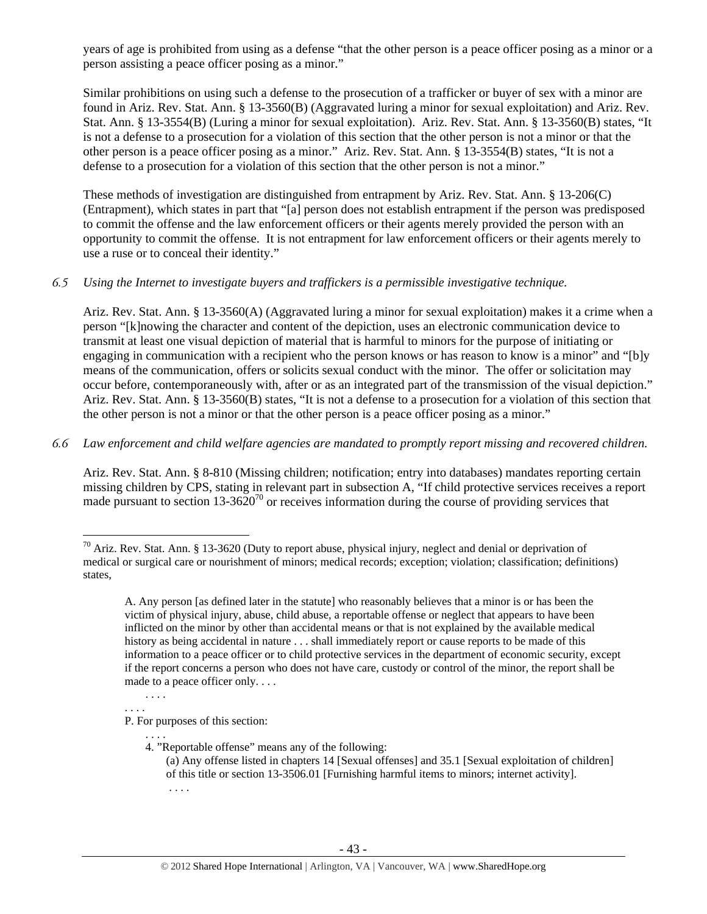years of age is prohibited from using as a defense "that the other person is a peace officer posing as a minor or a person assisting a peace officer posing as a minor."

Similar prohibitions on using such a defense to the prosecution of a trafficker or buyer of sex with a minor are found in Ariz. Rev. Stat. Ann. § 13-3560(B) (Aggravated luring a minor for sexual exploitation) and Ariz. Rev. Stat. Ann. § 13-3554(B) (Luring a minor for sexual exploitation). Ariz. Rev. Stat. Ann. § 13-3560(B) states, "It is not a defense to a prosecution for a violation of this section that the other person is not a minor or that the other person is a peace officer posing as a minor." Ariz. Rev. Stat. Ann. § 13-3554(B) states, "It is not a defense to a prosecution for a violation of this section that the other person is not a minor."

These methods of investigation are distinguished from entrapment by Ariz. Rev. Stat. Ann. § 13-206(C) (Entrapment), which states in part that "[a] person does not establish entrapment if the person was predisposed to commit the offense and the law enforcement officers or their agents merely provided the person with an opportunity to commit the offense. It is not entrapment for law enforcement officers or their agents merely to use a ruse or to conceal their identity."

*6.5 Using the Internet to investigate buyers and traffickers is a permissible investigative technique.*

Ariz. Rev. Stat. Ann. § 13-3560(A) (Aggravated luring a minor for sexual exploitation) makes it a crime when a person "[k]nowing the character and content of the depiction, uses an electronic communication device to transmit at least one visual depiction of material that is harmful to minors for the purpose of initiating or engaging in communication with a recipient who the person knows or has reason to know is a minor" and "[b]y means of the communication, offers or solicits sexual conduct with the minor. The offer or solicitation may occur before, contemporaneously with, after or as an integrated part of the transmission of the visual depiction." Ariz. Rev. Stat. Ann. § 13-3560(B) states, "It is not a defense to a prosecution for a violation of this section that the other person is not a minor or that the other person is a peace officer posing as a minor."

*6.6 Law enforcement and child welfare agencies are mandated to promptly report missing and recovered children.*

Ariz. Rev. Stat. Ann. § 8-810 (Missing children; notification; entry into databases) mandates reporting certain missing children by CPS, stating in relevant part in subsection A, "If child protective services receives a report made pursuant to section 13-3620[70] or receives information during the course of providing services that

---

[70] Ariz. Rev. Stat. Ann. § 13-3620 (Duty to report abuse, physical injury, neglect and denial or deprivation of medical or surgical care or nourishment of minors; medical records; exception; violation; classification; definitions) states,

> A. Any person [as defined later in the statute] who reasonably believes that a minor is or has been the victim of physical injury, abuse, child abuse, a reportable offense or neglect that appears to have been inflicted on the minor by other than accidental means or that is not explained by the available medical history as being accidental in nature . . . shall immediately report or cause reports to be made of this information to a peace officer or to child protective services in the department of economic security, except if the report concerns a person who does not have care, custody or control of the minor, the report shall be made to a peace officer only. . . .
>
> . . . .
>
> . . . .
>
> P. For purposes of this section:
>
> . . . .
>
> 4. "Reportable offense" means any of the following:
>
> (a) Any offense listed in chapters 14 [Sexual offenses] and 35.1 [Sexual exploitation of children] of this title or section 13-3506.01 [Furnishing harmful items to minors; internet activity].
>
> . . . .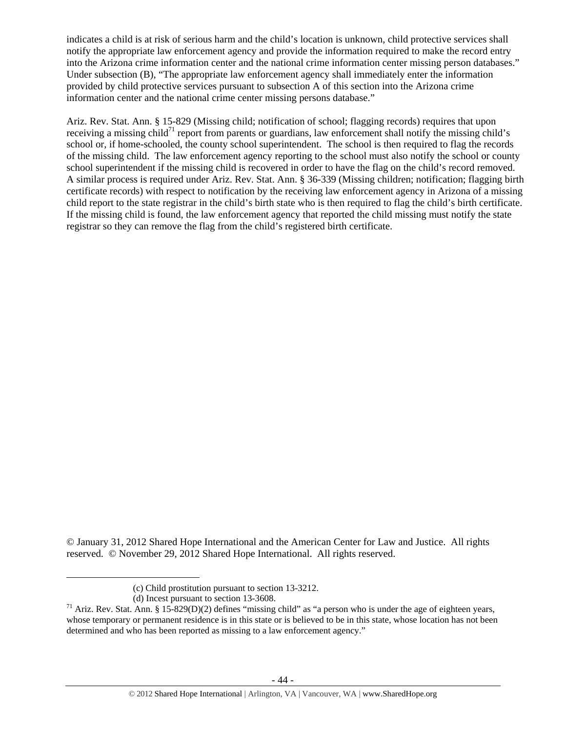indicates a child is at risk of serious harm and the child's location is unknown, child protective services shall notify the appropriate law enforcement agency and provide the information required to make the record entry into the Arizona crime information center and the national crime information center missing person databases." Under subsection (B), "The appropriate law enforcement agency shall immediately enter the information provided by child protective services pursuant to subsection A of this section into the Arizona crime information center and the national crime center missing persons database."

Ariz. Rev. Stat. Ann. § 15-829 (Missing child; notification of school; flagging records) requires that upon receiving a missing child[71] report from parents or guardians, law enforcement shall notify the missing child's school or, if home-schooled, the county school superintendent. The school is then required to flag the records of the missing child. The law enforcement agency reporting to the school must also notify the school or county school superintendent if the missing child is recovered in order to have the flag on the child's record removed. A similar process is required under Ariz. Rev. Stat. Ann. § 36-339 (Missing children; notification; flagging birth certificate records) with respect to notification by the receiving law enforcement agency in Arizona of a missing child report to the state registrar in the child's birth state who is then required to flag the child's birth certificate. If the missing child is found, the law enforcement agency that reported the child missing must notify the state registrar so they can remove the flag from the child's registered birth certificate.

© January 31, 2012 Shared Hope International and the American Center for Law and Justice. All rights reserved. © November 29, 2012 Shared Hope International. All rights reserved.

---

(c) Child prostitution pursuant to section 13-3212.

(d) Incest pursuant to section 13-3608.

[71] Ariz. Rev. Stat. Ann. § 15-829(D)(2) defines "missing child" as "a person who is under the age of eighteen years, whose temporary or permanent residence is in this state or is believed to be in this state, whose location has not been determined and who has been reported as missing to a law enforcement agency."